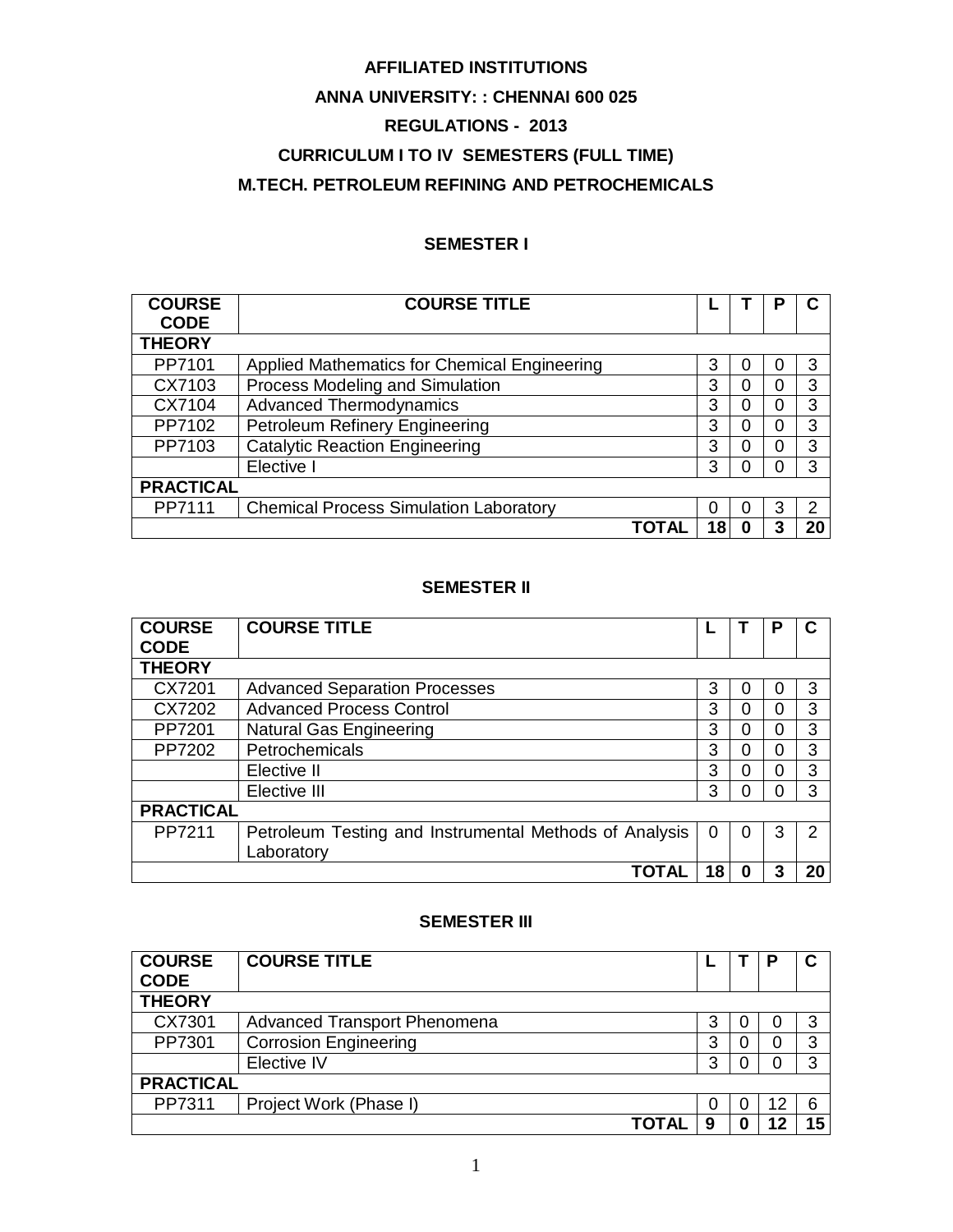# AFFILIATED INSTITUTIONS

# ANNA UNIVERSITY: : CHENNAI 600 025

# REGULATIONS - 2013

# CURRICULUM I TO IV SEMESTERS (FULL TIME)

# M.TECH. PETROLEUM REFINING AND PETROCHEMICALS

## SEMESTER I

| COURSE CODE | COURSE TITLE | L | T | P | C |
|---|---|---|---|---|---|
| **THEORY** | | | | | |
| PP7101 | Applied Mathematics for Chemical Engineering | 3 | 0 | 0 | 3 |
| CX7103 | Process Modeling and Simulation | 3 | 0 | 0 | 3 |
| CX7104 | Advanced Thermodynamics | 3 | 0 | 0 | 3 |
| PP7102 | Petroleum Refinery Engineering | 3 | 0 | 0 | 3 |
| PP7103 | Catalytic Reaction Engineering | 3 | 0 | 0 | 3 |
| | Elective I | 3 | 0 | 0 | 3 |
| **PRACTICAL** | | | | | |
| PP7111 | Chemical Process Simulation Laboratory | 0 | 0 | 3 | 2 |
| | **TOTAL** | **18** | **0** | **3** | **20** |

## SEMESTER II

| COURSE CODE | COURSE TITLE | L | T | P | C |
|---|---|---|---|---|---|
| **THEORY** | | | | | |
| CX7201 | Advanced Separation Processes | 3 | 0 | 0 | 3 |
| CX7202 | Advanced Process Control | 3 | 0 | 0 | 3 |
| PP7201 | Natural Gas Engineering | 3 | 0 | 0 | 3 |
| PP7202 | Petrochemicals | 3 | 0 | 0 | 3 |
| | Elective II | 3 | 0 | 0 | 3 |
| | Elective III | 3 | 0 | 0 | 3 |
| **PRACTICAL** | | | | | |
| PP7211 | Petroleum Testing and Instrumental Methods of Analysis Laboratory | 0 | 0 | 3 | 2 |
| | **TOTAL** | **18** | **0** | **3** | **20** |

## SEMESTER III

| COURSE CODE | COURSE TITLE | L | T | P | C |
|---|---|---|---|---|---|
| **THEORY** | | | | | |
| CX7301 | Advanced Transport Phenomena | 3 | 0 | 0 | 3 |
| PP7301 | Corrosion Engineering | 3 | 0 | 0 | 3 |
| | Elective IV | 3 | 0 | 0 | 3 |
| **PRACTICAL** | | | | | |
| PP7311 | Project Work (Phase I) | 0 | 0 | 12 | 6 |
| | **TOTAL** | **9** | **0** | **12** | **15** |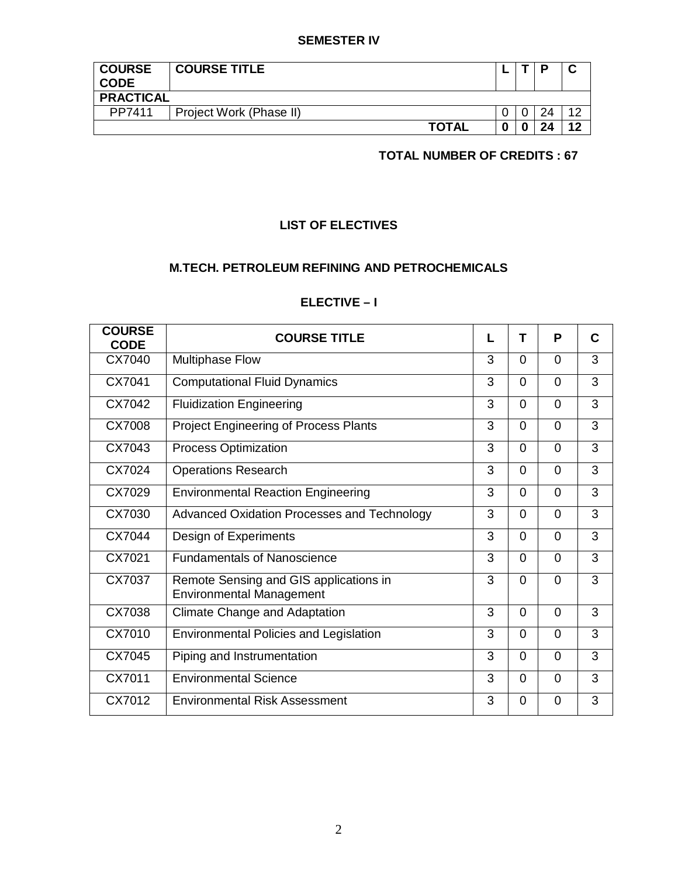**SEMESTER IV**

| COURSE CODE | COURSE TITLE | L | T | P | C |
|---|---|---|---|---|---|
| **PRACTICAL** | | | | | |
| PP7411 | Project Work (Phase II) | 0 | 0 | 24 | 12 |
| | **TOTAL** | **0** | **0** | **24** | **12** |

**TOTAL NUMBER OF CREDITS : 67**

## LIST OF ELECTIVES

## M.TECH. PETROLEUM REFINING AND PETROCHEMICALS

### ELECTIVE – I

| COURSE CODE | COURSE TITLE | L | T | P | C |
|---|---|---|---|---|---|
| CX7040 | Multiphase Flow | 3 | 0 | 0 | 3 |
| CX7041 | Computational Fluid Dynamics | 3 | 0 | 0 | 3 |
| CX7042 | Fluidization Engineering | 3 | 0 | 0 | 3 |
| CX7008 | Project Engineering of Process Plants | 3 | 0 | 0 | 3 |
| CX7043 | Process Optimization | 3 | 0 | 0 | 3 |
| CX7024 | Operations Research | 3 | 0 | 0 | 3 |
| CX7029 | Environmental Reaction Engineering | 3 | 0 | 0 | 3 |
| CX7030 | Advanced Oxidation Processes and Technology | 3 | 0 | 0 | 3 |
| CX7044 | Design of Experiments | 3 | 0 | 0 | 3 |
| CX7021 | Fundamentals of Nanoscience | 3 | 0 | 0 | 3 |
| CX7037 | Remote Sensing and GIS applications in Environmental Management | 3 | 0 | 0 | 3 |
| CX7038 | Climate Change and Adaptation | 3 | 0 | 0 | 3 |
| CX7010 | Environmental Policies and Legislation | 3 | 0 | 0 | 3 |
| CX7045 | Piping and Instrumentation | 3 | 0 | 0 | 3 |
| CX7011 | Environmental Science | 3 | 0 | 0 | 3 |
| CX7012 | Environmental Risk Assessment | 3 | 0 | 0 | 3 |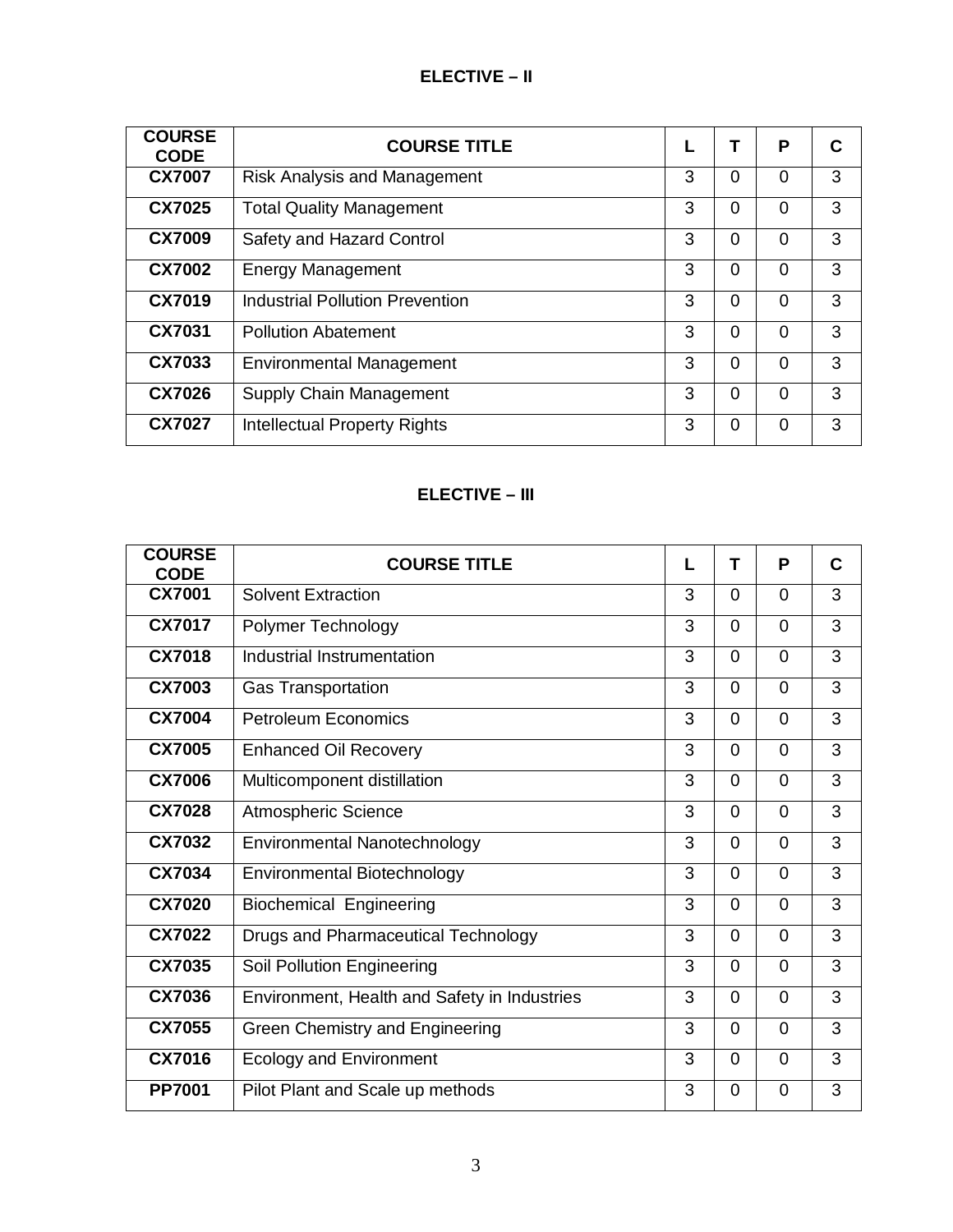## ELECTIVE – II

| COURSE CODE | COURSE TITLE | L | T | P | C |
|---|---|---|---|---|---|
| CX7007 | Risk Analysis and Management | 3 | 0 | 0 | 3 |
| CX7025 | Total Quality Management | 3 | 0 | 0 | 3 |
| CX7009 | Safety and Hazard Control | 3 | 0 | 0 | 3 |
| CX7002 | Energy Management | 3 | 0 | 0 | 3 |
| CX7019 | Industrial Pollution Prevention | 3 | 0 | 0 | 3 |
| CX7031 | Pollution Abatement | 3 | 0 | 0 | 3 |
| CX7033 | Environmental Management | 3 | 0 | 0 | 3 |
| CX7026 | Supply Chain Management | 3 | 0 | 0 | 3 |
| CX7027 | Intellectual Property Rights | 3 | 0 | 0 | 3 |

## ELECTIVE – III

| COURSE CODE | COURSE TITLE | L | T | P | C |
|---|---|---|---|---|---|
| CX7001 | Solvent Extraction | 3 | 0 | 0 | 3 |
| CX7017 | Polymer Technology | 3 | 0 | 0 | 3 |
| CX7018 | Industrial Instrumentation | 3 | 0 | 0 | 3 |
| CX7003 | Gas Transportation | 3 | 0 | 0 | 3 |
| CX7004 | Petroleum Economics | 3 | 0 | 0 | 3 |
| CX7005 | Enhanced Oil Recovery | 3 | 0 | 0 | 3 |
| CX7006 | Multicomponent distillation | 3 | 0 | 0 | 3 |
| CX7028 | Atmospheric Science | 3 | 0 | 0 | 3 |
| CX7032 | Environmental Nanotechnology | 3 | 0 | 0 | 3 |
| CX7034 | Environmental Biotechnology | 3 | 0 | 0 | 3 |
| CX7020 | Biochemical Engineering | 3 | 0 | 0 | 3 |
| CX7022 | Drugs and Pharmaceutical Technology | 3 | 0 | 0 | 3 |
| CX7035 | Soil Pollution Engineering | 3 | 0 | 0 | 3 |
| CX7036 | Environment, Health and Safety in Industries | 3 | 0 | 0 | 3 |
| CX7055 | Green Chemistry and Engineering | 3 | 0 | 0 | 3 |
| CX7016 | Ecology and Environment | 3 | 0 | 0 | 3 |
| PP7001 | Pilot Plant and Scale up methods | 3 | 0 | 0 | 3 |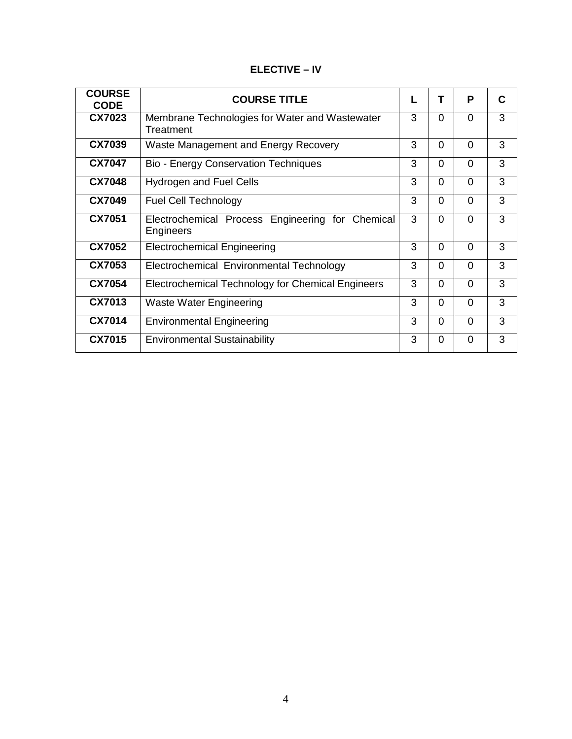## ELECTIVE – IV

| COURSE CODE | COURSE TITLE | L | T | P | C |
|---|---|---|---|---|---|
| CX7023 | Membrane Technologies for Water and Wastewater Treatment | 3 | 0 | 0 | 3 |
| CX7039 | Waste Management and Energy Recovery | 3 | 0 | 0 | 3 |
| CX7047 | Bio - Energy Conservation Techniques | 3 | 0 | 0 | 3 |
| CX7048 | Hydrogen and Fuel Cells | 3 | 0 | 0 | 3 |
| CX7049 | Fuel Cell Technology | 3 | 0 | 0 | 3 |
| CX7051 | Electrochemical Process Engineering for Chemical Engineers | 3 | 0 | 0 | 3 |
| CX7052 | Electrochemical Engineering | 3 | 0 | 0 | 3 |
| CX7053 | Electrochemical Environmental Technology | 3 | 0 | 0 | 3 |
| CX7054 | Electrochemical Technology for Chemical Engineers | 3 | 0 | 0 | 3 |
| CX7013 | Waste Water Engineering | 3 | 0 | 0 | 3 |
| CX7014 | Environmental Engineering | 3 | 0 | 0 | 3 |
| CX7015 | Environmental Sustainability | 3 | 0 | 0 | 3 |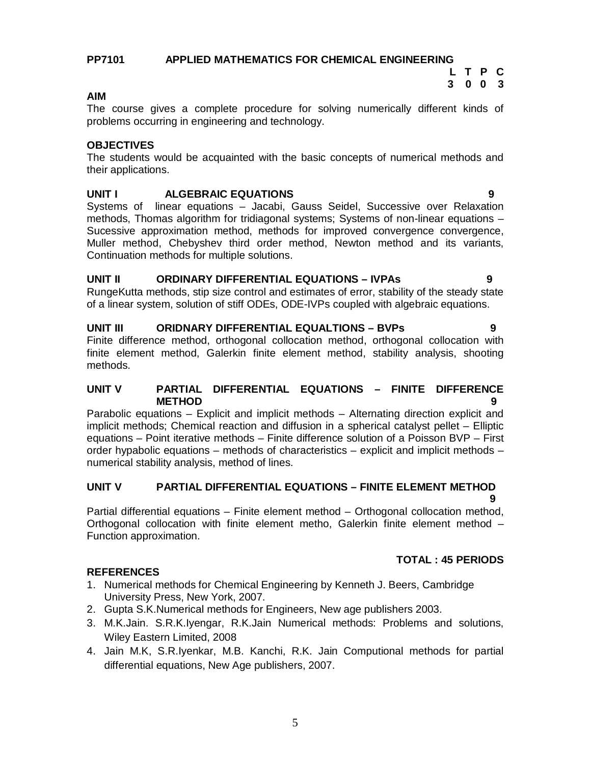**PP7101 APPLIED MATHEMATICS FOR CHEMICAL ENGINEERING**

| L | T | P | C |
|---|---|---|---|
| 3 | 0 | 0 | 3 |

**AIM**

The course gives a complete procedure for solving numerically different kinds of problems occurring in engineering and technology.

**OBJECTIVES**

The students would be acquainted with the basic concepts of numerical methods and their applications.

**UNIT I ALGEBRAIC EQUATIONS 9**

Systems of linear equations – Jacabi, Gauss Seidel, Successive over Relaxation methods, Thomas algorithm for tridiagonal systems; Systems of non-linear equations – Sucessive approximation method, methods for improved convergence convergence, Muller method, Chebyshev third order method, Newton method and its variants, Continuation methods for multiple solutions.

**UNIT II ORDINARY DIFFERENTIAL EQUATIONS – IVPAs 9**

RungeKutta methods, stip size control and estimates of error, stability of the steady state of a linear system, solution of stiff ODEs, ODE-IVPs coupled with algebraic equations.

**UNIT III ORIDNARY DIFFERENTIAL EQUALTIONS – BVPs 9**

Finite difference method, orthogonal collocation method, orthogonal collocation with finite element method, Galerkin finite element method, stability analysis, shooting methods.

**UNIT V PARTIAL DIFFERENTIAL EQUATIONS – FINITE DIFFERENCE METHOD 9**

Parabolic equations – Explicit and implicit methods – Alternating direction explicit and implicit methods; Chemical reaction and diffusion in a spherical catalyst pellet – Elliptic equations – Point iterative methods – Finite difference solution of a Poisson BVP – First order hypabolic equations – methods of characteristics – explicit and implicit methods – numerical stability analysis, method of lines.

**UNIT V PARTIAL DIFFERENTIAL EQUATIONS – FINITE ELEMENT METHOD 9**

Partial differential equations – Finite element method – Orthogonal collocation method, Orthogonal collocation with finite element metho, Galerkin finite element method – Function approximation.

**TOTAL : 45 PERIODS**

**REFERENCES**

1. Numerical methods for Chemical Engineering by Kenneth J. Beers, Cambridge University Press, New York, 2007.
2. Gupta S.K.Numerical methods for Engineers, New age publishers 2003.
3. M.K.Jain. S.R.K.Iyengar, R.K.Jain Numerical methods: Problems and solutions, Wiley Eastern Limited, 2008
4. Jain M.K, S.R.Iyenkar, M.B. Kanchi, R.K. Jain Computional methods for partial differential equations, New Age publishers, 2007.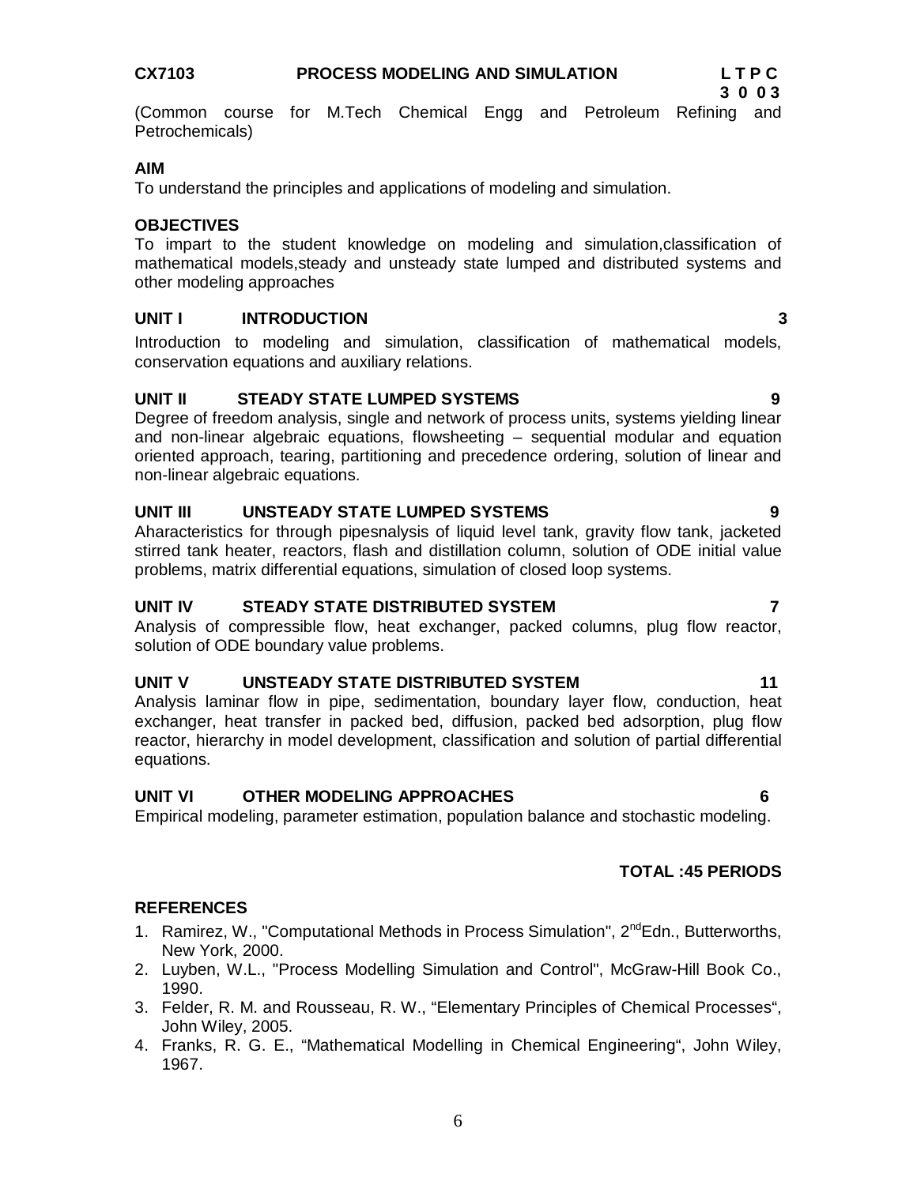**CX7103 PROCESS MODELING AND SIMULATION L T P C**
**3 0 0 3**

(Common course for M.Tech Chemical Engg and Petroleum Refining and Petrochemicals)

**AIM**

To understand the principles and applications of modeling and simulation.

**OBJECTIVES**

To impart to the student knowledge on modeling and simulation,classification of mathematical models,steady and unsteady state lumped and distributed systems and other modeling approaches

**UNIT I INTRODUCTION 3**

Introduction to modeling and simulation, classification of mathematical models, conservation equations and auxiliary relations.

**UNIT II STEADY STATE LUMPED SYSTEMS 9**

Degree of freedom analysis, single and network of process units, systems yielding linear and non-linear algebraic equations, flowsheeting – sequential modular and equation oriented approach, tearing, partitioning and precedence ordering, solution of linear and non-linear algebraic equations.

**UNIT III UNSTEADY STATE LUMPED SYSTEMS 9**

Aharacteristics for through pipesnalysis of liquid level tank, gravity flow tank, jacketed stirred tank heater, reactors, flash and distillation column, solution of ODE initial value problems, matrix differential equations, simulation of closed loop systems.

**UNIT IV STEADY STATE DISTRIBUTED SYSTEM 7**

Analysis of compressible flow, heat exchanger, packed columns, plug flow reactor, solution of ODE boundary value problems.

**UNIT V UNSTEADY STATE DISTRIBUTED SYSTEM 11**

Analysis laminar flow in pipe, sedimentation, boundary layer flow, conduction, heat exchanger, heat transfer in packed bed, diffusion, packed bed adsorption, plug flow reactor, hierarchy in model development, classification and solution of partial differential equations.

**UNIT VI OTHER MODELING APPROACHES 6**

Empirical modeling, parameter estimation, population balance and stochastic modeling.

**TOTAL :45 PERIODS**

**REFERENCES**

1. Ramirez, W., "Computational Methods in Process Simulation", 2ndEdn., Butterworths, New York, 2000.
2. Luyben, W.L., "Process Modelling Simulation and Control", McGraw-Hill Book Co., 1990.
3. Felder, R. M. and Rousseau, R. W., "Elementary Principles of Chemical Processes", John Wiley, 2005.
4. Franks, R. G. E., "Mathematical Modelling in Chemical Engineering", John Wiley, 1967.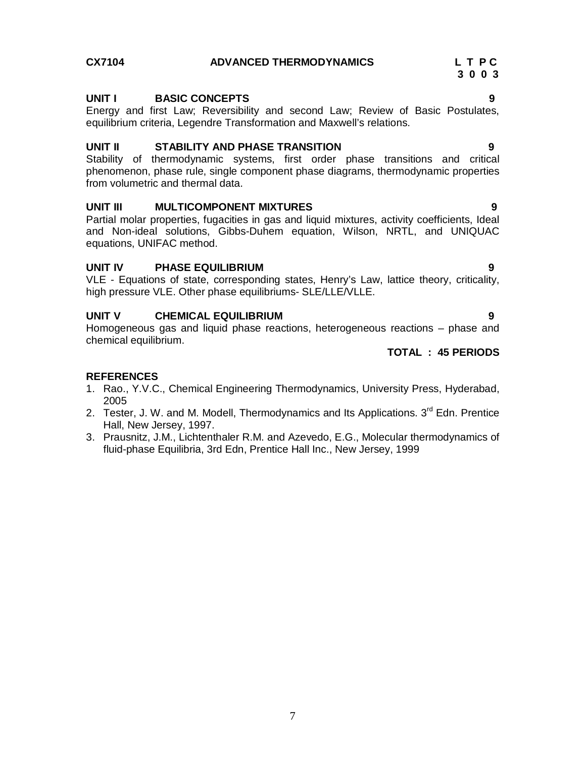**CX7104 ADVANCED THERMODYNAMICS**

| L | T | P | C |
|---|---|---|---|
| 3 | 0 | 0 | 3 |

### UNIT I BASIC CONCEPTS 9

Energy and first Law; Reversibility and second Law; Review of Basic Postulates, equilibrium criteria, Legendre Transformation and Maxwell's relations.

### UNIT II STABILITY AND PHASE TRANSITION 9

Stability of thermodynamic systems, first order phase transitions and critical phenomenon, phase rule, single component phase diagrams, thermodynamic properties from volumetric and thermal data.

### UNIT III MULTICOMPONENT MIXTURES 9

Partial molar properties, fugacities in gas and liquid mixtures, activity coefficients, Ideal and Non-ideal solutions, Gibbs-Duhem equation, Wilson, NRTL, and UNIQUAC equations, UNIFAC method.

### UNIT IV PHASE EQUILIBRIUM 9

VLE - Equations of state, corresponding states, Henry's Law, lattice theory, criticality, high pressure VLE. Other phase equilibriums- SLE/LLE/VLLE.

### UNIT V CHEMICAL EQUILIBRIUM 9

Homogeneous gas and liquid phase reactions, heterogeneous reactions – phase and chemical equilibrium.

**TOTAL : 45 PERIODS**

### REFERENCES

1. Rao., Y.V.C., Chemical Engineering Thermodynamics, University Press, Hyderabad, 2005
2. Tester, J. W. and M. Modell, Thermodynamics and Its Applications. 3rd Edn. Prentice Hall, New Jersey, 1997.
3. Prausnitz, J.M., Lichtenthaler R.M. and Azevedo, E.G., Molecular thermodynamics of fluid-phase Equilibria, 3rd Edn, Prentice Hall Inc., New Jersey, 1999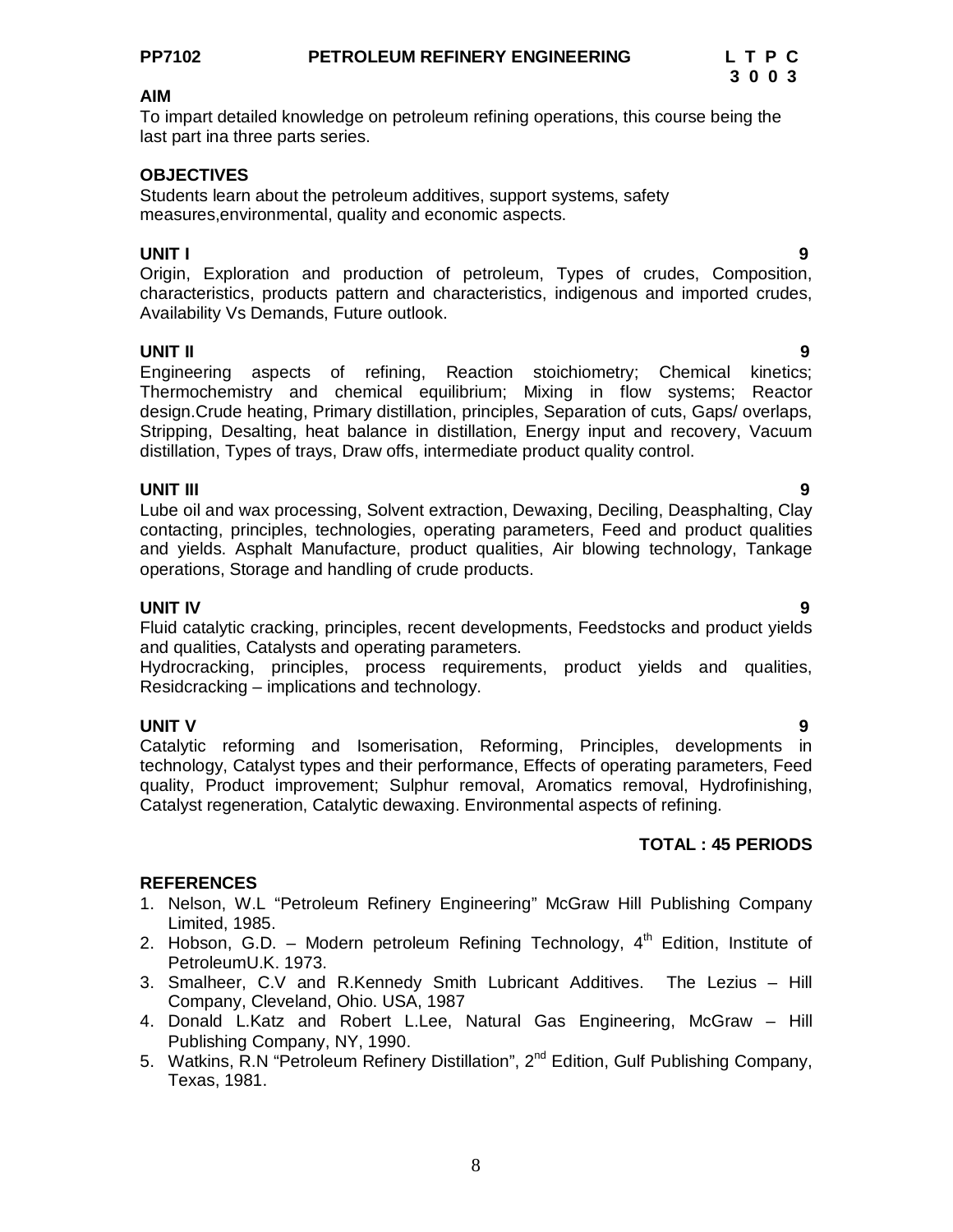**PP7102 PETROLEUM REFINERY ENGINEERING**

| L | T | P | C |
|---|---|---|---|
| 3 | 0 | 0 | 3 |

**AIM**

To impart detailed knowledge on petroleum refining operations, this course being the last part ina three parts series.

**OBJECTIVES**

Students learn about the petroleum additives, support systems, safety measures,environmental, quality and economic aspects.

**UNIT I 9**

Origin, Exploration and production of petroleum, Types of crudes, Composition, characteristics, products pattern and characteristics, indigenous and imported crudes, Availability Vs Demands, Future outlook.

**UNIT II 9**

Engineering aspects of refining, Reaction stoichiometry; Chemical kinetics; Thermochemistry and chemical equilibrium; Mixing in flow systems; Reactor design.Crude heating, Primary distillation, principles, Separation of cuts, Gaps/ overlaps, Stripping, Desalting, heat balance in distillation, Energy input and recovery, Vacuum distillation, Types of trays, Draw offs, intermediate product quality control.

**UNIT III 9**

Lube oil and wax processing, Solvent extraction, Dewaxing, Deciling, Deasphalting, Clay contacting, principles, technologies, operating parameters, Feed and product qualities and yields. Asphalt Manufacture, product qualities, Air blowing technology, Tankage operations, Storage and handling of crude products.

**UNIT IV 9**

Fluid catalytic cracking, principles, recent developments, Feedstocks and product yields and qualities, Catalysts and operating parameters.

Hydrocracking, principles, process requirements, product yields and qualities, Residcracking – implications and technology.

**UNIT V 9**

Catalytic reforming and Isomerisation, Reforming, Principles, developments in technology, Catalyst types and their performance, Effects of operating parameters, Feed quality, Product improvement; Sulphur removal, Aromatics removal, Hydrofinishing, Catalyst regeneration, Catalytic dewaxing. Environmental aspects of refining.

**TOTAL : 45 PERIODS**

**REFERENCES**

1. Nelson, W.L "Petroleum Refinery Engineering" McGraw Hill Publishing Company Limited, 1985.
2. Hobson, G.D. – Modern petroleum Refining Technology, 4th Edition, Institute of PetroleumU.K. 1973.
3. Smalheer, C.V and R.Kennedy Smith Lubricant Additives. The Lezius – Hill Company, Cleveland, Ohio. USA, 1987
4. Donald L.Katz and Robert L.Lee, Natural Gas Engineering, McGraw – Hill Publishing Company, NY, 1990.
5. Watkins, R.N "Petroleum Refinery Distillation", 2nd Edition, Gulf Publishing Company, Texas, 1981.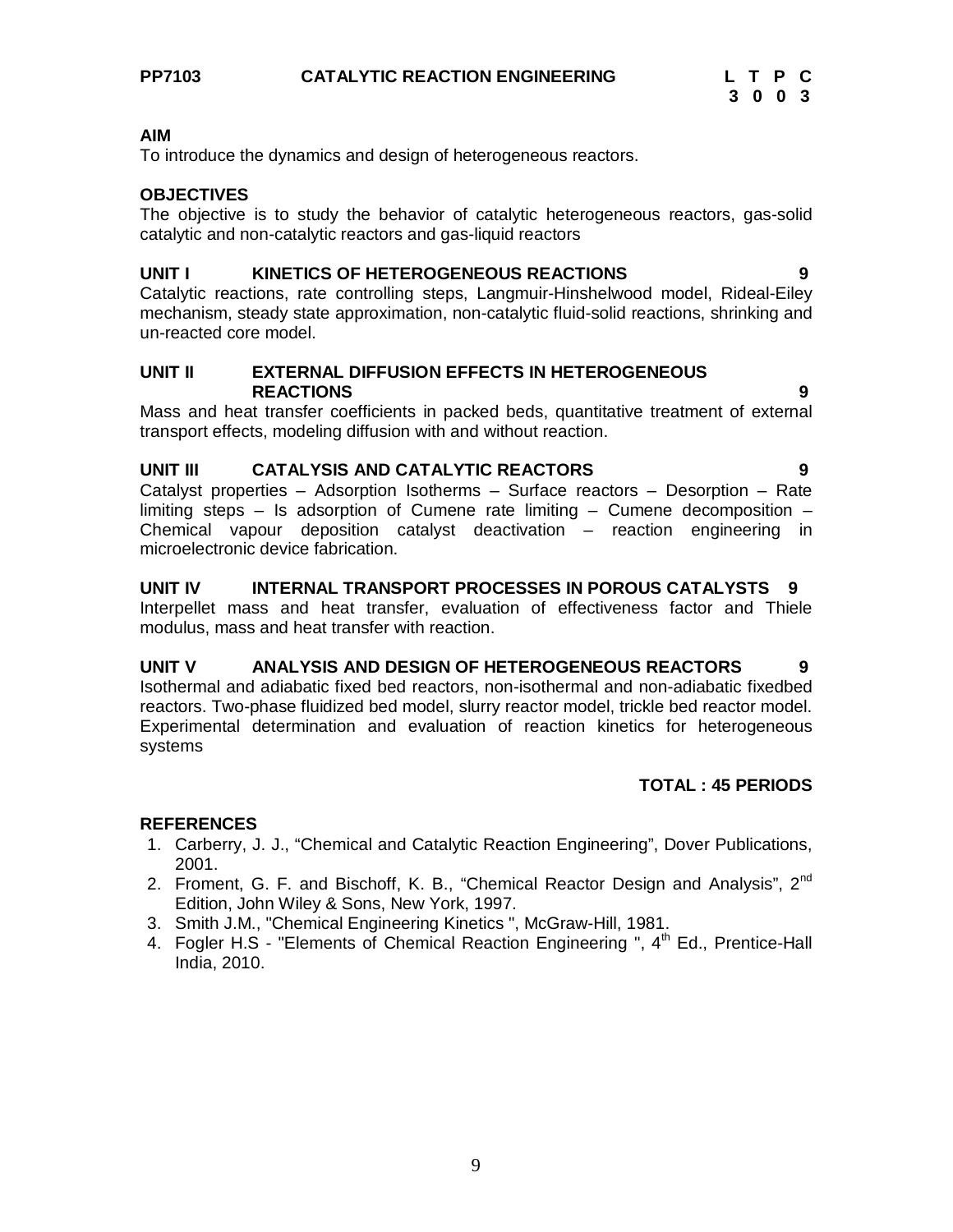**PP7103 CATALYTIC REACTION ENGINEERING**

| L | T | P | C |
|---|---|---|---|
| 3 | 0 | 0 | 3 |

**AIM**

To introduce the dynamics and design of heterogeneous reactors.

**OBJECTIVES**

The objective is to study the behavior of catalytic heterogeneous reactors, gas-solid catalytic and non-catalytic reactors and gas-liquid reactors

**UNIT I KINETICS OF HETEROGENEOUS REACTIONS 9**

Catalytic reactions, rate controlling steps, Langmuir-Hinshelwood model, Rideal-Eiley mechanism, steady state approximation, non-catalytic fluid-solid reactions, shrinking and un-reacted core model.

**UNIT II EXTERNAL DIFFUSION EFFECTS IN HETEROGENEOUS REACTIONS 9**

Mass and heat transfer coefficients in packed beds, quantitative treatment of external transport effects, modeling diffusion with and without reaction.

**UNIT III CATALYSIS AND CATALYTIC REACTORS 9**

Catalyst properties – Adsorption Isotherms – Surface reactors – Desorption – Rate limiting steps – Is adsorption of Cumene rate limiting – Cumene decomposition – Chemical vapour deposition catalyst deactivation – reaction engineering in microelectronic device fabrication.

**UNIT IV INTERNAL TRANSPORT PROCESSES IN POROUS CATALYSTS 9**

Interpellet mass and heat transfer, evaluation of effectiveness factor and Thiele modulus, mass and heat transfer with reaction.

**UNIT V ANALYSIS AND DESIGN OF HETEROGENEOUS REACTORS 9**

Isothermal and adiabatic fixed bed reactors, non-isothermal and non-adiabatic fixedbed reactors. Two-phase fluidized bed model, slurry reactor model, trickle bed reactor model. Experimental determination and evaluation of reaction kinetics for heterogeneous systems

**TOTAL : 45 PERIODS**

**REFERENCES**

1. Carberry, J. J., “Chemical and Catalytic Reaction Engineering”, Dover Publications, 2001.
2. Froment, G. F. and Bischoff, K. B., “Chemical Reactor Design and Analysis”, 2nd Edition, John Wiley & Sons, New York, 1997.
3. Smith J.M., "Chemical Engineering Kinetics ", McGraw-Hill, 1981.
4. Fogler H.S - "Elements of Chemical Reaction Engineering ", 4th Ed., Prentice-Hall India, 2010.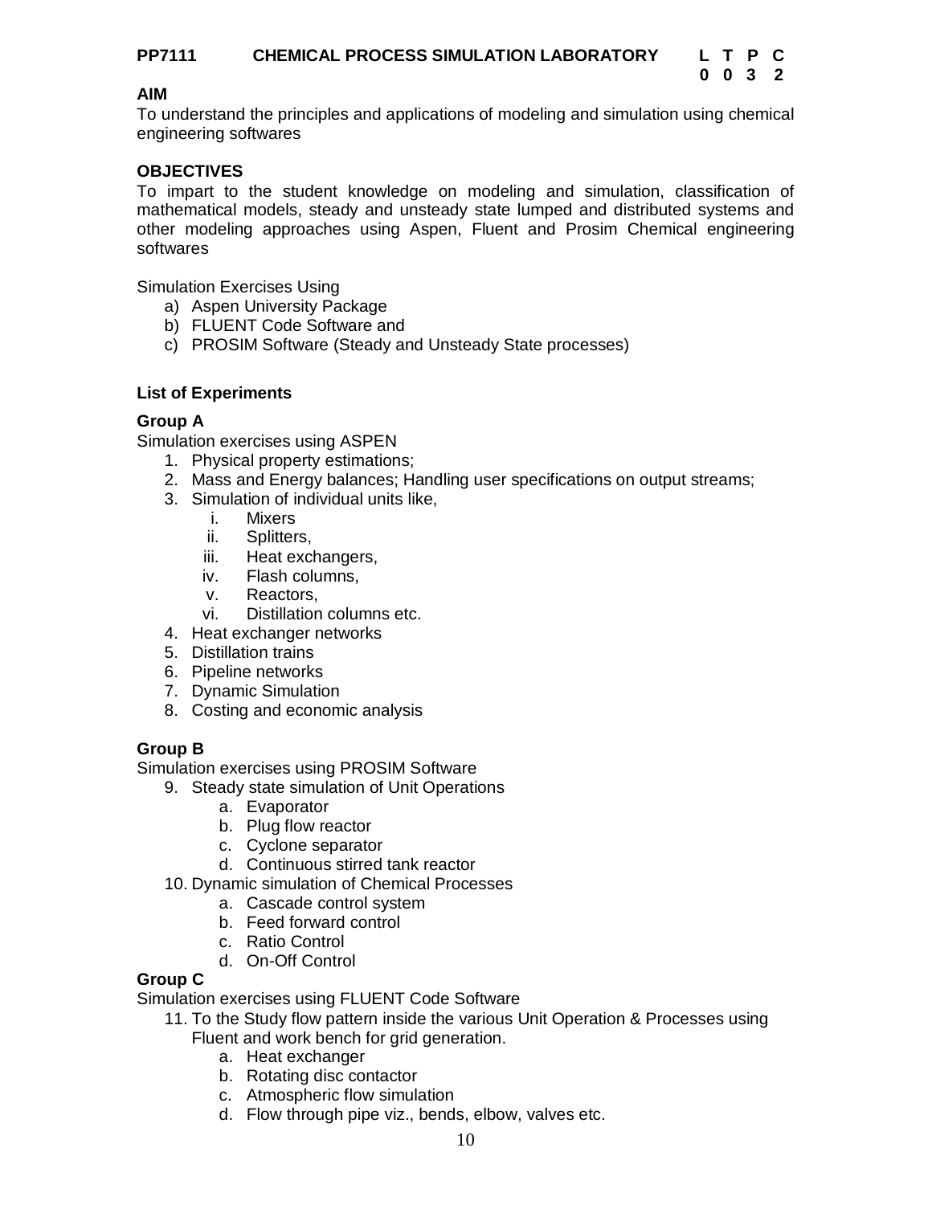**PP7111 CHEMICAL PROCESS SIMULATION LABORATORY**

| L | T | P | C |
|---|---|---|---|
| 0 | 0 | 3 | 2 |

**AIM**

To understand the principles and applications of modeling and simulation using chemical engineering softwares

**OBJECTIVES**

To impart to the student knowledge on modeling and simulation, classification of mathematical models, steady and unsteady state lumped and distributed systems and other modeling approaches using Aspen, Fluent and Prosim Chemical engineering softwares

Simulation Exercises Using

a) Aspen University Package
b) FLUENT Code Software and
c) PROSIM Software (Steady and Unsteady State processes)

**List of Experiments**

**Group A**

Simulation exercises using ASPEN

1. Physical property estimations;
2. Mass and Energy balances; Handling user specifications on output streams;
3. Simulation of individual units like,
   i. Mixers
   ii. Splitters,
   iii. Heat exchangers,
   iv. Flash columns,
   v. Reactors,
   vi. Distillation columns etc.
4. Heat exchanger networks
5. Distillation trains
6. Pipeline networks
7. Dynamic Simulation
8. Costing and economic analysis

**Group B**

Simulation exercises using PROSIM Software

9. Steady state simulation of Unit Operations
   a. Evaporator
   b. Plug flow reactor
   c. Cyclone separator
   d. Continuous stirred tank reactor
10. Dynamic simulation of Chemical Processes
   a. Cascade control system
   b. Feed forward control
   c. Ratio Control
   d. On-Off Control

**Group C**

Simulation exercises using FLUENT Code Software

11. To the Study flow pattern inside the various Unit Operation & Processes using Fluent and work bench for grid generation.
   a. Heat exchanger
   b. Rotating disc contactor
   c. Atmospheric flow simulation
   d. Flow through pipe viz., bends, elbow, valves etc.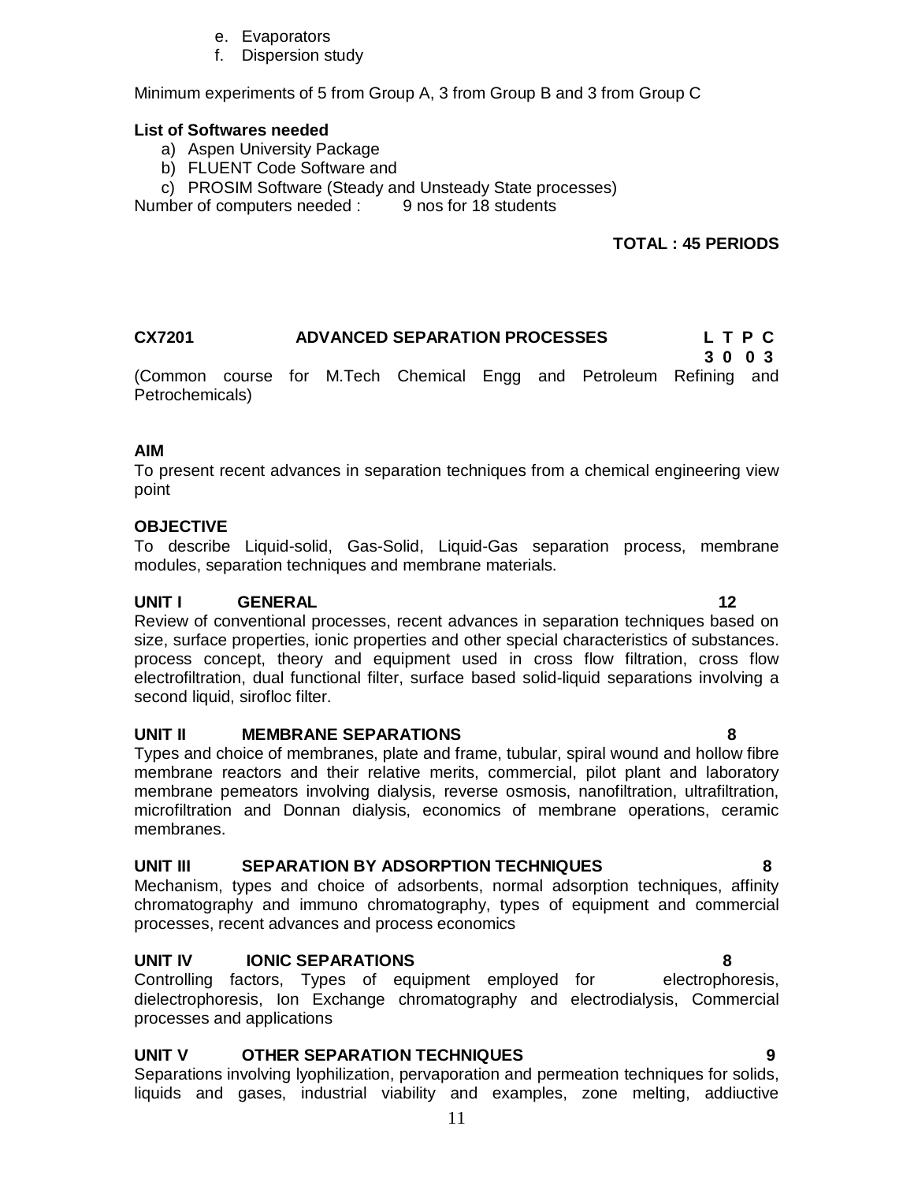e. Evaporators
f. Dispersion study

Minimum experiments of 5 from Group A, 3 from Group B and 3 from Group C

**List of Softwares needed**

a) Aspen University Package
b) FLUENT Code Software and
c) PROSIM Software (Steady and Unsteady State processes)

Number of computers needed : 9 nos for 18 students

**TOTAL : 45 PERIODS**

## CX7201 ADVANCED SEPARATION PROCESSES

| L | T | P | C |
|---|---|---|---|
| 3 | 0 | 0 | 3 |

(Common course for M.Tech Chemical Engg and Petroleum Refining and Petrochemicals)

**AIM**

To present recent advances in separation techniques from a chemical engineering view point

**OBJECTIVE**

To describe Liquid-solid, Gas-Solid, Liquid-Gas separation process, membrane modules, separation techniques and membrane materials.

**UNIT I GENERAL 12**

Review of conventional processes, recent advances in separation techniques based on size, surface properties, ionic properties and other special characteristics of substances. process concept, theory and equipment used in cross flow filtration, cross flow electrofiltration, dual functional filter, surface based solid-liquid separations involving a second liquid, sirofloc filter.

**UNIT II MEMBRANE SEPARATIONS 8**

Types and choice of membranes, plate and frame, tubular, spiral wound and hollow fibre membrane reactors and their relative merits, commercial, pilot plant and laboratory membrane pemeators involving dialysis, reverse osmosis, nanofiltration, ultrafiltration, microfiltration and Donnan dialysis, economics of membrane operations, ceramic membranes.

**UNIT III SEPARATION BY ADSORPTION TECHNIQUES 8**

Mechanism, types and choice of adsorbents, normal adsorption techniques, affinity chromatography and immuno chromatography, types of equipment and commercial processes, recent advances and process economics

**UNIT IV IONIC SEPARATIONS 8**

Controlling factors, Types of equipment employed for electrophoresis, dielectrophoresis, Ion Exchange chromatography and electrodialysis, Commercial processes and applications

**UNIT V OTHER SEPARATION TECHNIQUES 9**

Separations involving lyophilization, pervaporation and permeation techniques for solids, liquids and gases, industrial viability and examples, zone melting, addiuctive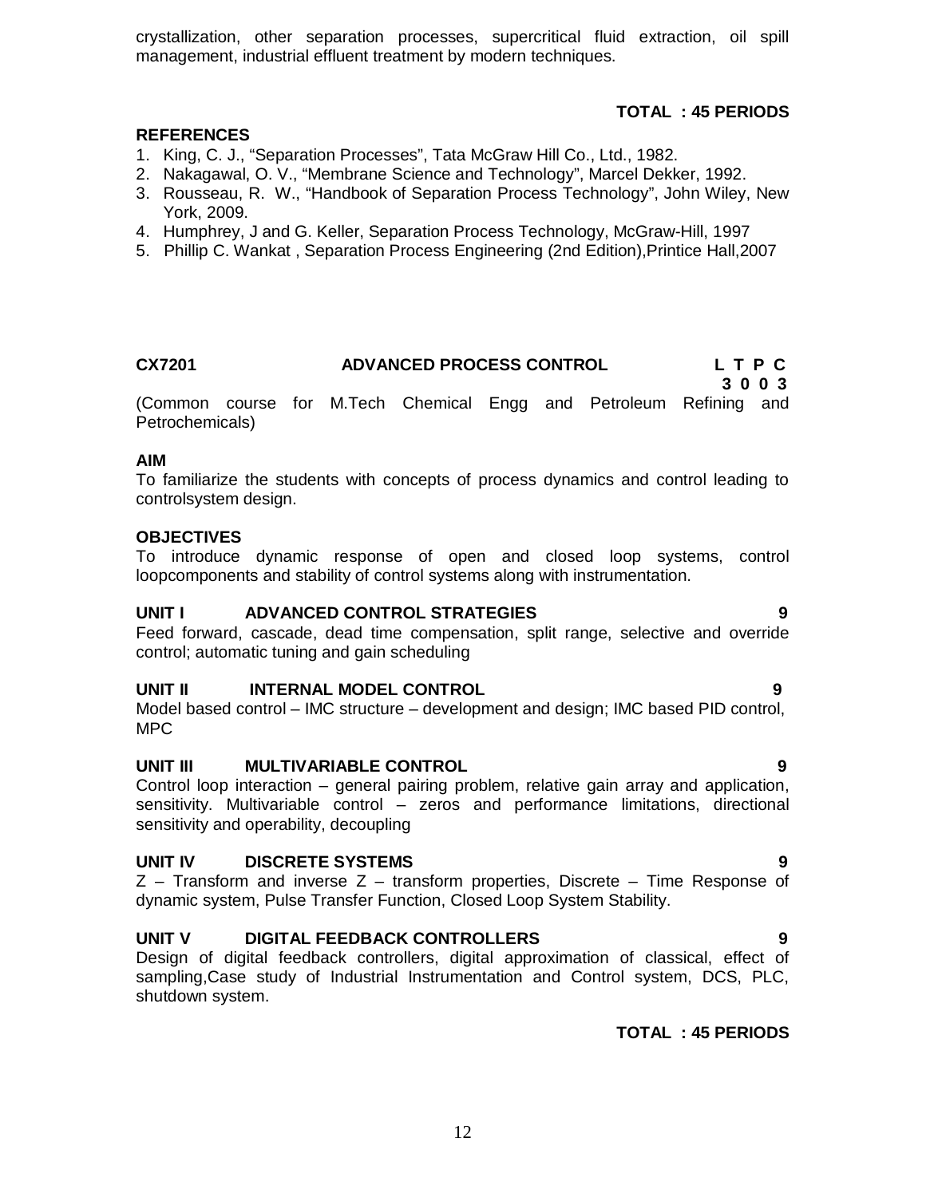crystallization, other separation processes, supercritical fluid extraction, oil spill management, industrial effluent treatment by modern techniques.

**TOTAL : 45 PERIODS**

**REFERENCES**

1. King, C. J., "Separation Processes", Tata McGraw Hill Co., Ltd., 1982.
2. Nakagawal, O. V., "Membrane Science and Technology", Marcel Dekker, 1992.
3. Rousseau, R. W., "Handbook of Separation Process Technology", John Wiley, New York, 2009.
4. Humphrey, J and G. Keller, Separation Process Technology, McGraw-Hill, 1997
5. Phillip C. Wankat , Separation Process Engineering (2nd Edition),Printice Hall,2007

## CX7201 ADVANCED PROCESS CONTROL

| L | T | P | C |
|---|---|---|---|
| 3 | 0 | 0 | 3 |

(Common course for M.Tech Chemical Engg and Petroleum Refining and Petrochemicals)

**AIM**

To familiarize the students with concepts of process dynamics and control leading to controlsystem design.

**OBJECTIVES**

To introduce dynamic response of open and closed loop systems, control loopcomponents and stability of control systems along with instrumentation.

**UNIT I ADVANCED CONTROL STRATEGIES 9**

Feed forward, cascade, dead time compensation, split range, selective and override control; automatic tuning and gain scheduling

**UNIT II INTERNAL MODEL CONTROL 9**

Model based control – IMC structure – development and design; IMC based PID control, MPC

**UNIT III MULTIVARIABLE CONTROL 9**

Control loop interaction – general pairing problem, relative gain array and application, sensitivity. Multivariable control – zeros and performance limitations, directional sensitivity and operability, decoupling

**UNIT IV DISCRETE SYSTEMS 9**

Z – Transform and inverse Z – transform properties, Discrete – Time Response of dynamic system, Pulse Transfer Function, Closed Loop System Stability.

**UNIT V DIGITAL FEEDBACK CONTROLLERS 9**

Design of digital feedback controllers, digital approximation of classical, effect of sampling,Case study of Industrial Instrumentation and Control system, DCS, PLC, shutdown system.

**TOTAL : 45 PERIODS**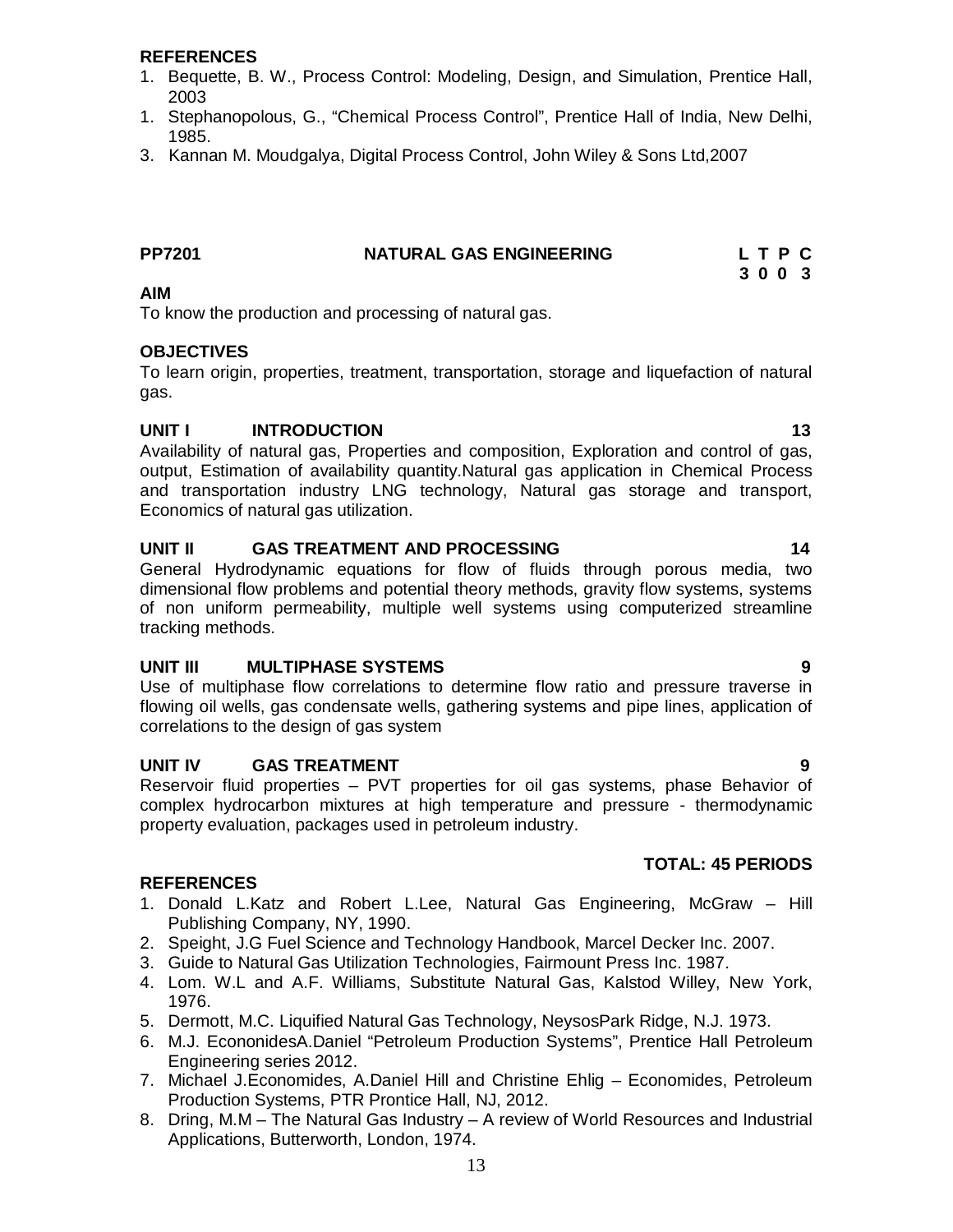**REFERENCES**

1. Bequette, B. W., Process Control: Modeling, Design, and Simulation, Prentice Hall, 2003
1. Stephanopolous, G., "Chemical Process Control", Prentice Hall of India, New Delhi, 1985.
3. Kannan M. Moudgalya, Digital Process Control, John Wiley & Sons Ltd,2007

## PP7201 NATURAL GAS ENGINEERING

**L T P C**
**3 0 0 3**

**AIM**

To know the production and processing of natural gas.

**OBJECTIVES**

To learn origin, properties, treatment, transportation, storage and liquefaction of natural gas.

**UNIT I INTRODUCTION 13**

Availability of natural gas, Properties and composition, Exploration and control of gas, output, Estimation of availability quantity.Natural gas application in Chemical Process and transportation industry LNG technology, Natural gas storage and transport, Economics of natural gas utilization.

**UNIT II GAS TREATMENT AND PROCESSING 14**

General Hydrodynamic equations for flow of fluids through porous media, two dimensional flow problems and potential theory methods, gravity flow systems, systems of non uniform permeability, multiple well systems using computerized streamline tracking methods.

**UNIT III MULTIPHASE SYSTEMS 9**

Use of multiphase flow correlations to determine flow ratio and pressure traverse in flowing oil wells, gas condensate wells, gathering systems and pipe lines, application of correlations to the design of gas system

**UNIT IV GAS TREATMENT 9**

Reservoir fluid properties – PVT properties for oil gas systems, phase Behavior of complex hydrocarbon mixtures at high temperature and pressure - thermodynamic property evaluation, packages used in petroleum industry.

**TOTAL: 45 PERIODS**

**REFERENCES**

1. Donald L.Katz and Robert L.Lee, Natural Gas Engineering, McGraw – Hill Publishing Company, NY, 1990.
2. Speight, J.G Fuel Science and Technology Handbook, Marcel Decker Inc. 2007.
3. Guide to Natural Gas Utilization Technologies, Fairmount Press Inc. 1987.
4. Lom. W.L and A.F. Williams, Substitute Natural Gas, Kalstod Willey, New York, 1976.
5. Dermott, M.C. Liquified Natural Gas Technology, NeysosPark Ridge, N.J. 1973.
6. M.J. EcononidesA.Daniel "Petroleum Production Systems", Prentice Hall Petroleum Engineering series 2012.
7. Michael J.Economides, A.Daniel Hill and Christine Ehlig – Economides, Petroleum Production Systems, PTR Prontice Hall, NJ, 2012.
8. Dring, M.M – The Natural Gas Industry – A review of World Resources and Industrial Applications, Butterworth, London, 1974.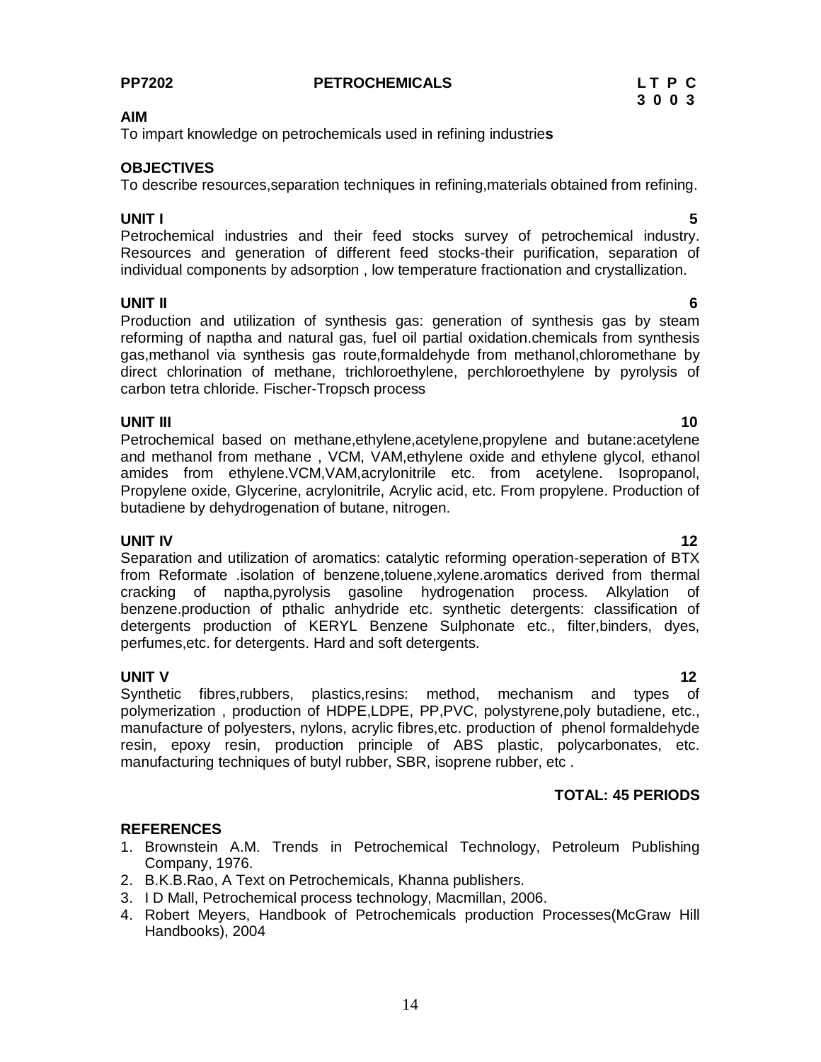**PP7202 PETROCHEMICALS**

| L | T | P | C |
|---|---|---|---|
| 3 | 0 | 0 | 3 |

**AIM**

To impart knowledge on petrochemicals used in refining industries

**OBJECTIVES**

To describe resources,separation techniques in refining,materials obtained from refining.

**UNIT I** **5**

Petrochemical industries and their feed stocks survey of petrochemical industry. Resources and generation of different feed stocks-their purification, separation of individual components by adsorption , low temperature fractionation and crystallization.

**UNIT II** **6**

Production and utilization of synthesis gas: generation of synthesis gas by steam reforming of naptha and natural gas, fuel oil partial oxidation.chemicals from synthesis gas,methanol via synthesis gas route,formaldehyde from methanol,chloromethane by direct chlorination of methane, trichloroethylene, perchloroethylene by pyrolysis of carbon tetra chloride. Fischer-Tropsch process

**UNIT III** **10**

Petrochemical based on methane,ethylene,acetylene,propylene and butane:acetylene and methanol from methane , VCM, VAM,ethylene oxide and ethylene glycol, ethanol amides from ethylene.VCM,VAM,acrylonitrile etc. from acetylene. Isopropanol, Propylene oxide, Glycerine, acrylonitrile, Acrylic acid, etc. From propylene. Production of butadiene by dehydrogenation of butane, nitrogen.

**UNIT IV** **12**

Separation and utilization of aromatics: catalytic reforming operation-seperation of BTX from Reformate .isolation of benzene,toluene,xylene.aromatics derived from thermal cracking of naptha,pyrolysis gasoline hydrogenation process. Alkylation of benzene.production of pthalic anhydride etc. synthetic detergents: classification of detergents production of KERYL Benzene Sulphonate etc., filter,binders, dyes, perfumes,etc. for detergents. Hard and soft detergents.

**UNIT V** **12**

Synthetic fibres,rubbers, plastics,resins: method, mechanism and types of polymerization , production of HDPE,LDPE, PP,PVC, polystyrene,poly butadiene, etc., manufacture of polyesters, nylons, acrylic fibres,etc. production of phenol formaldehyde resin, epoxy resin, production principle of ABS plastic, polycarbonates, etc. manufacturing techniques of butyl rubber, SBR, isoprene rubber, etc .

**TOTAL: 45 PERIODS**

**REFERENCES**

1. Brownstein A.M. Trends in Petrochemical Technology, Petroleum Publishing Company, 1976.
2. B.K.B.Rao, A Text on Petrochemicals, Khanna publishers.
3. I D Mall, Petrochemical process technology, Macmillan, 2006.
4. Robert Meyers, Handbook of Petrochemicals production Processes(McGraw Hill Handbooks), 2004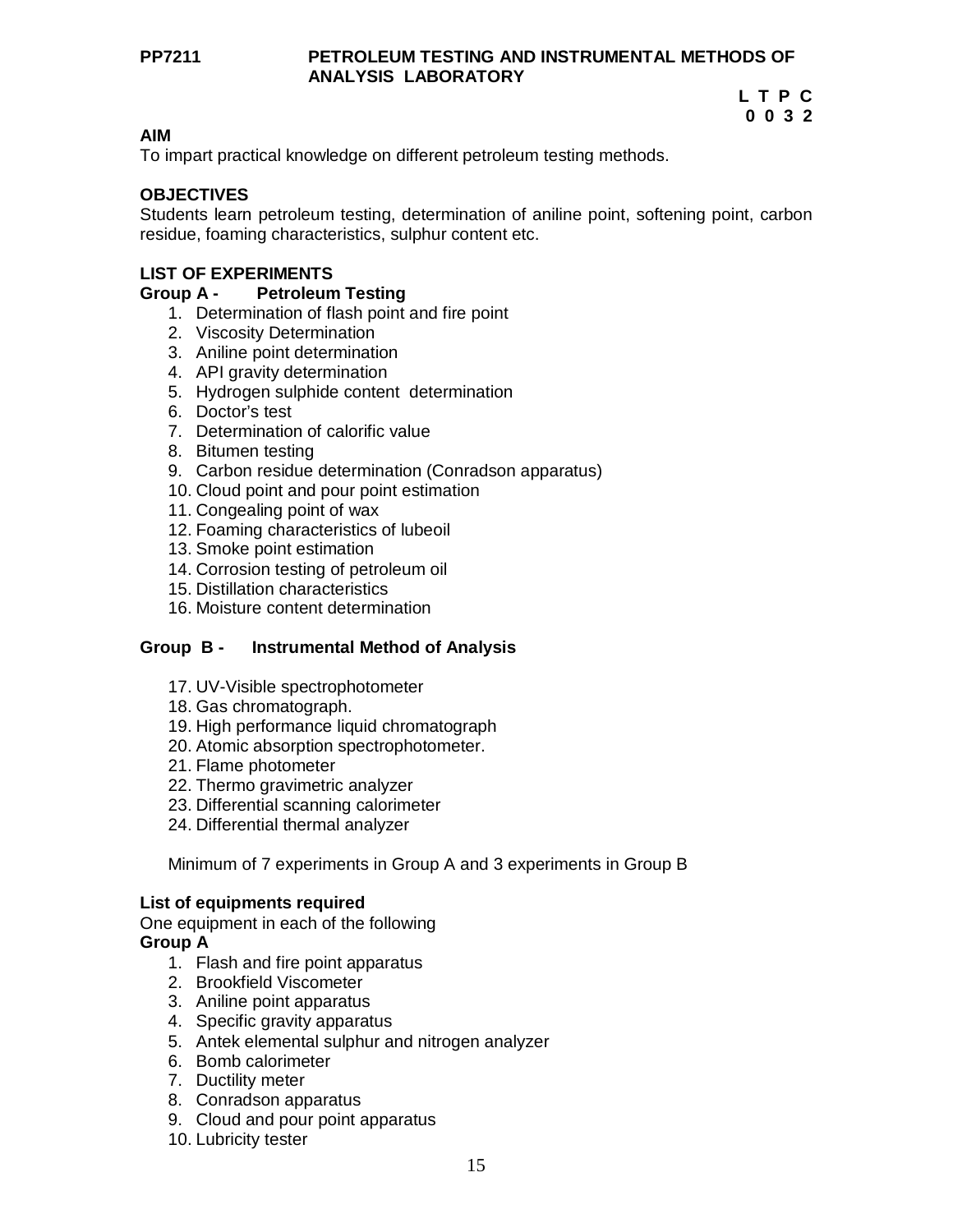**PP7211 PETROLEUM TESTING AND INSTRUMENTAL METHODS OF ANALYSIS LABORATORY**

**L T P C**
**0 0 3 2**

**AIM**

To impart practical knowledge on different petroleum testing methods.

**OBJECTIVES**

Students learn petroleum testing, determination of aniline point, softening point, carbon residue, foaming characteristics, sulphur content etc.

**LIST OF EXPERIMENTS**

**Group A - Petroleum Testing**

1. Determination of flash point and fire point
2. Viscosity Determination
3. Aniline point determination
4. API gravity determination
5. Hydrogen sulphide content determination
6. Doctor's test
7. Determination of calorific value
8. Bitumen testing
9. Carbon residue determination (Conradson apparatus)
10. Cloud point and pour point estimation
11. Congealing point of wax
12. Foaming characteristics of lubeoil
13. Smoke point estimation
14. Corrosion testing of petroleum oil
15. Distillation characteristics
16. Moisture content determination

**Group B - Instrumental Method of Analysis**

17. UV-Visible spectrophotometer
18. Gas chromatograph.
19. High performance liquid chromatograph
20. Atomic absorption spectrophotometer.
21. Flame photometer
22. Thermo gravimetric analyzer
23. Differential scanning calorimeter
24. Differential thermal analyzer

Minimum of 7 experiments in Group A and 3 experiments in Group B

**List of equipments required**

One equipment in each of the following

**Group A**

1. Flash and fire point apparatus
2. Brookfield Viscometer
3. Aniline point apparatus
4. Specific gravity apparatus
5. Antek elemental sulphur and nitrogen analyzer
6. Bomb calorimeter
7. Ductility meter
8. Conradson apparatus
9. Cloud and pour point apparatus
10. Lubricity tester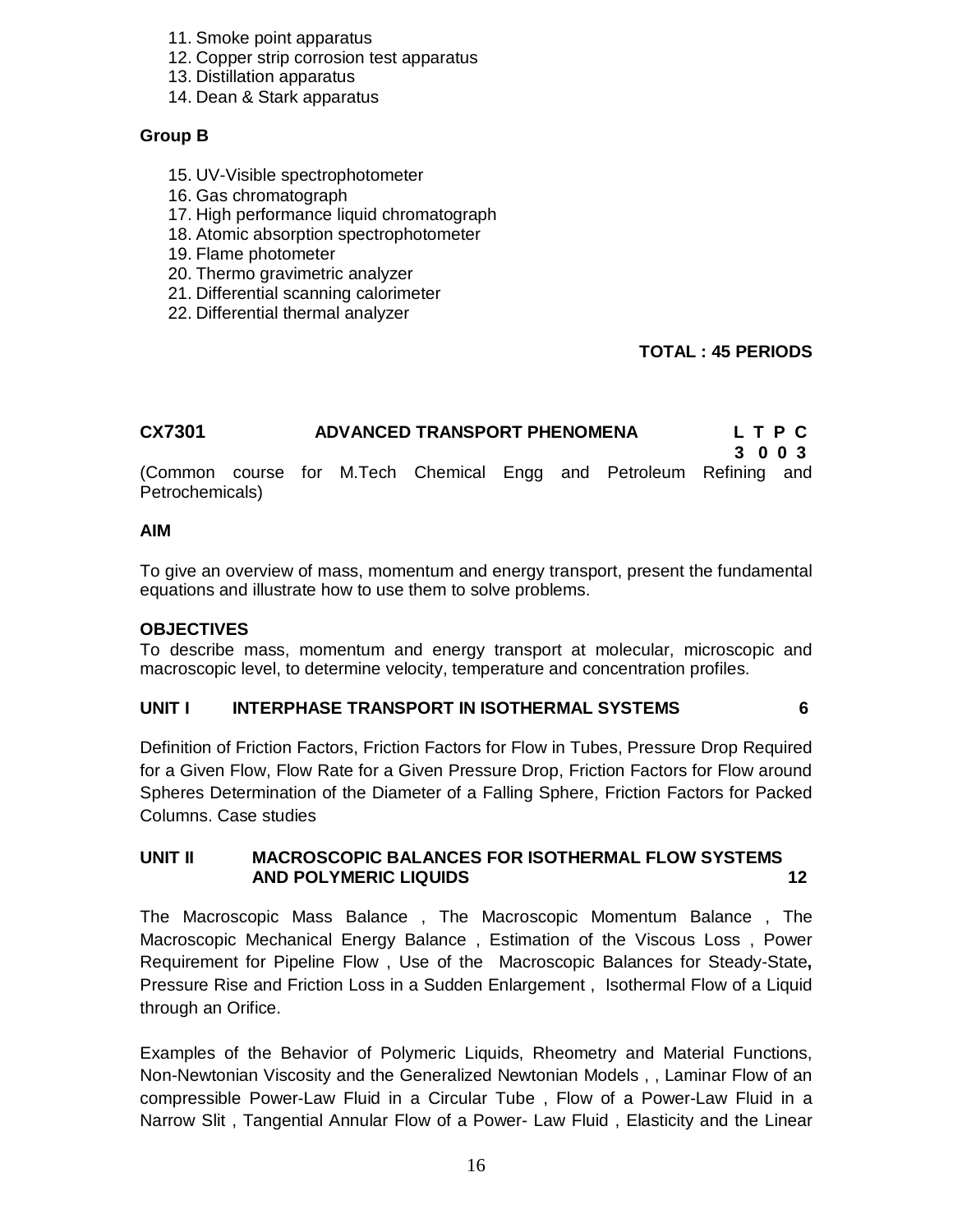11. Smoke point apparatus
12. Copper strip corrosion test apparatus
13. Distillation apparatus
14. Dean & Stark apparatus

**Group B**

15. UV-Visible spectrophotometer
16. Gas chromatograph
17. High performance liquid chromatograph
18. Atomic absorption spectrophotometer
19. Flame photometer
20. Thermo gravimetric analyzer
21. Differential scanning calorimeter
22. Differential thermal analyzer

**TOTAL : 45 PERIODS**

## CX7301 ADVANCED TRANSPORT PHENOMENA

| L | T | P | C |
|---|---|---|---|
| 3 | 0 | 0 | 3 |

(Common course for M.Tech Chemical Engg and Petroleum Refining and Petrochemicals)

**AIM**

To give an overview of mass, momentum and energy transport, present the fundamental equations and illustrate how to use them to solve problems.

**OBJECTIVES**

To describe mass, momentum and energy transport at molecular, microscopic and macroscopic level, to determine velocity, temperature and concentration profiles.

**UNIT I INTERPHASE TRANSPORT IN ISOTHERMAL SYSTEMS 6**

Definition of Friction Factors, Friction Factors for Flow in Tubes, Pressure Drop Required for a Given Flow, Flow Rate for a Given Pressure Drop, Friction Factors for Flow around Spheres Determination of the Diameter of a Falling Sphere, Friction Factors for Packed Columns. Case studies

**UNIT II MACROSCOPIC BALANCES FOR ISOTHERMAL FLOW SYSTEMS AND POLYMERIC LIQUIDS 12**

The Macroscopic Mass Balance , The Macroscopic Momentum Balance , The Macroscopic Mechanical Energy Balance , Estimation of the Viscous Loss , Power Requirement for Pipeline Flow , Use of the Macroscopic Balances for Steady-State**,** Pressure Rise and Friction Loss in a Sudden Enlargement , Isothermal Flow of a Liquid through an Orifice.

Examples of the Behavior of Polymeric Liquids, Rheometry and Material Functions, Non-Newtonian Viscosity and the Generalized Newtonian Models , , Laminar Flow of an compressible Power-Law Fluid in a Circular Tube , Flow of a Power-Law Fluid in a Narrow Slit , Tangential Annular Flow of a Power- Law Fluid , Elasticity and the Linear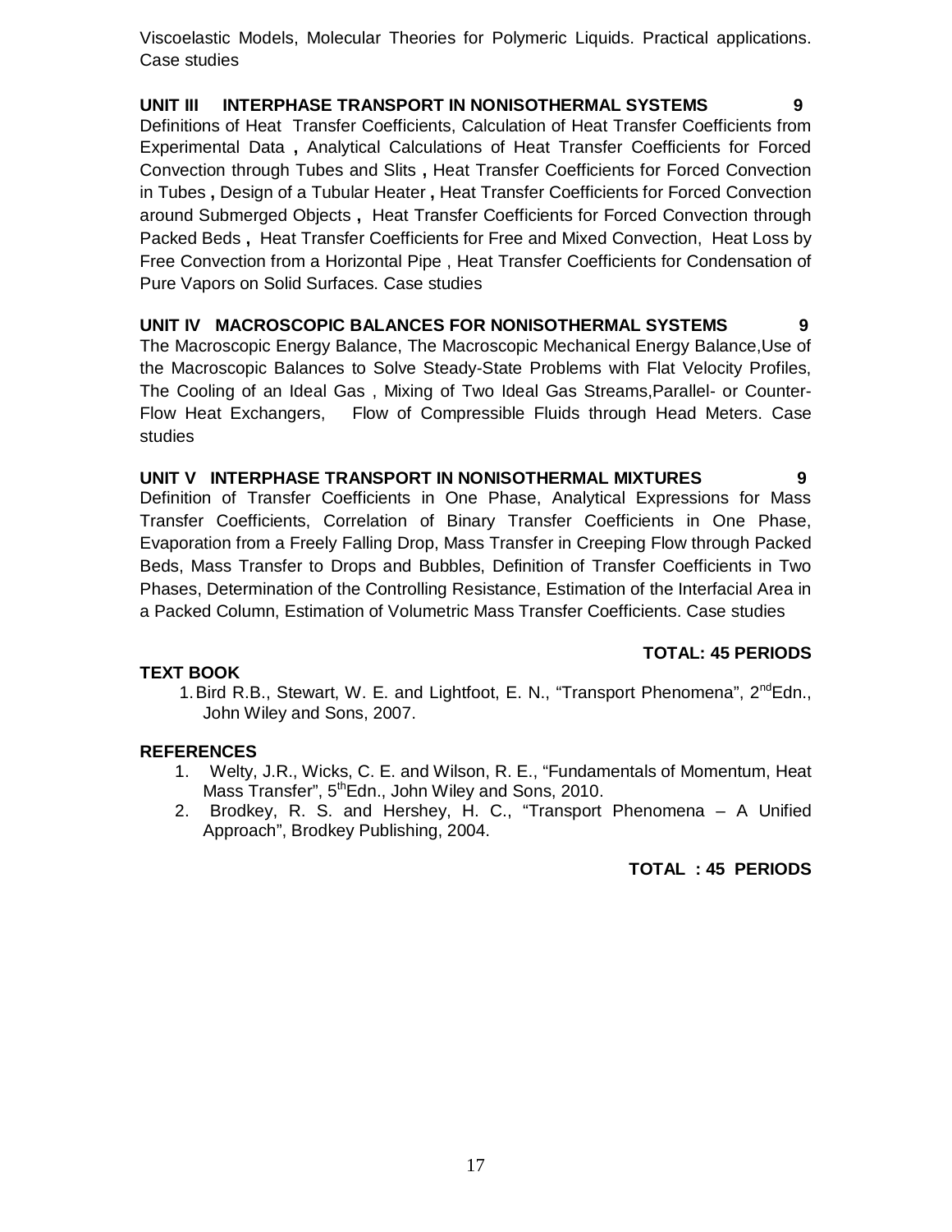Viscoelastic Models, Molecular Theories for Polymeric Liquids. Practical applications. Case studies

**UNIT III INTERPHASE TRANSPORT IN NONISOTHERMAL SYSTEMS 9**

Definitions of Heat Transfer Coefficients, Calculation of Heat Transfer Coefficients from Experimental Data **,** Analytical Calculations of Heat Transfer Coefficients for Forced Convection through Tubes and Slits **,** Heat Transfer Coefficients for Forced Convection in Tubes **,** Design of a Tubular Heater **,** Heat Transfer Coefficients for Forced Convection around Submerged Objects **,** Heat Transfer Coefficients for Forced Convection through Packed Beds **,** Heat Transfer Coefficients for Free and Mixed Convection, Heat Loss by Free Convection from a Horizontal Pipe , Heat Transfer Coefficients for Condensation of Pure Vapors on Solid Surfaces. Case studies

**UNIT IV MACROSCOPIC BALANCES FOR NONISOTHERMAL SYSTEMS 9**

The Macroscopic Energy Balance, The Macroscopic Mechanical Energy Balance,Use of the Macroscopic Balances to Solve Steady-State Problems with Flat Velocity Profiles, The Cooling of an Ideal Gas , Mixing of Two Ideal Gas Streams,Parallel- or Counter-Flow Heat Exchangers, Flow of Compressible Fluids through Head Meters. Case studies

**UNIT V INTERPHASE TRANSPORT IN NONISOTHERMAL MIXTURES 9**

Definition of Transfer Coefficients in One Phase, Analytical Expressions for Mass Transfer Coefficients, Correlation of Binary Transfer Coefficients in One Phase, Evaporation from a Freely Falling Drop, Mass Transfer in Creeping Flow through Packed Beds, Mass Transfer to Drops and Bubbles, Definition of Transfer Coefficients in Two Phases, Determination of the Controlling Resistance, Estimation of the Interfacial Area in a Packed Column, Estimation of Volumetric Mass Transfer Coefficients. Case studies

**TOTAL: 45 PERIODS**

**TEXT BOOK**

1. Bird R.B., Stewart, W. E. and Lightfoot, E. N., "Transport Phenomena", 2nd Edn., John Wiley and Sons, 2007.

**REFERENCES**

1. Welty, J.R., Wicks, C. E. and Wilson, R. E., "Fundamentals of Momentum, Heat Mass Transfer", 5th Edn., John Wiley and Sons, 2010.
2. Brodkey, R. S. and Hershey, H. C., "Transport Phenomena – A Unified Approach", Brodkey Publishing, 2004.

**TOTAL : 45 PERIODS**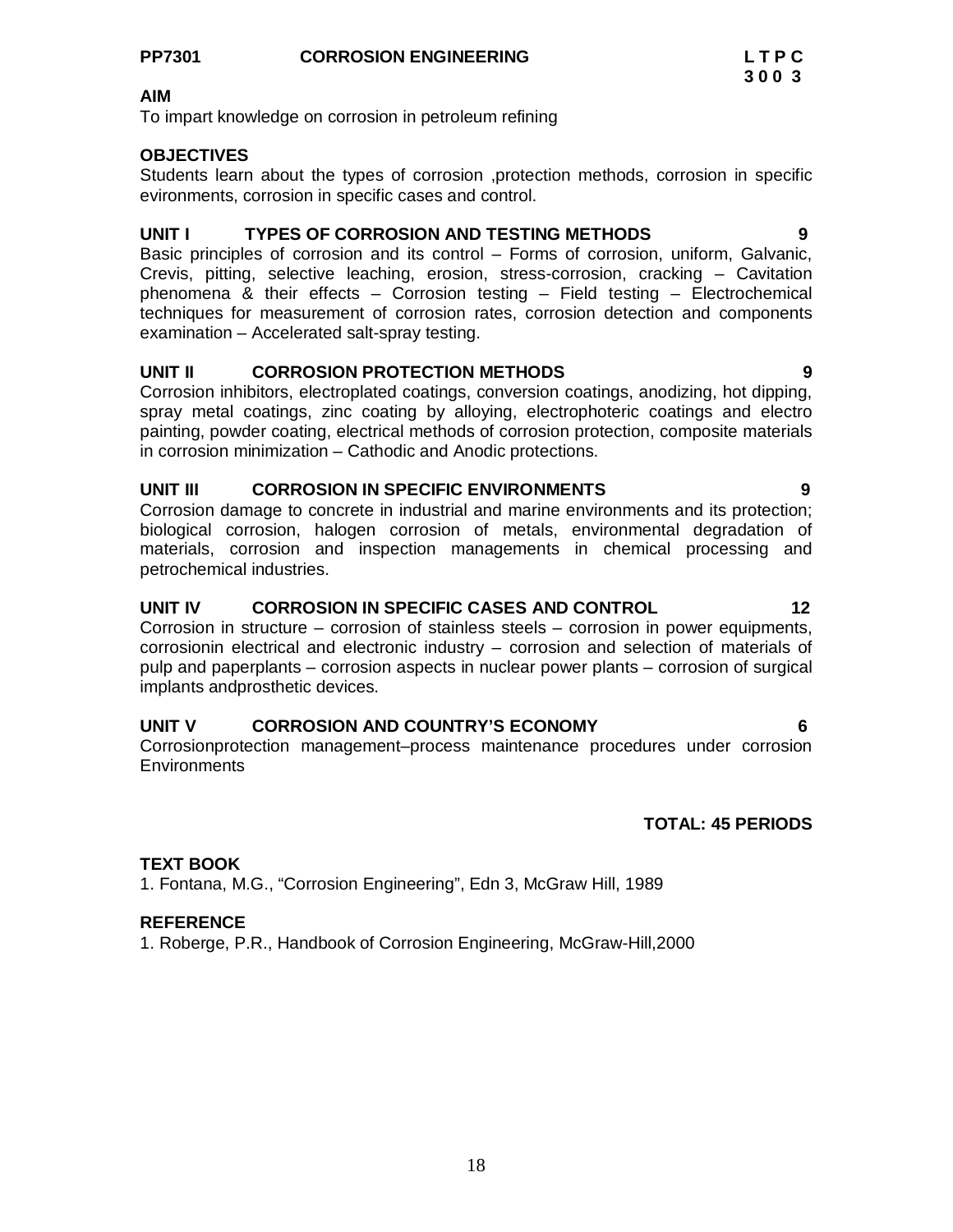**PP7301　　CORROSION ENGINEERING　　L T P C**
**3 0 0 3**

**AIM**

To impart knowledge on corrosion in petroleum refining

**OBJECTIVES**

Students learn about the types of corrosion ,protection methods, corrosion in specific evironments, corrosion in specific cases and control.

**UNIT I　　TYPES OF CORROSION AND TESTING METHODS　　9**

Basic principles of corrosion and its control – Forms of corrosion, uniform, Galvanic, Crevis, pitting, selective leaching, erosion, stress-corrosion, cracking – Cavitation phenomena & their effects – Corrosion testing – Field testing – Electrochemical techniques for measurement of corrosion rates, corrosion detection and components examination – Accelerated salt-spray testing.

**UNIT II　　CORROSION PROTECTION METHODS　　9**

Corrosion inhibitors, electroplated coatings, conversion coatings, anodizing, hot dipping, spray metal coatings, zinc coating by alloying, electrophoteric coatings and electro painting, powder coating, electrical methods of corrosion protection, composite materials in corrosion minimization – Cathodic and Anodic protections.

**UNIT III　　CORROSION IN SPECIFIC ENVIRONMENTS　　9**

Corrosion damage to concrete in industrial and marine environments and its protection; biological corrosion, halogen corrosion of metals, environmental degradation of materials, corrosion and inspection managements in chemical processing and petrochemical industries.

**UNIT IV　　CORROSION IN SPECIFIC CASES AND CONTROL　　12**

Corrosion in structure – corrosion of stainless steels – corrosion in power equipments, corrosionin electrical and electronic industry – corrosion and selection of materials of pulp and paperplants – corrosion aspects in nuclear power plants – corrosion of surgical implants andprosthetic devices.

**UNIT V　　CORROSION AND COUNTRY'S ECONOMY　　6**

Corrosionprotection management–process maintenance procedures under corrosion Environments

**TOTAL: 45 PERIODS**

**TEXT BOOK**

1. Fontana, M.G., "Corrosion Engineering", Edn 3, McGraw Hill, 1989

**REFERENCE**

1. Roberge, P.R., Handbook of Corrosion Engineering, McGraw-Hill,2000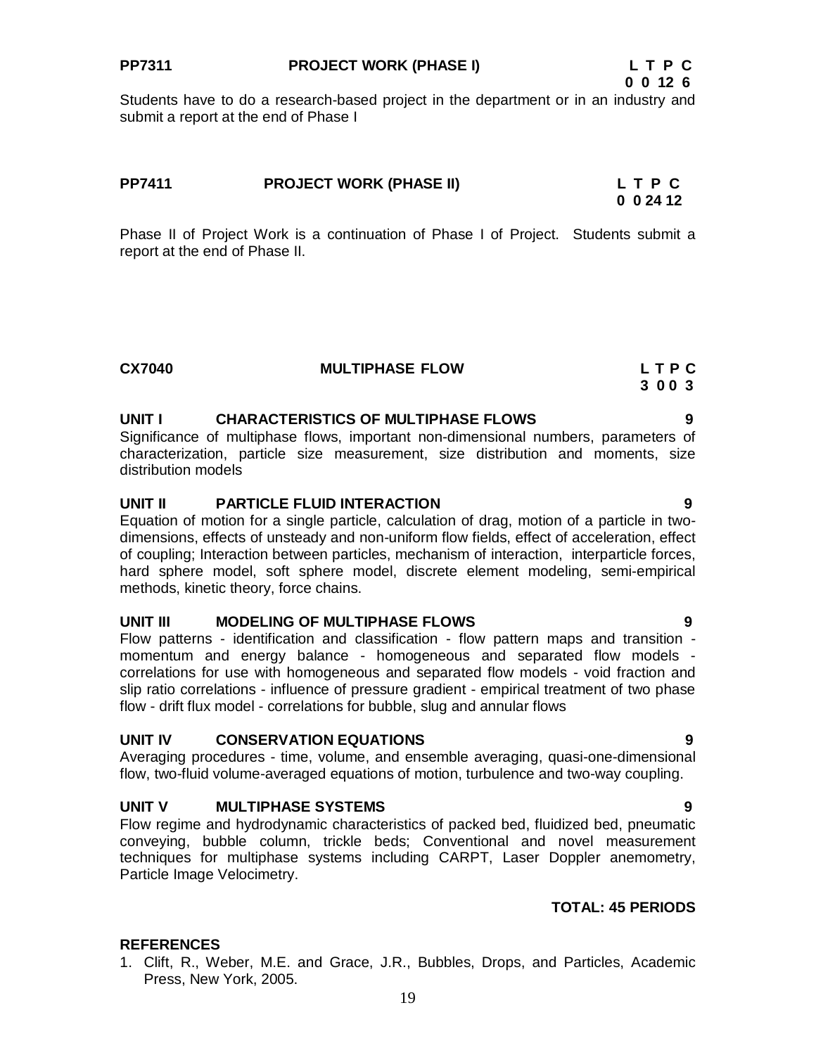**PP7311 PROJECT WORK (PHASE I)**

| L | T | P | C |
|---|---|---|---|
| 0 | 0 | 12 | 6 |

Students have to do a research-based project in the department or in an industry and submit a report at the end of Phase I

**PP7411 PROJECT WORK (PHASE II)**

| L | T | P | C |
|---|---|---|---|
| 0 | 0 | 24 | 12 |

Phase II of Project Work is a continuation of Phase I of Project. Students submit a report at the end of Phase II.

## CX7040 MULTIPHASE FLOW

| L | T | P | C |
|---|---|---|---|
| 3 | 0 | 0 | 3 |

### UNIT I CHARACTERISTICS OF MULTIPHASE FLOWS — 9

Significance of multiphase flows, important non-dimensional numbers, parameters of characterization, particle size measurement, size distribution and moments, size distribution models

### UNIT II PARTICLE FLUID INTERACTION — 9

Equation of motion for a single particle, calculation of drag, motion of a particle in two-dimensions, effects of unsteady and non-uniform flow fields, effect of acceleration, effect of coupling; Interaction between particles, mechanism of interaction, interparticle forces, hard sphere model, soft sphere model, discrete element modeling, semi-empirical methods, kinetic theory, force chains.

### UNIT III MODELING OF MULTIPHASE FLOWS — 9

Flow patterns - identification and classification - flow pattern maps and transition - momentum and energy balance - homogeneous and separated flow models - correlations for use with homogeneous and separated flow models - void fraction and slip ratio correlations - influence of pressure gradient - empirical treatment of two phase flow - drift flux model - correlations for bubble, slug and annular flows

### UNIT IV CONSERVATION EQUATIONS — 9

Averaging procedures - time, volume, and ensemble averaging, quasi-one-dimensional flow, two-fluid volume-averaged equations of motion, turbulence and two-way coupling.

### UNIT V MULTIPHASE SYSTEMS — 9

Flow regime and hydrodynamic characteristics of packed bed, fluidized bed, pneumatic conveying, bubble column, trickle beds; Conventional and novel measurement techniques for multiphase systems including CARPT, Laser Doppler anemometry, Particle Image Velocimetry.

**TOTAL: 45 PERIODS**

### REFERENCES

1. Clift, R., Weber, M.E. and Grace, J.R., Bubbles, Drops, and Particles, Academic Press, New York, 2005.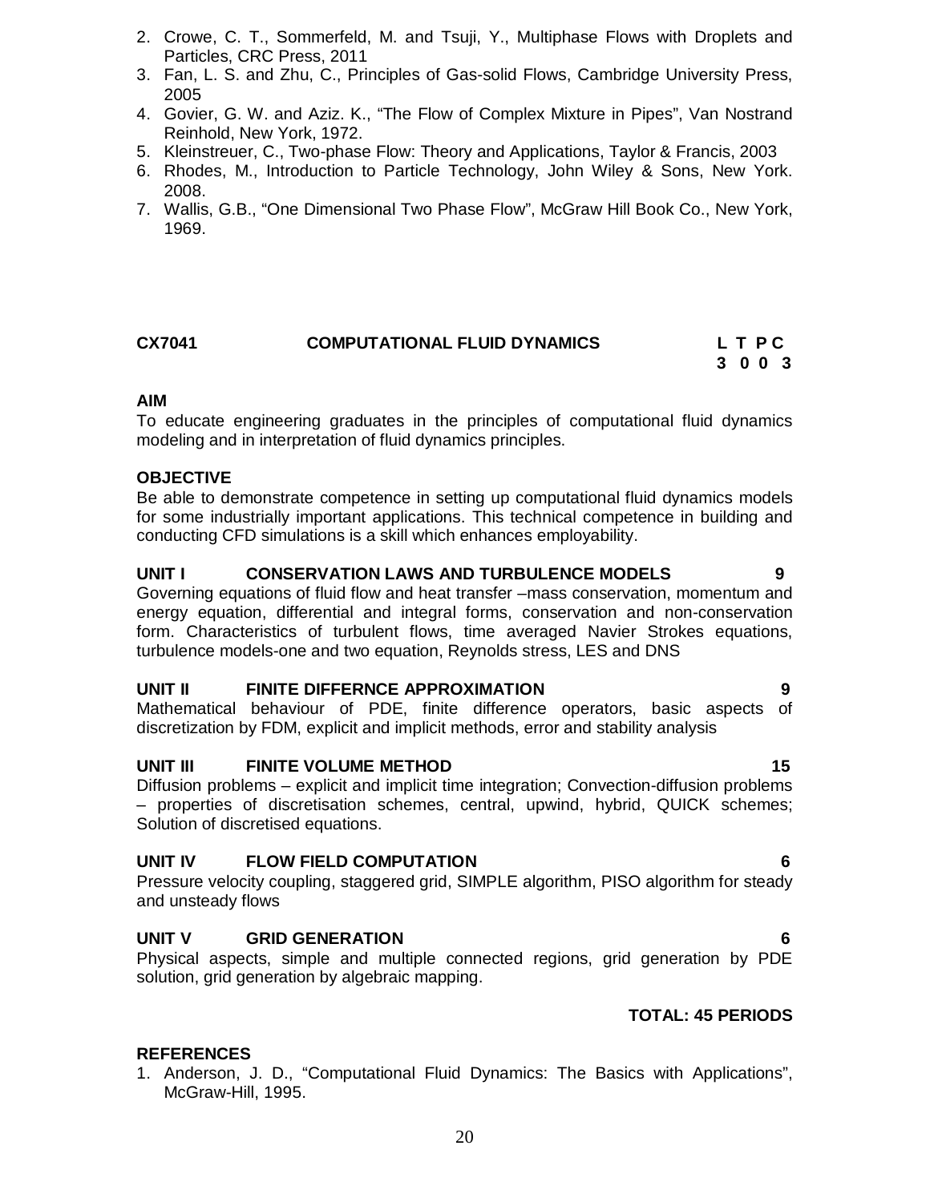2. Crowe, C. T., Sommerfeld, M. and Tsuji, Y., Multiphase Flows with Droplets and Particles, CRC Press, 2011
3. Fan, L. S. and Zhu, C., Principles of Gas-solid Flows, Cambridge University Press, 2005
4. Govier, G. W. and Aziz. K., "The Flow of Complex Mixture in Pipes", Van Nostrand Reinhold, New York, 1972.
5. Kleinstreuer, C., Two-phase Flow: Theory and Applications, Taylor & Francis, 2003
6. Rhodes, M., Introduction to Particle Technology, John Wiley & Sons, New York. 2008.
7. Wallis, G.B., "One Dimensional Two Phase Flow", McGraw Hill Book Co., New York, 1969.

## CX7041 COMPUTATIONAL FLUID DYNAMICS

**L T P C**
**3 0 0 3**

**AIM**

To educate engineering graduates in the principles of computational fluid dynamics modeling and in interpretation of fluid dynamics principles.

**OBJECTIVE**

Be able to demonstrate competence in setting up computational fluid dynamics models for some industrially important applications. This technical competence in building and conducting CFD simulations is a skill which enhances employability.

**UNIT I CONSERVATION LAWS AND TURBULENCE MODELS 9**

Governing equations of fluid flow and heat transfer –mass conservation, momentum and energy equation, differential and integral forms, conservation and non-conservation form. Characteristics of turbulent flows, time averaged Navier Strokes equations, turbulence models-one and two equation, Reynolds stress, LES and DNS

**UNIT II FINITE DIFFERNCE APPROXIMATION 9**

Mathematical behaviour of PDE, finite difference operators, basic aspects of discretization by FDM, explicit and implicit methods, error and stability analysis

**UNIT III FINITE VOLUME METHOD 15**

Diffusion problems – explicit and implicit time integration; Convection-diffusion problems – properties of discretisation schemes, central, upwind, hybrid, QUICK schemes; Solution of discretised equations.

**UNIT IV FLOW FIELD COMPUTATION 6**

Pressure velocity coupling, staggered grid, SIMPLE algorithm, PISO algorithm for steady and unsteady flows

**UNIT V GRID GENERATION 6**

Physical aspects, simple and multiple connected regions, grid generation by PDE solution, grid generation by algebraic mapping.

**TOTAL: 45 PERIODS**

**REFERENCES**

1. Anderson, J. D., "Computational Fluid Dynamics: The Basics with Applications", McGraw-Hill, 1995.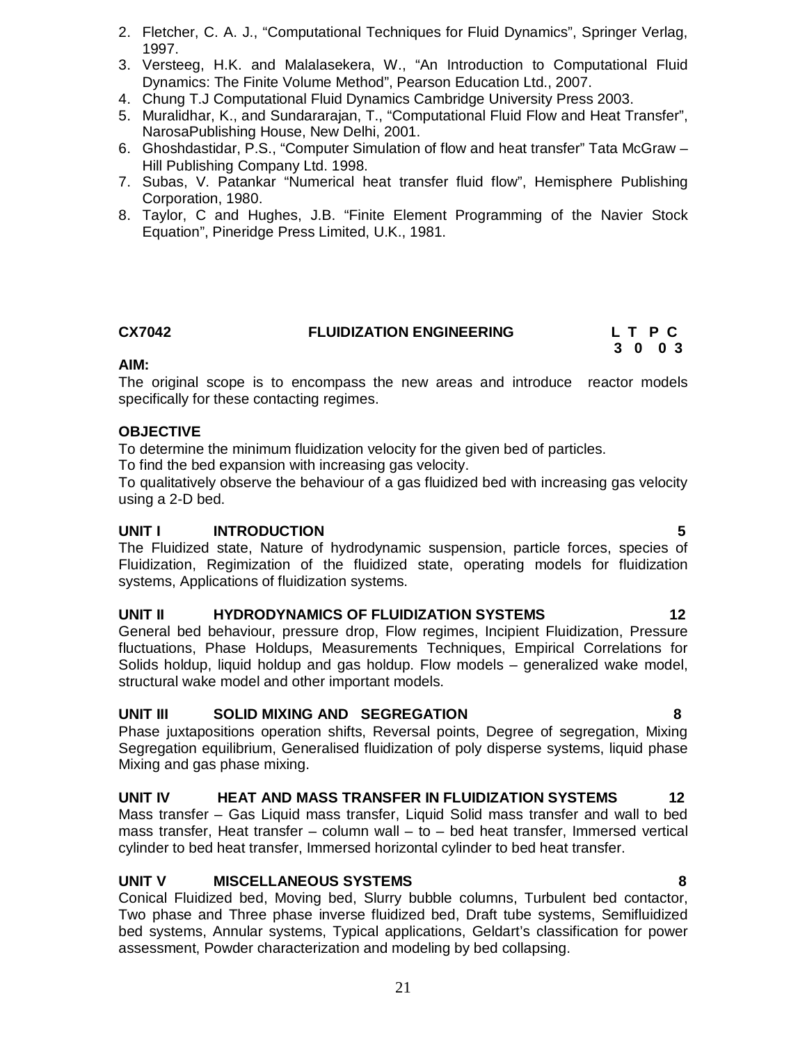2. Fletcher, C. A. J., "Computational Techniques for Fluid Dynamics", Springer Verlag, 1997.
3. Versteeg, H.K. and Malalasekera, W., "An Introduction to Computational Fluid Dynamics: The Finite Volume Method", Pearson Education Ltd., 2007.
4. Chung T.J Computational Fluid Dynamics Cambridge University Press 2003.
5. Muralidhar, K., and Sundararajan, T., "Computational Fluid Flow and Heat Transfer", NarosaPublishing House, New Delhi, 2001.
6. Ghoshdastidar, P.S., "Computer Simulation of flow and heat transfer" Tata McGraw – Hill Publishing Company Ltd. 1998.
7. Subas, V. Patankar "Numerical heat transfer fluid flow", Hemisphere Publishing Corporation, 1980.
8. Taylor, C and Hughes, J.B. "Finite Element Programming of the Navier Stock Equation", Pineridge Press Limited, U.K., 1981.

## CX7042 FLUIDIZATION ENGINEERING

| L | T | P | C |
|---|---|---|---|
| 3 | 0 | 0 | 3 |

**AIM:**

The original scope is to encompass the new areas and introduce reactor models specifically for these contacting regimes.

**OBJECTIVE**

To determine the minimum fluidization velocity for the given bed of particles.

To find the bed expansion with increasing gas velocity.

To qualitatively observe the behaviour of a gas fluidized bed with increasing gas velocity using a 2-D bed.

**UNIT I INTRODUCTION 5**

The Fluidized state, Nature of hydrodynamic suspension, particle forces, species of Fluidization, Regimization of the fluidized state, operating models for fluidization systems, Applications of fluidization systems.

**UNIT II HYDRODYNAMICS OF FLUIDIZATION SYSTEMS 12**

General bed behaviour, pressure drop, Flow regimes, Incipient Fluidization, Pressure fluctuations, Phase Holdups, Measurements Techniques, Empirical Correlations for Solids holdup, liquid holdup and gas holdup. Flow models – generalized wake model, structural wake model and other important models.

**UNIT III SOLID MIXING AND SEGREGATION 8**

Phase juxtapositions operation shifts, Reversal points, Degree of segregation, Mixing Segregation equilibrium, Generalised fluidization of poly disperse systems, liquid phase Mixing and gas phase mixing.

**UNIT IV HEAT AND MASS TRANSFER IN FLUIDIZATION SYSTEMS 12**

Mass transfer – Gas Liquid mass transfer, Liquid Solid mass transfer and wall to bed mass transfer, Heat transfer – column wall – to – bed heat transfer, Immersed vertical cylinder to bed heat transfer, Immersed horizontal cylinder to bed heat transfer.

**UNIT V MISCELLANEOUS SYSTEMS 8**

Conical Fluidized bed, Moving bed, Slurry bubble columns, Turbulent bed contactor, Two phase and Three phase inverse fluidized bed, Draft tube systems, Semifluidized bed systems, Annular systems, Typical applications, Geldart's classification for power assessment, Powder characterization and modeling by bed collapsing.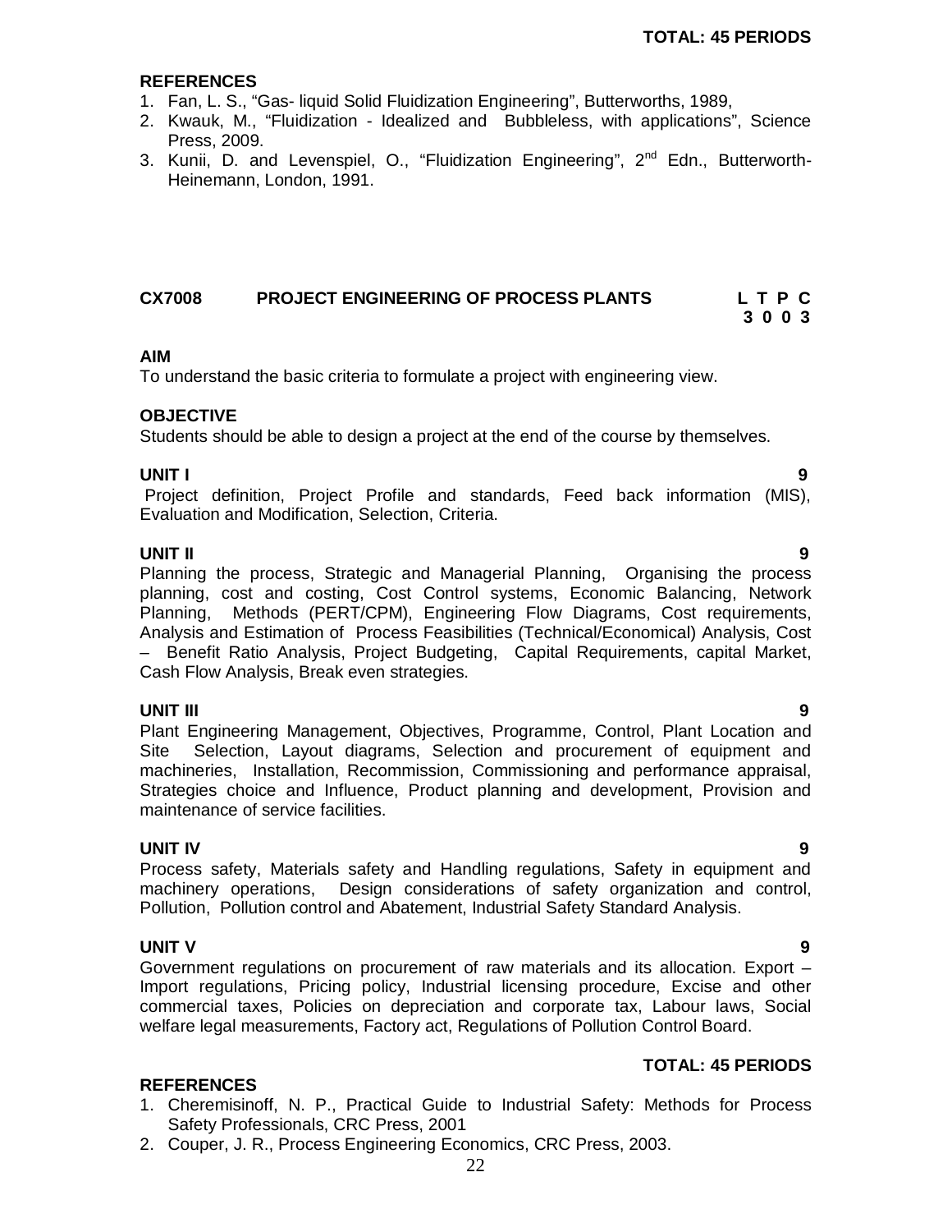**TOTAL: 45 PERIODS**

**REFERENCES**

1. Fan, L. S., "Gas- liquid Solid Fluidization Engineering", Butterworths, 1989,
2. Kwauk, M., "Fluidization - Idealized and Bubbleless, with applications", Science Press, 2009.
3. Kunii, D. and Levenspiel, O., "Fluidization Engineering", 2nd Edn., Butterworth-Heinemann, London, 1991.

## CX7008 PROJECT ENGINEERING OF PROCESS PLANTS

**L T P C**
**3 0 0 3**

**AIM**

To understand the basic criteria to formulate a project with engineering view.

**OBJECTIVE**

Students should be able to design a project at the end of the course by themselves.

**UNIT I** **9**

Project definition, Project Profile and standards, Feed back information (MIS), Evaluation and Modification, Selection, Criteria.

**UNIT II** **9**

Planning the process, Strategic and Managerial Planning, Organising the process planning, cost and costing, Cost Control systems, Economic Balancing, Network Planning, Methods (PERT/CPM), Engineering Flow Diagrams, Cost requirements, Analysis and Estimation of Process Feasibilities (Technical/Economical) Analysis, Cost – Benefit Ratio Analysis, Project Budgeting, Capital Requirements, capital Market, Cash Flow Analysis, Break even strategies.

**UNIT III** **9**

Plant Engineering Management, Objectives, Programme, Control, Plant Location and Site Selection, Layout diagrams, Selection and procurement of equipment and machineries, Installation, Recommission, Commissioning and performance appraisal, Strategies choice and Influence, Product planning and development, Provision and maintenance of service facilities.

**UNIT IV** **9**

Process safety, Materials safety and Handling regulations, Safety in equipment and machinery operations, Design considerations of safety organization and control, Pollution, Pollution control and Abatement, Industrial Safety Standard Analysis.

**UNIT V** **9**

Government regulations on procurement of raw materials and its allocation. Export – Import regulations, Pricing policy, Industrial licensing procedure, Excise and other commercial taxes, Policies on depreciation and corporate tax, Labour laws, Social welfare legal measurements, Factory act, Regulations of Pollution Control Board.

**TOTAL: 45 PERIODS**

**REFERENCES**

1. Cheremisinoff, N. P., Practical Guide to Industrial Safety: Methods for Process Safety Professionals, CRC Press, 2001
2. Couper, J. R., Process Engineering Economics, CRC Press, 2003.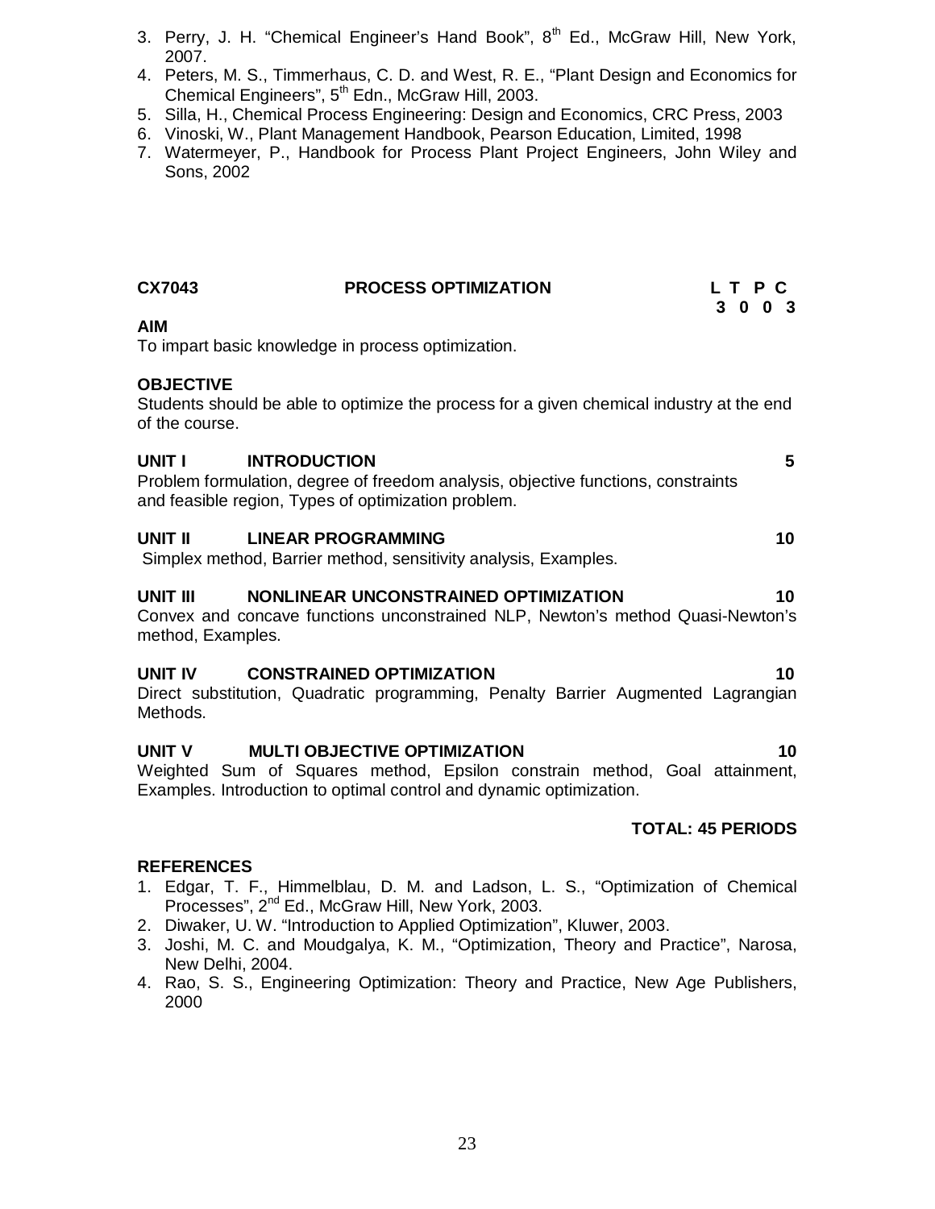3. Perry, J. H. "Chemical Engineer's Hand Book", 8th Ed., McGraw Hill, New York, 2007.
4. Peters, M. S., Timmerhaus, C. D. and West, R. E., "Plant Design and Economics for Chemical Engineers", 5th Edn., McGraw Hill, 2003.
5. Silla, H., Chemical Process Engineering: Design and Economics, CRC Press, 2003
6. Vinoski, W., Plant Management Handbook, Pearson Education, Limited, 1998
7. Watermeyer, P., Handbook for Process Plant Project Engineers, John Wiley and Sons, 2002

## CX7043 PROCESS OPTIMIZATION

| L | T | P | C |
|---|---|---|---|
| 3 | 0 | 0 | 3 |

**AIM**

To impart basic knowledge in process optimization.

**OBJECTIVE**

Students should be able to optimize the process for a given chemical industry at the end of the course.

**UNIT I INTRODUCTION** **5**

Problem formulation, degree of freedom analysis, objective functions, constraints and feasible region, Types of optimization problem.

**UNIT II LINEAR PROGRAMMING** **10**

Simplex method, Barrier method, sensitivity analysis, Examples.

**UNIT III NONLINEAR UNCONSTRAINED OPTIMIZATION** **10**

Convex and concave functions unconstrained NLP, Newton's method Quasi-Newton's method, Examples.

**UNIT IV CONSTRAINED OPTIMIZATION** **10**

Direct substitution, Quadratic programming, Penalty Barrier Augmented Lagrangian Methods.

**UNIT V MULTI OBJECTIVE OPTIMIZATION** **10**

Weighted Sum of Squares method, Epsilon constrain method, Goal attainment, Examples. Introduction to optimal control and dynamic optimization.

**TOTAL: 45 PERIODS**

**REFERENCES**

1. Edgar, T. F., Himmelblau, D. M. and Ladson, L. S., "Optimization of Chemical Processes", 2nd Ed., McGraw Hill, New York, 2003.
2. Diwaker, U. W. "Introduction to Applied Optimization", Kluwer, 2003.
3. Joshi, M. C. and Moudgalya, K. M., "Optimization, Theory and Practice", Narosa, New Delhi, 2004.
4. Rao, S. S., Engineering Optimization: Theory and Practice, New Age Publishers, 2000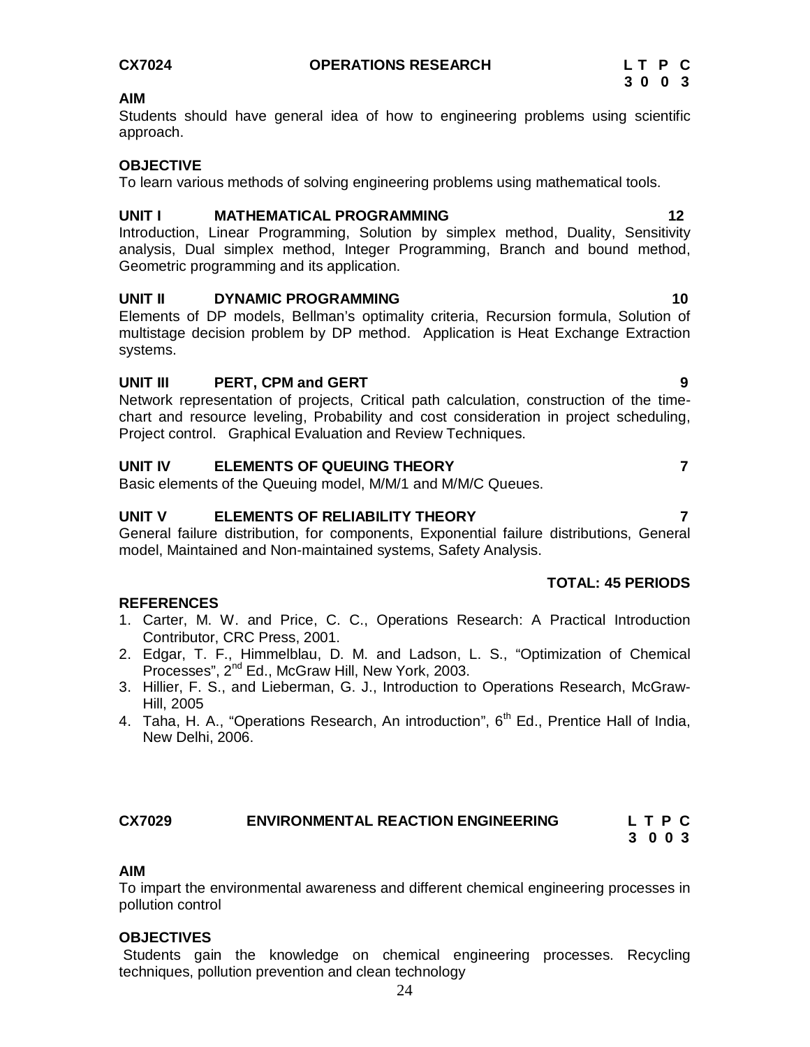## CX7024 OPERATIONS RESEARCH

| L | T | P | C |
|---|---|---|---|
| 3 | 0 | 0 | 3 |

**AIM**

Students should have general idea of how to engineering problems using scientific approach.

**OBJECTIVE**

To learn various methods of solving engineering problems using mathematical tools.

**UNIT I MATHEMATICAL PROGRAMMING 12**

Introduction, Linear Programming, Solution by simplex method, Duality, Sensitivity analysis, Dual simplex method, Integer Programming, Branch and bound method, Geometric programming and its application.

**UNIT II DYNAMIC PROGRAMMING 10**

Elements of DP models, Bellman's optimality criteria, Recursion formula, Solution of multistage decision problem by DP method. Application is Heat Exchange Extraction systems.

**UNIT III PERT, CPM and GERT 9**

Network representation of projects, Critical path calculation, construction of the time-chart and resource leveling, Probability and cost consideration in project scheduling, Project control. Graphical Evaluation and Review Techniques.

**UNIT IV ELEMENTS OF QUEUING THEORY 7**

Basic elements of the Queuing model, M/M/1 and M/M/C Queues.

**UNIT V ELEMENTS OF RELIABILITY THEORY 7**

General failure distribution, for components, Exponential failure distributions, General model, Maintained and Non-maintained systems, Safety Analysis.

**TOTAL: 45 PERIODS**

**REFERENCES**

1. Carter, M. W. and Price, C. C., Operations Research: A Practical Introduction Contributor, CRC Press, 2001.
2. Edgar, T. F., Himmelblau, D. M. and Ladson, L. S., "Optimization of Chemical Processes", 2nd Ed., McGraw Hill, New York, 2003.
3. Hillier, F. S., and Lieberman, G. J., Introduction to Operations Research, McGraw-Hill, 2005
4. Taha, H. A., "Operations Research, An introduction", 6th Ed., Prentice Hall of India, New Delhi, 2006.

## CX7029 ENVIRONMENTAL REACTION ENGINEERING

| L | T | P | C |
|---|---|---|---|
| 3 | 0 | 0 | 3 |

**AIM**

To impart the environmental awareness and different chemical engineering processes in pollution control

**OBJECTIVES**

Students gain the knowledge on chemical engineering processes. Recycling techniques, pollution prevention and clean technology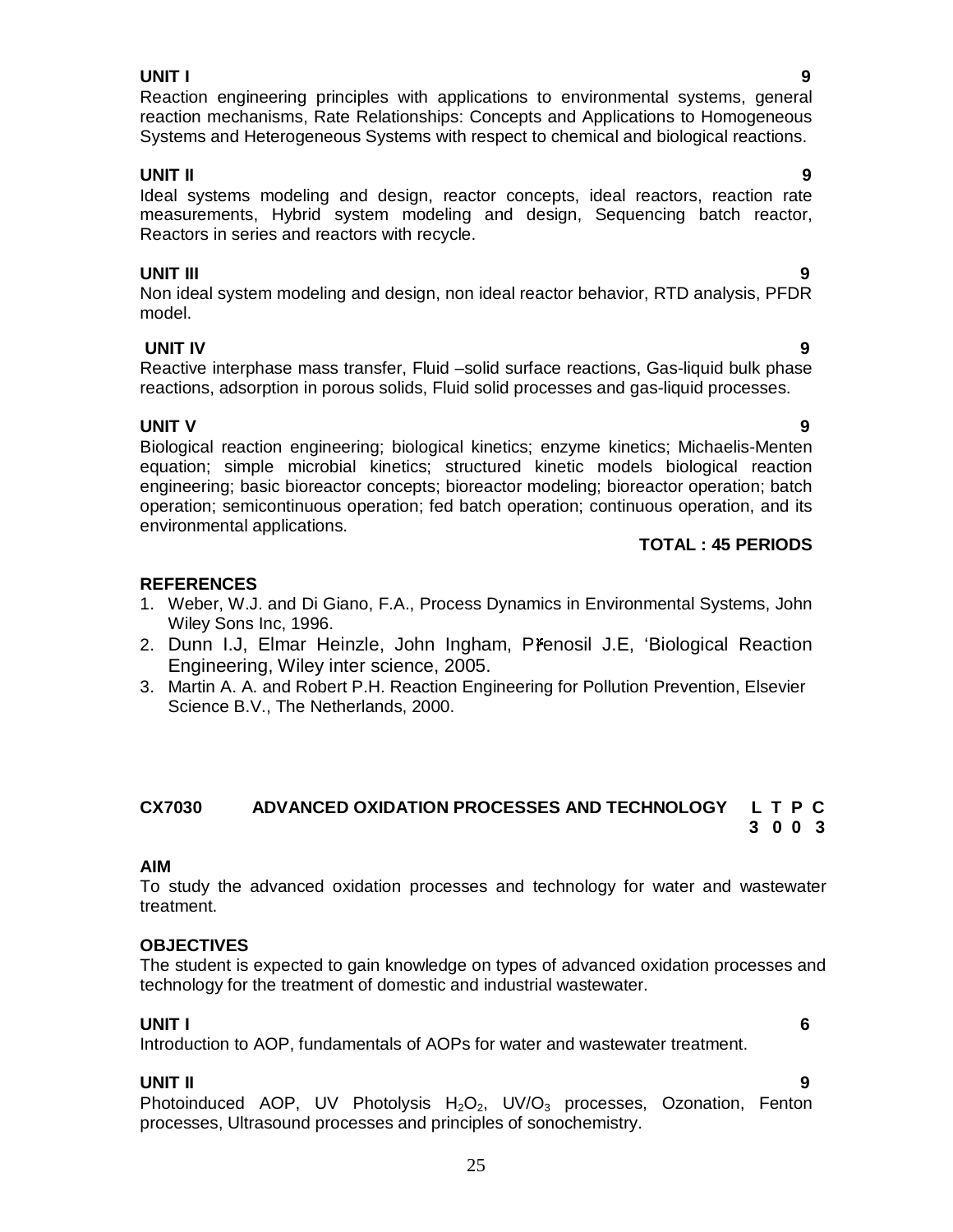**UNIT I** **9**

Reaction engineering principles with applications to environmental systems, general reaction mechanisms, Rate Relationships: Concepts and Applications to Homogeneous Systems and Heterogeneous Systems with respect to chemical and biological reactions.

**UNIT II** **9**

Ideal systems modeling and design, reactor concepts, ideal reactors, reaction rate measurements, Hybrid system modeling and design, Sequencing batch reactor, Reactors in series and reactors with recycle.

**UNIT III** **9**

Non ideal system modeling and design, non ideal reactor behavior, RTD analysis, PFDR model.

**UNIT IV** **9**

Reactive interphase mass transfer, Fluid –solid surface reactions, Gas-liquid bulk phase reactions, adsorption in porous solids, Fluid solid processes and gas-liquid processes.

**UNIT V** **9**

Biological reaction engineering; biological kinetics; enzyme kinetics; Michaelis-Menten equation; simple microbial kinetics; structured kinetic models biological reaction engineering; basic bioreactor concepts; bioreactor modeling; bioreactor operation; batch operation; semicontinuous operation; fed batch operation; continuous operation, and its environmental applications.

**TOTAL : 45 PERIODS**

**REFERENCES**

1. Weber, W.J. and Di Giano, F.A., Process Dynamics in Environmental Systems, John Wiley Sons Inc, 1996.
2. Dunn I.J, Elmar Heinzle, John Ingham, Přenosil J.E, 'Biological Reaction Engineering, Wiley inter science, 2005.
3. Martin A. A. and Robert P.H. Reaction Engineering for Pollution Prevention, Elsevier Science B.V., The Netherlands, 2000.

## CX7030 ADVANCED OXIDATION PROCESSES AND TECHNOLOGY

| L | T | P | C |
|---|---|---|---|
| 3 | 0 | 0 | 3 |

**AIM**

To study the advanced oxidation processes and technology for water and wastewater treatment.

**OBJECTIVES**

The student is expected to gain knowledge on types of advanced oxidation processes and technology for the treatment of domestic and industrial wastewater.

**UNIT I** **6**

Introduction to AOP, fundamentals of AOPs for water and wastewater treatment.

**UNIT II** **9**

Photoinduced AOP, UV Photolysis $H_2O_2$, UV/$O_3$ processes, Ozonation, Fenton processes, Ultrasound processes and principles of sonochemistry.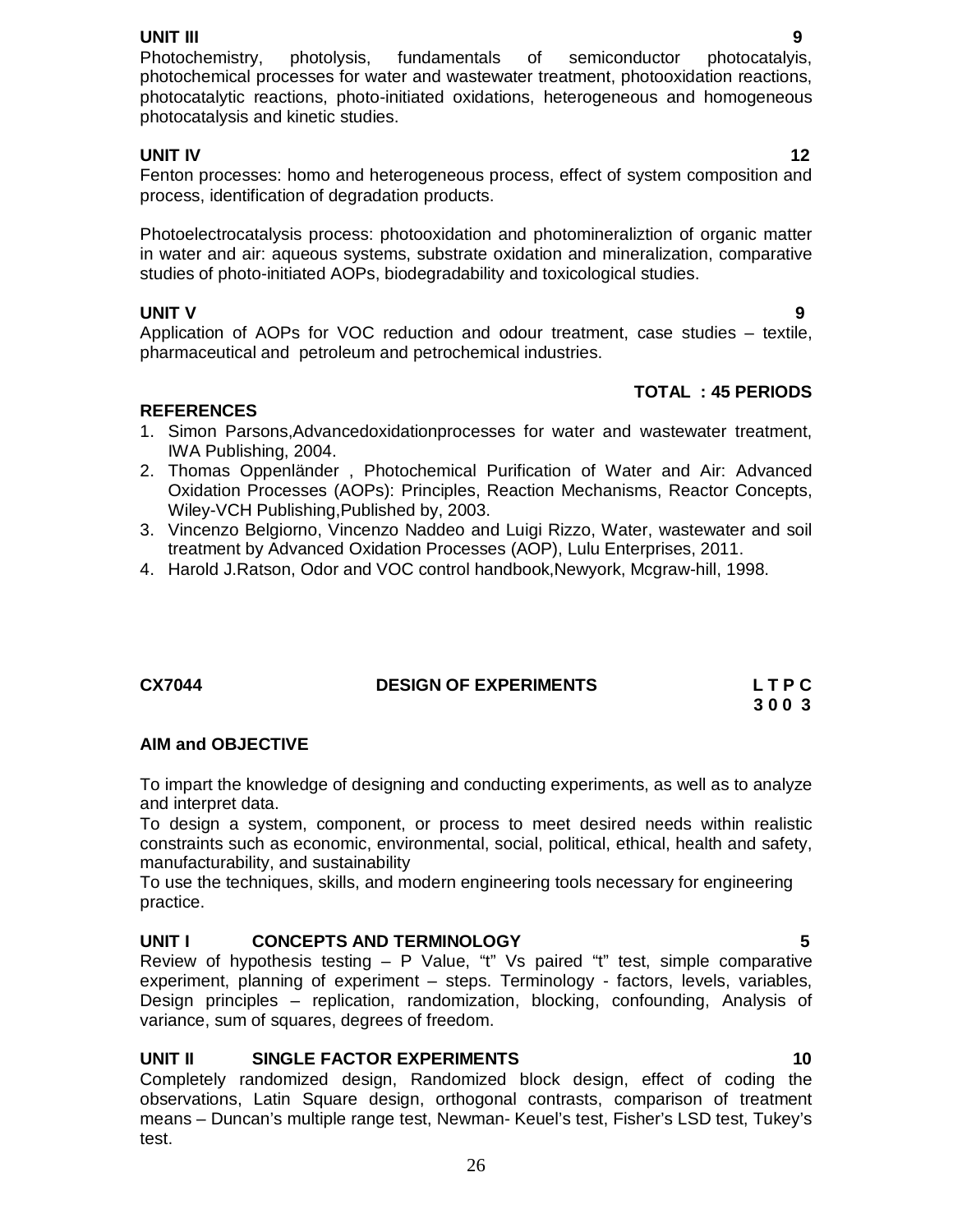**UNIT III 9**

Photochemistry, photolysis, fundamentals of semiconductor photocatalyis, photochemical processes for water and wastewater treatment, photooxidation reactions, photocatalytic reactions, photo-initiated oxidations, heterogeneous and homogeneous photocatalysis and kinetic studies.

**UNIT IV 12**

Fenton processes: homo and heterogeneous process, effect of system composition and process, identification of degradation products.

Photoelectrocatalysis process: photooxidation and photomineraliztion of organic matter in water and air: aqueous systems, substrate oxidation and mineralization, comparative studies of photo-initiated AOPs, biodegradability and toxicological studies.

**UNIT V 9**

Application of AOPs for VOC reduction and odour treatment, case studies – textile, pharmaceutical and petroleum and petrochemical industries.

**TOTAL : 45 PERIODS**

**REFERENCES**

1. Simon Parsons,Advancedoxidationprocesses for water and wastewater treatment, IWA Publishing, 2004.
2. Thomas Oppenländer , Photochemical Purification of Water and Air: Advanced Oxidation Processes (AOPs): Principles, Reaction Mechanisms, Reactor Concepts, Wiley-VCH Publishing,Published by, 2003.
3. Vincenzo Belgiorno, Vincenzo Naddeo and Luigi Rizzo, Water, wastewater and soil treatment by Advanced Oxidation Processes (AOP), Lulu Enterprises, 2011.
4. Harold J.Ratson, Odor and VOC control handbook,Newyork, Mcgraw-hill, 1998.

## CX7044 DESIGN OF EXPERIMENTS

**L T P C**
**3 0 0 3**

**AIM and OBJECTIVE**

To impart the knowledge of designing and conducting experiments, as well as to analyze and interpret data.

To design a system, component, or process to meet desired needs within realistic constraints such as economic, environmental, social, political, ethical, health and safety, manufacturability, and sustainability

To use the techniques, skills, and modern engineering tools necessary for engineering practice.

**UNIT I CONCEPTS AND TERMINOLOGY 5**

Review of hypothesis testing – P Value, "t" Vs paired "t" test, simple comparative experiment, planning of experiment – steps. Terminology - factors, levels, variables, Design principles – replication, randomization, blocking, confounding, Analysis of variance, sum of squares, degrees of freedom.

**UNIT II SINGLE FACTOR EXPERIMENTS 10**

Completely randomized design, Randomized block design, effect of coding the observations, Latin Square design, orthogonal contrasts, comparison of treatment means – Duncan's multiple range test, Newman- Keuel's test, Fisher's LSD test, Tukey's test.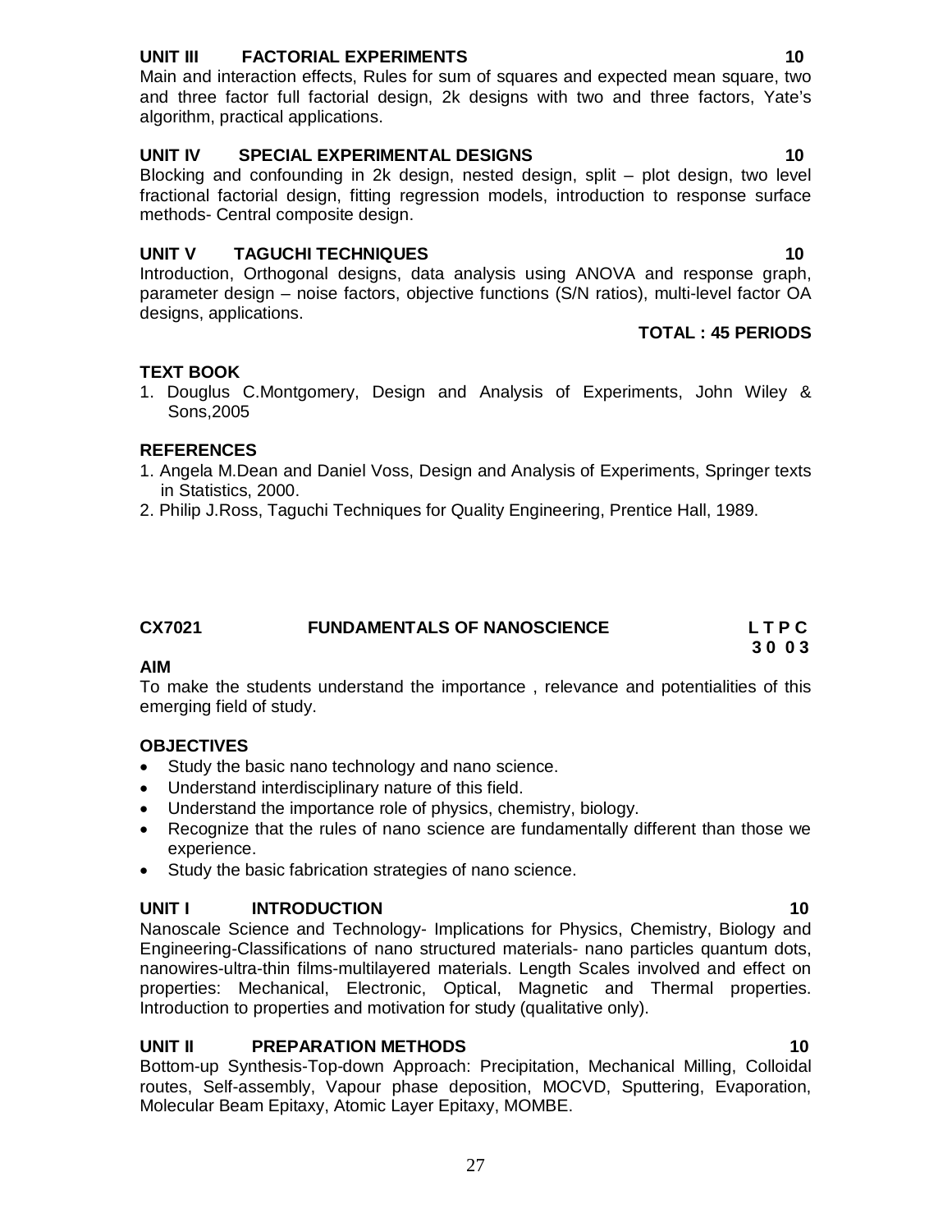**UNIT III FACTORIAL EXPERIMENTS 10**

Main and interaction effects, Rules for sum of squares and expected mean square, two and three factor full factorial design, 2k designs with two and three factors, Yate's algorithm, practical applications.

**UNIT IV SPECIAL EXPERIMENTAL DESIGNS 10**

Blocking and confounding in 2k design, nested design, split – plot design, two level fractional factorial design, fitting regression models, introduction to response surface methods- Central composite design.

**UNIT V TAGUCHI TECHNIQUES 10**

Introduction, Orthogonal designs, data analysis using ANOVA and response graph, parameter design – noise factors, objective functions (S/N ratios), multi-level factor OA designs, applications.

**TOTAL : 45 PERIODS**

**TEXT BOOK**

1. Douglus C.Montgomery, Design and Analysis of Experiments, John Wiley & Sons,2005

**REFERENCES**

1. Angela M.Dean and Daniel Voss, Design and Analysis of Experiments, Springer texts in Statistics, 2000.
2. Philip J.Ross, Taguchi Techniques for Quality Engineering, Prentice Hall, 1989.

## CX7021 FUNDAMENTALS OF NANOSCIENCE

**L T P C**
**3 0 0 3**

**AIM**

To make the students understand the importance , relevance and potentialities of this emerging field of study.

**OBJECTIVES**

- Study the basic nano technology and nano science.
- Understand interdisciplinary nature of this field.
- Understand the importance role of physics, chemistry, biology.
- Recognize that the rules of nano science are fundamentally different than those we experience.
- Study the basic fabrication strategies of nano science.

**UNIT I INTRODUCTION 10**

Nanoscale Science and Technology- Implications for Physics, Chemistry, Biology and Engineering-Classifications of nano structured materials- nano particles quantum dots, nanowires-ultra-thin films-multilayered materials. Length Scales involved and effect on properties: Mechanical, Electronic, Optical, Magnetic and Thermal properties. Introduction to properties and motivation for study (qualitative only).

**UNIT II PREPARATION METHODS 10**

Bottom-up Synthesis-Top-down Approach: Precipitation, Mechanical Milling, Colloidal routes, Self-assembly, Vapour phase deposition, MOCVD, Sputtering, Evaporation, Molecular Beam Epitaxy, Atomic Layer Epitaxy, MOMBE.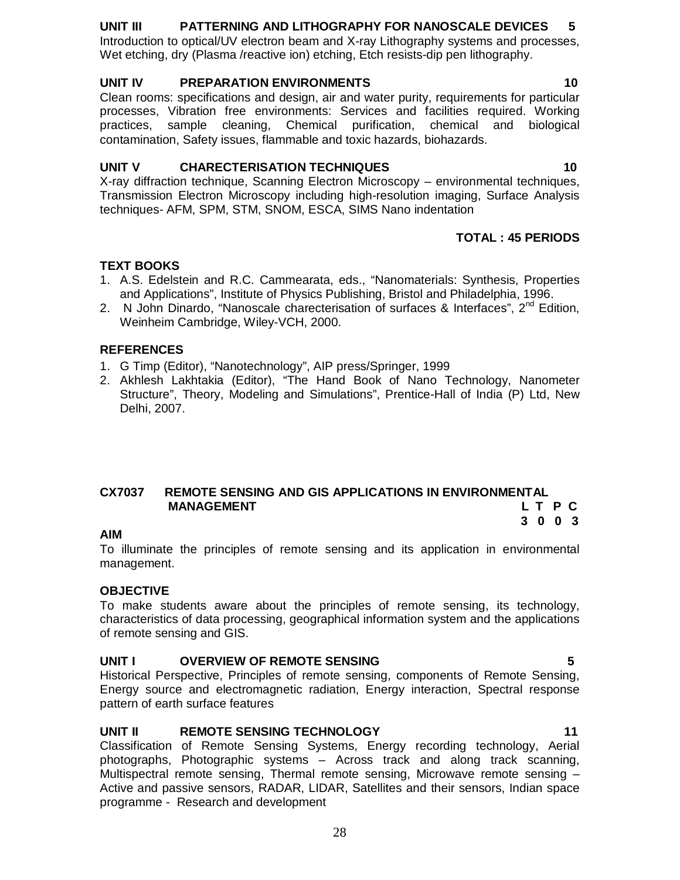**UNIT III PATTERNING AND LITHOGRAPHY FOR NANOSCALE DEVICES 5**

Introduction to optical/UV electron beam and X-ray Lithography systems and processes, Wet etching, dry (Plasma /reactive ion) etching, Etch resists-dip pen lithography.

**UNIT IV PREPARATION ENVIRONMENTS 10**

Clean rooms: specifications and design, air and water purity, requirements for particular processes, Vibration free environments: Services and facilities required. Working practices, sample cleaning, Chemical purification, chemical and biological contamination, Safety issues, flammable and toxic hazards, biohazards.

**UNIT V CHARECTERISATION TECHNIQUES 10**

X-ray diffraction technique, Scanning Electron Microscopy – environmental techniques, Transmission Electron Microscopy including high-resolution imaging, Surface Analysis techniques- AFM, SPM, STM, SNOM, ESCA, SIMS Nano indentation

**TOTAL : 45 PERIODS**

**TEXT BOOKS**

1. A.S. Edelstein and R.C. Cammearata, eds., "Nanomaterials: Synthesis, Properties and Applications", Institute of Physics Publishing, Bristol and Philadelphia, 1996.
2. N John Dinardo, "Nanoscale charecterisation of surfaces & Interfaces", 2nd Edition, Weinheim Cambridge, Wiley-VCH, 2000.

**REFERENCES**

1. G Timp (Editor), "Nanotechnology", AIP press/Springer, 1999
2. Akhlesh Lakhtakia (Editor), "The Hand Book of Nano Technology, Nanometer Structure", Theory, Modeling and Simulations", Prentice-Hall of India (P) Ltd, New Delhi, 2007.

## CX7037 REMOTE SENSING AND GIS APPLICATIONS IN ENVIRONMENTAL MANAGEMENT

| L | T | P | C |
|---|---|---|---|
| 3 | 0 | 0 | 3 |

**AIM**

To illuminate the principles of remote sensing and its application in environmental management.

**OBJECTIVE**

To make students aware about the principles of remote sensing, its technology, characteristics of data processing, geographical information system and the applications of remote sensing and GIS.

**UNIT I OVERVIEW OF REMOTE SENSING 5**

Historical Perspective, Principles of remote sensing, components of Remote Sensing, Energy source and electromagnetic radiation, Energy interaction, Spectral response pattern of earth surface features

**UNIT II REMOTE SENSING TECHNOLOGY 11**

Classification of Remote Sensing Systems, Energy recording technology, Aerial photographs, Photographic systems – Across track and along track scanning, Multispectral remote sensing, Thermal remote sensing, Microwave remote sensing – Active and passive sensors, RADAR, LIDAR, Satellites and their sensors, Indian space programme - Research and development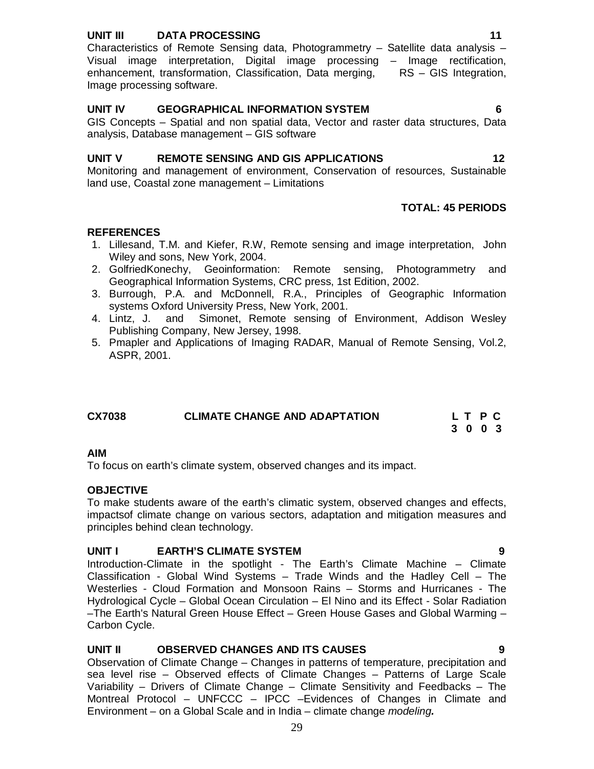**UNIT III DATA PROCESSING 11**

Characteristics of Remote Sensing data, Photogrammetry – Satellite data analysis – Visual image interpretation, Digital image processing – Image rectification, enhancement, transformation, Classification, Data merging, RS – GIS Integration, Image processing software.

**UNIT IV GEOGRAPHICAL INFORMATION SYSTEM 6**

GIS Concepts – Spatial and non spatial data, Vector and raster data structures, Data analysis, Database management – GIS software

**UNIT V REMOTE SENSING AND GIS APPLICATIONS 12**

Monitoring and management of environment, Conservation of resources, Sustainable land use, Coastal zone management – Limitations

**TOTAL: 45 PERIODS**

**REFERENCES**

1. Lillesand, T.M. and Kiefer, R.W, Remote sensing and image interpretation, John Wiley and sons, New York, 2004.
2. GolfriedKonechy, Geoinformation: Remote sensing, Photogrammetry and Geographical Information Systems, CRC press, 1st Edition, 2002.
3. Burrough, P.A. and McDonnell, R.A., Principles of Geographic Information systems Oxford University Press, New York, 2001.
4. Lintz, J. and Simonet, Remote sensing of Environment, Addison Wesley Publishing Company, New Jersey, 1998.
5. Pmapler and Applications of Imaging RADAR, Manual of Remote Sensing, Vol.2, ASPR, 2001.

## CX7038 CLIMATE CHANGE AND ADAPTATION

| L | T | P | C |
|---|---|---|---|
| 3 | 0 | 0 | 3 |

**AIM**

To focus on earth's climate system, observed changes and its impact.

**OBJECTIVE**

To make students aware of the earth's climatic system, observed changes and effects, impactsof climate change on various sectors, adaptation and mitigation measures and principles behind clean technology.

**UNIT I EARTH'S CLIMATE SYSTEM 9**

Introduction-Climate in the spotlight - The Earth's Climate Machine – Climate Classification - Global Wind Systems – Trade Winds and the Hadley Cell – The Westerlies - Cloud Formation and Monsoon Rains – Storms and Hurricanes - The Hydrological Cycle – Global Ocean Circulation – El Nino and its Effect - Solar Radiation –The Earth's Natural Green House Effect – Green House Gases and Global Warming – Carbon Cycle.

**UNIT II OBSERVED CHANGES AND ITS CAUSES 9**

Observation of Climate Change – Changes in patterns of temperature, precipitation and sea level rise – Observed effects of Climate Changes – Patterns of Large Scale Variability – Drivers of Climate Change – Climate Sensitivity and Feedbacks – The Montreal Protocol – UNFCCC – IPCC –Evidences of Changes in Climate and Environment – on a Global Scale and in India – climate change *modeling.*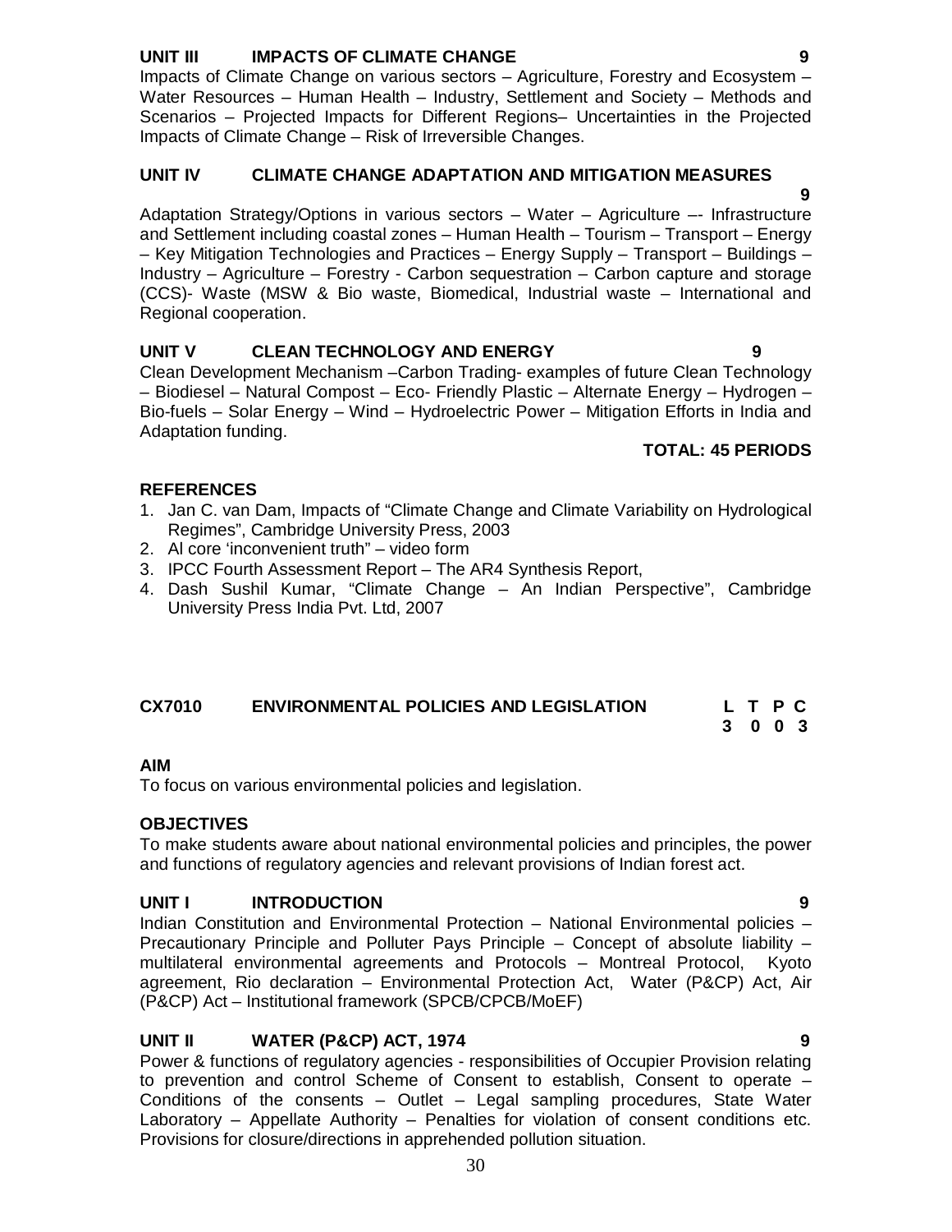### UNIT III IMPACTS OF CLIMATE CHANGE 9

Impacts of Climate Change on various sectors – Agriculture, Forestry and Ecosystem – Water Resources – Human Health – Industry, Settlement and Society – Methods and Scenarios – Projected Impacts for Different Regions– Uncertainties in the Projected Impacts of Climate Change – Risk of Irreversible Changes.

### UNIT IV CLIMATE CHANGE ADAPTATION AND MITIGATION MEASURES 9

Adaptation Strategy/Options in various sectors – Water – Agriculture –- Infrastructure and Settlement including coastal zones – Human Health – Tourism – Transport – Energy – Key Mitigation Technologies and Practices – Energy Supply – Transport – Buildings – Industry – Agriculture – Forestry - Carbon sequestration – Carbon capture and storage (CCS)- Waste (MSW & Bio waste, Biomedical, Industrial waste – International and Regional cooperation.

### UNIT V CLEAN TECHNOLOGY AND ENERGY 9

Clean Development Mechanism –Carbon Trading- examples of future Clean Technology – Biodiesel – Natural Compost – Eco- Friendly Plastic – Alternate Energy – Hydrogen – Bio-fuels – Solar Energy – Wind – Hydroelectric Power – Mitigation Efforts in India and Adaptation funding.

**TOTAL: 45 PERIODS**

### REFERENCES

1. Jan C. van Dam, Impacts of "Climate Change and Climate Variability on Hydrological Regimes", Cambridge University Press, 2003
2. Al core 'inconvenient truth" – video form
3. IPCC Fourth Assessment Report – The AR4 Synthesis Report,
4. Dash Sushil Kumar, "Climate Change – An Indian Perspective", Cambridge University Press India Pvt. Ltd, 2007

## CX7010 ENVIRONMENTAL POLICIES AND LEGISLATION

| L | T | P | C |
|---|---|---|---|
| 3 | 0 | 0 | 3 |

### AIM

To focus on various environmental policies and legislation.

### OBJECTIVES

To make students aware about national environmental policies and principles, the power and functions of regulatory agencies and relevant provisions of Indian forest act.

### UNIT I INTRODUCTION 9

Indian Constitution and Environmental Protection – National Environmental policies – Precautionary Principle and Polluter Pays Principle – Concept of absolute liability – multilateral environmental agreements and Protocols – Montreal Protocol, Kyoto agreement, Rio declaration – Environmental Protection Act, Water (P&CP) Act, Air (P&CP) Act – Institutional framework (SPCB/CPCB/MoEF)

### UNIT II WATER (P&CP) ACT, 1974 9

Power & functions of regulatory agencies - responsibilities of Occupier Provision relating to prevention and control Scheme of Consent to establish, Consent to operate – Conditions of the consents – Outlet – Legal sampling procedures, State Water Laboratory – Appellate Authority – Penalties for violation of consent conditions etc. Provisions for closure/directions in apprehended pollution situation.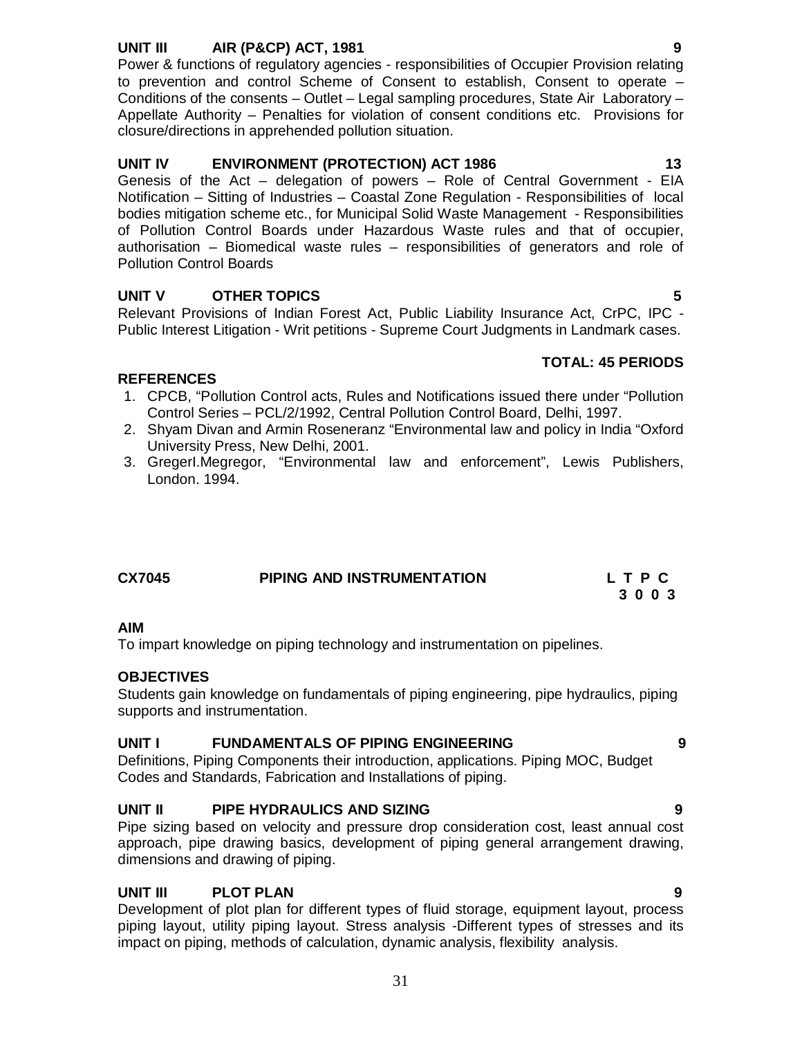### UNIT III AIR (P&CP) ACT, 1981 9

Power & functions of regulatory agencies - responsibilities of Occupier Provision relating to prevention and control Scheme of Consent to establish, Consent to operate – Conditions of the consents – Outlet – Legal sampling procedures, State Air Laboratory – Appellate Authority – Penalties for violation of consent conditions etc. Provisions for closure/directions in apprehended pollution situation.

### UNIT IV ENVIRONMENT (PROTECTION) ACT 1986 13

Genesis of the Act – delegation of powers – Role of Central Government - EIA Notification – Sitting of Industries – Coastal Zone Regulation - Responsibilities of local bodies mitigation scheme etc., for Municipal Solid Waste Management - Responsibilities of Pollution Control Boards under Hazardous Waste rules and that of occupier, authorisation – Biomedical waste rules – responsibilities of generators and role of Pollution Control Boards

### UNIT V OTHER TOPICS 5

Relevant Provisions of Indian Forest Act, Public Liability Insurance Act, CrPC, IPC - Public Interest Litigation - Writ petitions - Supreme Court Judgments in Landmark cases.

**TOTAL: 45 PERIODS**

**REFERENCES**

1. CPCB, "Pollution Control acts, Rules and Notifications issued there under "Pollution Control Series – PCL/2/1992, Central Pollution Control Board, Delhi, 1997.
2. Shyam Divan and Armin Roseneranz "Environmental law and policy in India "Oxford University Press, New Delhi, 2001.
3. GregerI.Megregor, "Environmental law and enforcement", Lewis Publishers, London. 1994.

## CX7045 PIPING AND INSTRUMENTATION

| L | T | P | C |
|---|---|---|---|
| 3 | 0 | 0 | 3 |

**AIM**

To impart knowledge on piping technology and instrumentation on pipelines.

**OBJECTIVES**

Students gain knowledge on fundamentals of piping engineering, pipe hydraulics, piping supports and instrumentation.

### UNIT I FUNDAMENTALS OF PIPING ENGINEERING 9

Definitions, Piping Components their introduction, applications. Piping MOC, Budget Codes and Standards, Fabrication and Installations of piping.

### UNIT II PIPE HYDRAULICS AND SIZING 9

Pipe sizing based on velocity and pressure drop consideration cost, least annual cost approach, pipe drawing basics, development of piping general arrangement drawing, dimensions and drawing of piping.

### UNIT III PLOT PLAN 9

Development of plot plan for different types of fluid storage, equipment layout, process piping layout, utility piping layout. Stress analysis -Different types of stresses and its impact on piping, methods of calculation, dynamic analysis, flexibility analysis.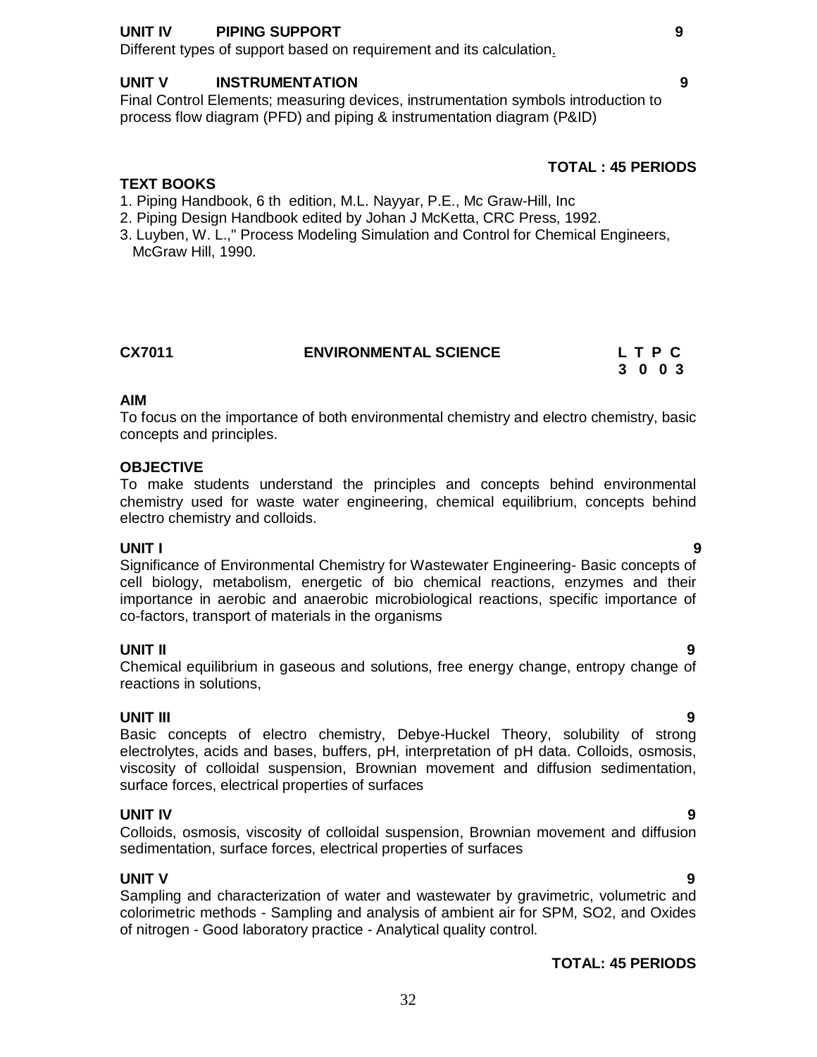**UNIT IV PIPING SUPPORT 9**

Different types of support based on requirement and its calculation.

**UNIT V INSTRUMENTATION 9**

Final Control Elements; measuring devices, instrumentation symbols introduction to process flow diagram (PFD) and piping & instrumentation diagram (P&ID)

**TOTAL : 45 PERIODS**

**TEXT BOOKS**

1. Piping Handbook, 6 th edition, M.L. Nayyar, P.E., Mc Graw-Hill, Inc
2. Piping Design Handbook edited by Johan J McKetta, CRC Press, 1992.
3. Luyben, W. L.," Process Modeling Simulation and Control for Chemical Engineers, McGraw Hill, 1990.

## CX7011 ENVIRONMENTAL SCIENCE

**L T P C**
**3 0 0 3**

**AIM**

To focus on the importance of both environmental chemistry and electro chemistry, basic concepts and principles.

**OBJECTIVE**

To make students understand the principles and concepts behind environmental chemistry used for waste water engineering, chemical equilibrium, concepts behind electro chemistry and colloids.

**UNIT I 9**

Significance of Environmental Chemistry for Wastewater Engineering- Basic concepts of cell biology, metabolism, energetic of bio chemical reactions, enzymes and their importance in aerobic and anaerobic microbiological reactions, specific importance of co-factors, transport of materials in the organisms

**UNIT II 9**

Chemical equilibrium in gaseous and solutions, free energy change, entropy change of reactions in solutions,

**UNIT III 9**

Basic concepts of electro chemistry, Debye-Huckel Theory, solubility of strong electrolytes, acids and bases, buffers, pH, interpretation of pH data. Colloids, osmosis, viscosity of colloidal suspension, Brownian movement and diffusion sedimentation, surface forces, electrical properties of surfaces

**UNIT IV 9**

Colloids, osmosis, viscosity of colloidal suspension, Brownian movement and diffusion sedimentation, surface forces, electrical properties of surfaces

**UNIT V 9**

Sampling and characterization of water and wastewater by gravimetric, volumetric and colorimetric methods - Sampling and analysis of ambient air for SPM, $SO_2$, and Oxides of nitrogen - Good laboratory practice - Analytical quality control.

**TOTAL: 45 PERIODS**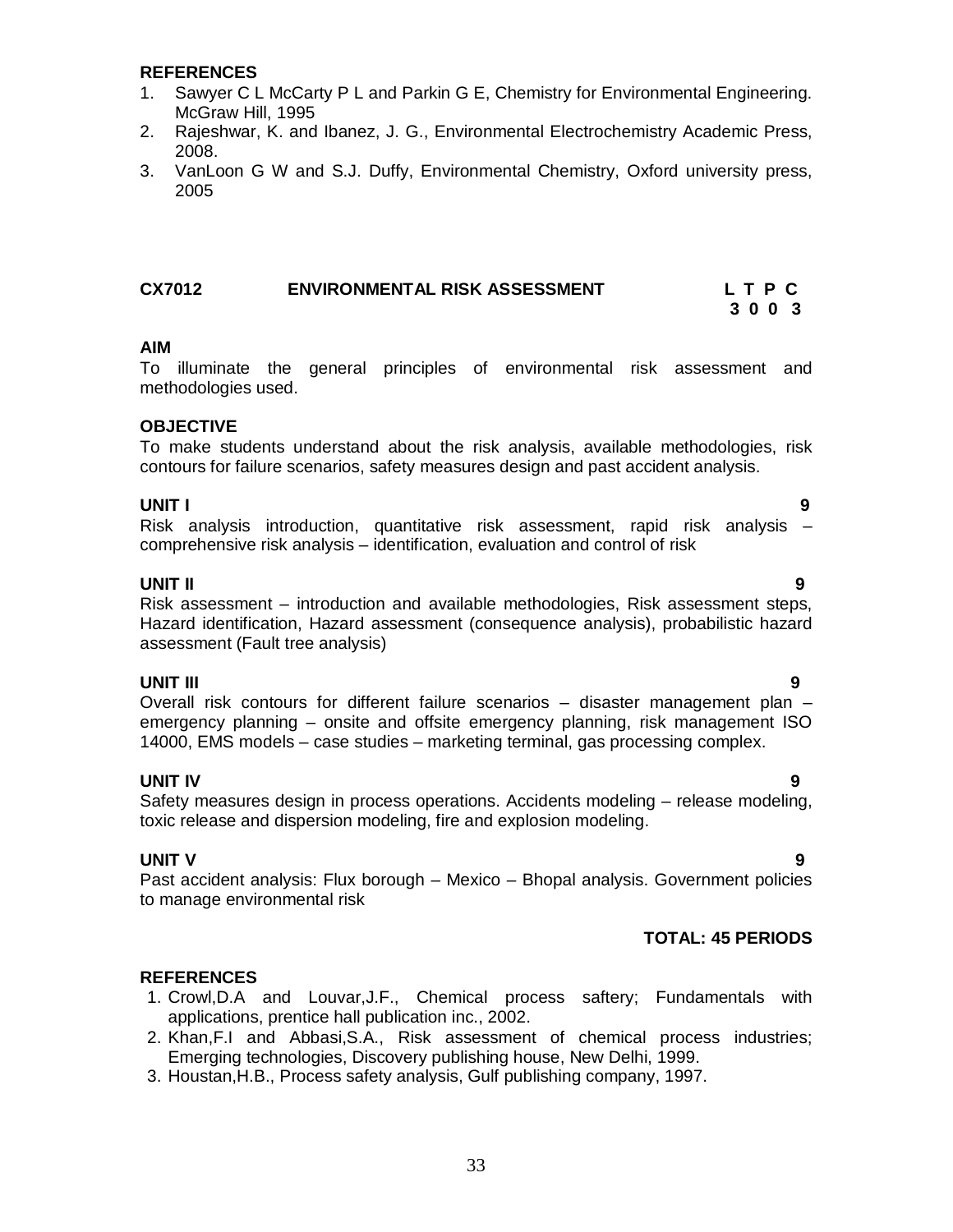**REFERENCES**

1. Sawyer C L McCarty P L and Parkin G E, Chemistry for Environmental Engineering. McGraw Hill, 1995
2. Rajeshwar, K. and Ibanez, J. G., Environmental Electrochemistry Academic Press, 2008.
3. VanLoon G W and S.J. Duffy, Environmental Chemistry, Oxford university press, 2005

## CX7012 ENVIRONMENTAL RISK ASSESSMENT

| L | T | P | C |
|---|---|---|---|
| 3 | 0 | 0 | 3 |

**AIM**

To illuminate the general principles of environmental risk assessment and methodologies used.

**OBJECTIVE**

To make students understand about the risk analysis, available methodologies, risk contours for failure scenarios, safety measures design and past accident analysis.

**UNIT I** **9**

Risk analysis introduction, quantitative risk assessment, rapid risk analysis – comprehensive risk analysis – identification, evaluation and control of risk

**UNIT II** **9**

Risk assessment – introduction and available methodologies, Risk assessment steps, Hazard identification, Hazard assessment (consequence analysis), probabilistic hazard assessment (Fault tree analysis)

**UNIT III** **9**

Overall risk contours for different failure scenarios – disaster management plan – emergency planning – onsite and offsite emergency planning, risk management ISO 14000, EMS models – case studies – marketing terminal, gas processing complex.

**UNIT IV** **9**

Safety measures design in process operations. Accidents modeling – release modeling, toxic release and dispersion modeling, fire and explosion modeling.

**UNIT V** **9**

Past accident analysis: Flux borough – Mexico – Bhopal analysis. Government policies to manage environmental risk

**TOTAL: 45 PERIODS**

**REFERENCES**

1. Crowl,D.A and Louvar,J.F., Chemical process saftery; Fundamentals with applications, prentice hall publication inc., 2002.
2. Khan,F.I and Abbasi,S.A., Risk assessment of chemical process industries; Emerging technologies, Discovery publishing house, New Delhi, 1999.
3. Houstan,H.B., Process safety analysis, Gulf publishing company, 1997.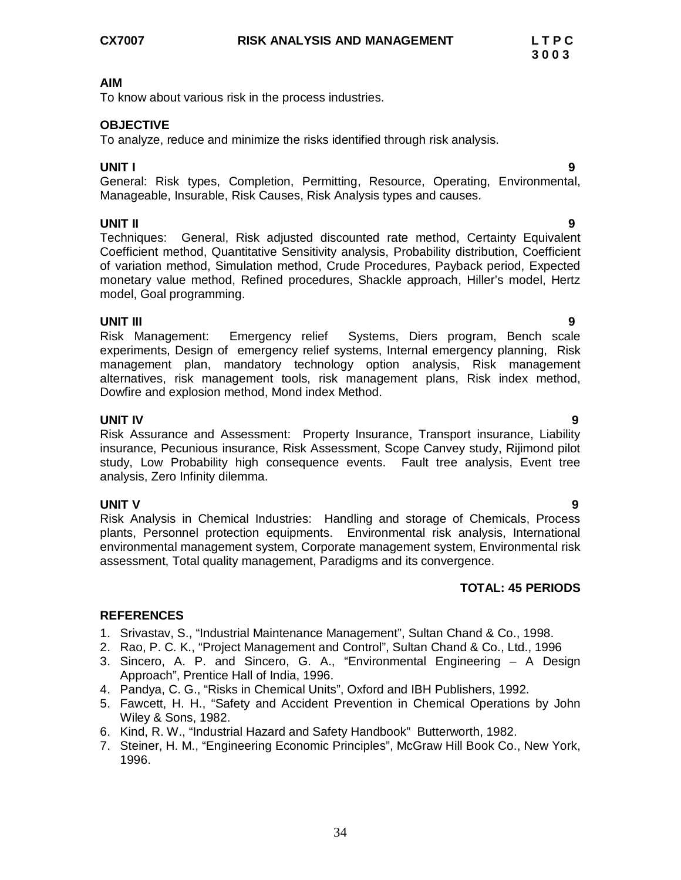**CX7007 RISK ANALYSIS AND MANAGEMENT L T P C**
**3 0 0 3**

**AIM**

To know about various risk in the process industries.

**OBJECTIVE**

To analyze, reduce and minimize the risks identified through risk analysis.

**UNIT I 9**

General: Risk types, Completion, Permitting, Resource, Operating, Environmental, Manageable, Insurable, Risk Causes, Risk Analysis types and causes.

**UNIT II 9**

Techniques: General, Risk adjusted discounted rate method, Certainty Equivalent Coefficient method, Quantitative Sensitivity analysis, Probability distribution, Coefficient of variation method, Simulation method, Crude Procedures, Payback period, Expected monetary value method, Refined procedures, Shackle approach, Hiller's model, Hertz model, Goal programming.

**UNIT III 9**

Risk Management: Emergency relief Systems, Diers program, Bench scale experiments, Design of emergency relief systems, Internal emergency planning, Risk management plan, mandatory technology option analysis, Risk management alternatives, risk management tools, risk management plans, Risk index method, Dowfire and explosion method, Mond index Method.

**UNIT IV 9**

Risk Assurance and Assessment: Property Insurance, Transport insurance, Liability insurance, Pecunious insurance, Risk Assessment, Scope Canvey study, Rijimond pilot study, Low Probability high consequence events. Fault tree analysis, Event tree analysis, Zero Infinity dilemma.

**UNIT V 9**

Risk Analysis in Chemical Industries: Handling and storage of Chemicals, Process plants, Personnel protection equipments. Environmental risk analysis, International environmental management system, Corporate management system, Environmental risk assessment, Total quality management, Paradigms and its convergence.

**TOTAL: 45 PERIODS**

**REFERENCES**

1. Srivastav, S., "Industrial Maintenance Management", Sultan Chand & Co., 1998.
2. Rao, P. C. K., "Project Management and Control", Sultan Chand & Co., Ltd., 1996
3. Sincero, A. P. and Sincero, G. A., "Environmental Engineering – A Design Approach", Prentice Hall of India, 1996.
4. Pandya, C. G., "Risks in Chemical Units", Oxford and IBH Publishers, 1992.
5. Fawcett, H. H., "Safety and Accident Prevention in Chemical Operations by John Wiley & Sons, 1982.
6. Kind, R. W., "Industrial Hazard and Safety Handbook" Butterworth, 1982.
7. Steiner, H. M., "Engineering Economic Principles", McGraw Hill Book Co., New York, 1996.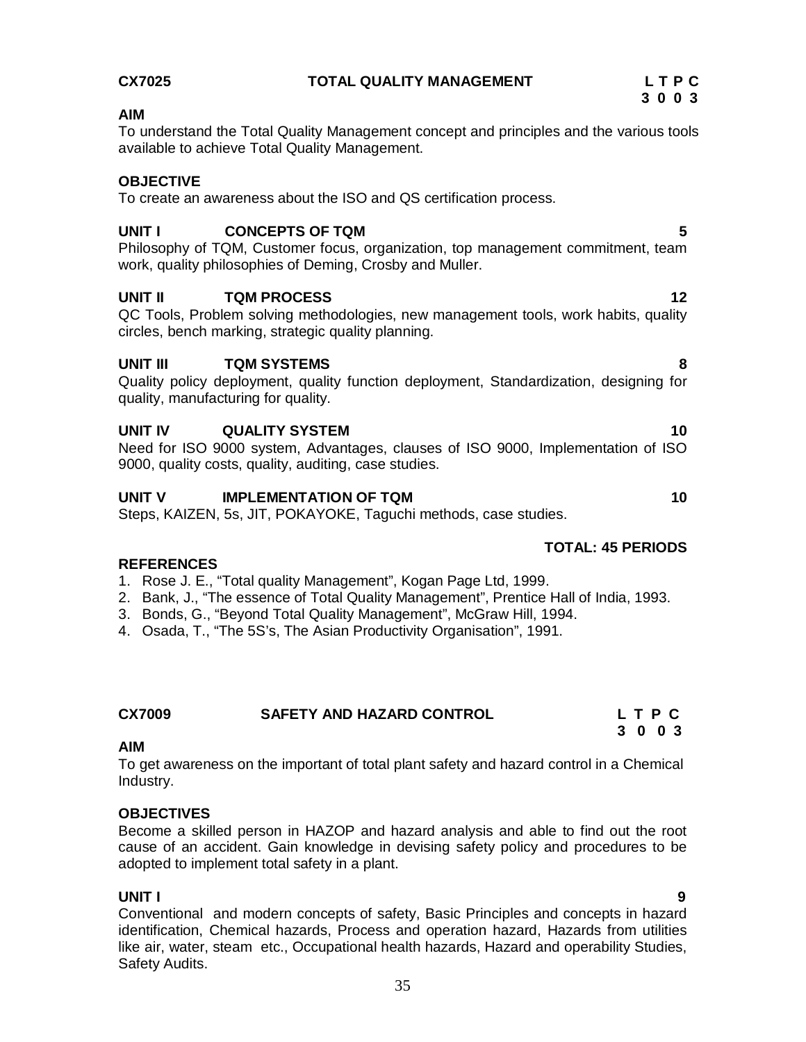## CX7025 TOTAL QUALITY MANAGEMENT

| L | T | P | C |
|---|---|---|---|
| 3 | 0 | 0 | 3 |

**AIM**

To understand the Total Quality Management concept and principles and the various tools available to achieve Total Quality Management.

**OBJECTIVE**

To create an awareness about the ISO and QS certification process.

**UNIT I CONCEPTS OF TQM 5**

Philosophy of TQM, Customer focus, organization, top management commitment, team work, quality philosophies of Deming, Crosby and Muller.

**UNIT II TQM PROCESS 12**

QC Tools, Problem solving methodologies, new management tools, work habits, quality circles, bench marking, strategic quality planning.

**UNIT III TQM SYSTEMS 8**

Quality policy deployment, quality function deployment, Standardization, designing for quality, manufacturing for quality.

**UNIT IV QUALITY SYSTEM 10**

Need for ISO 9000 system, Advantages, clauses of ISO 9000, Implementation of ISO 9000, quality costs, quality, auditing, case studies.

**UNIT V IMPLEMENTATION OF TQM 10**

Steps, KAIZEN, 5s, JIT, POKAYOKE, Taguchi methods, case studies.

**TOTAL: 45 PERIODS**

**REFERENCES**

1. Rose J. E., "Total quality Management", Kogan Page Ltd, 1999.
2. Bank, J., "The essence of Total Quality Management", Prentice Hall of India, 1993.
3. Bonds, G., "Beyond Total Quality Management", McGraw Hill, 1994.
4. Osada, T., "The 5S's, The Asian Productivity Organisation", 1991.

## CX7009 SAFETY AND HAZARD CONTROL

| L | T | P | C |
|---|---|---|---|
| 3 | 0 | 0 | 3 |

**AIM**

To get awareness on the important of total plant safety and hazard control in a Chemical Industry.

**OBJECTIVES**

Become a skilled person in HAZOP and hazard analysis and able to find out the root cause of an accident. Gain knowledge in devising safety policy and procedures to be adopted to implement total safety in a plant.

**UNIT I 9**

Conventional and modern concepts of safety, Basic Principles and concepts in hazard identification, Chemical hazards, Process and operation hazard, Hazards from utilities like air, water, steam etc., Occupational health hazards, Hazard and operability Studies, Safety Audits.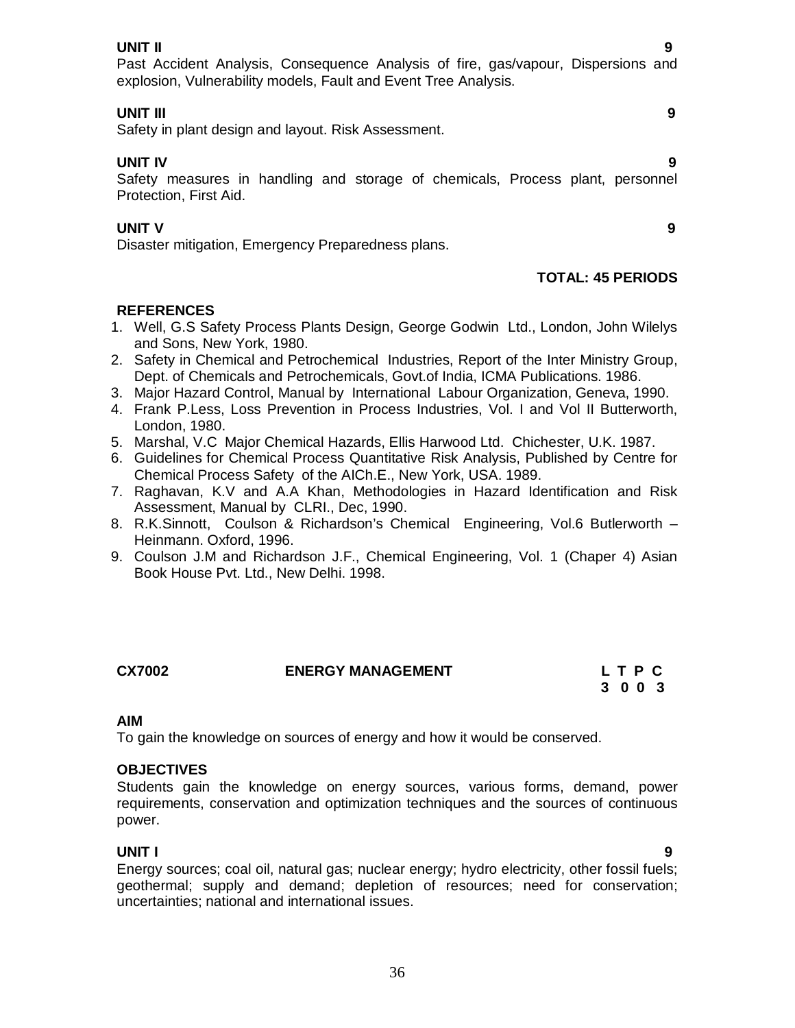**UNIT II** **9**

Past Accident Analysis, Consequence Analysis of fire, gas/vapour, Dispersions and explosion, Vulnerability models, Fault and Event Tree Analysis.

**UNIT III** **9**

Safety in plant design and layout. Risk Assessment.

**UNIT IV** **9**

Safety measures in handling and storage of chemicals, Process plant, personnel Protection, First Aid.

**UNIT V** **9**

Disaster mitigation, Emergency Preparedness plans.

**TOTAL: 45 PERIODS**

**REFERENCES**

1. Well, G.S Safety Process Plants Design, George Godwin Ltd., London, John Wilelys and Sons, New York, 1980.
2. Safety in Chemical and Petrochemical Industries, Report of the Inter Ministry Group, Dept. of Chemicals and Petrochemicals, Govt.of India, ICMA Publications. 1986.
3. Major Hazard Control, Manual by International Labour Organization, Geneva, 1990.
4. Frank P.Less, Loss Prevention in Process Industries, Vol. I and Vol II Butterworth, London, 1980.
5. Marshal, V.C Major Chemical Hazards, Ellis Harwood Ltd. Chichester, U.K. 1987.
6. Guidelines for Chemical Process Quantitative Risk Analysis, Published by Centre for Chemical Process Safety of the AICh.E., New York, USA. 1989.
7. Raghavan, K.V and A.A Khan, Methodologies in Hazard Identification and Risk Assessment, Manual by CLRI., Dec, 1990.
8. R.K.Sinnott, Coulson & Richardson's Chemical Engineering, Vol.6 Butlerworth – Heinmann. Oxford, 1996.
9. Coulson J.M and Richardson J.F., Chemical Engineering, Vol. 1 (Chaper 4) Asian Book House Pvt. Ltd., New Delhi. 1998.

| **CX7002** | **ENERGY MANAGEMENT** | **L T P C** |
|---|---|---|
| | | **3 0 0 3** |

**AIM**

To gain the knowledge on sources of energy and how it would be conserved.

**OBJECTIVES**

Students gain the knowledge on energy sources, various forms, demand, power requirements, conservation and optimization techniques and the sources of continuous power.

**UNIT I** **9**

Energy sources; coal oil, natural gas; nuclear energy; hydro electricity, other fossil fuels; geothermal; supply and demand; depletion of resources; need for conservation; uncertainties; national and international issues.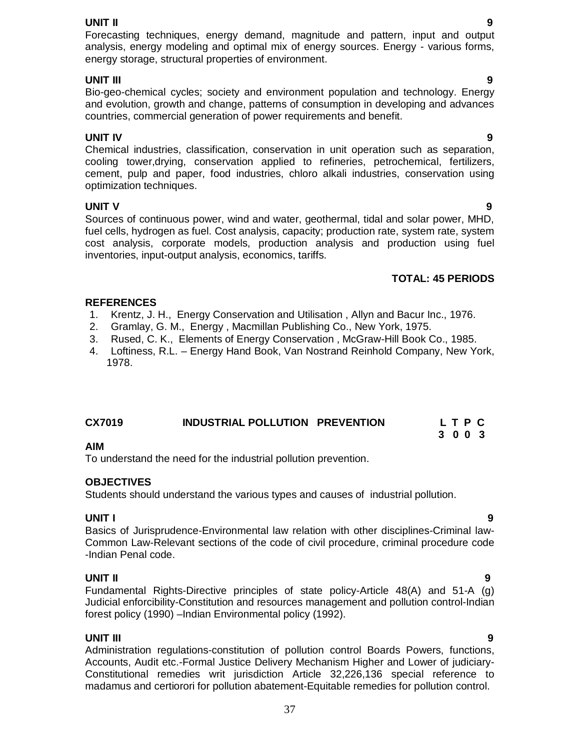**UNIT II** **9**

Forecasting techniques, energy demand, magnitude and pattern, input and output analysis, energy modeling and optimal mix of energy sources. Energy - various forms, energy storage, structural properties of environment.

**UNIT III** **9**

Bio-geo-chemical cycles; society and environment population and technology. Energy and evolution, growth and change, patterns of consumption in developing and advances countries, commercial generation of power requirements and benefit.

**UNIT IV** **9**

Chemical industries, classification, conservation in unit operation such as separation, cooling tower,drying, conservation applied to refineries, petrochemical, fertilizers, cement, pulp and paper, food industries, chloro alkali industries, conservation using optimization techniques.

**UNIT V** **9**

Sources of continuous power, wind and water, geothermal, tidal and solar power, MHD, fuel cells, hydrogen as fuel. Cost analysis, capacity; production rate, system rate, system cost analysis, corporate models, production analysis and production using fuel inventories, input-output analysis, economics, tariffs.

**TOTAL: 45 PERIODS**

**REFERENCES**

1. Krentz, J. H., Energy Conservation and Utilisation , Allyn and Bacur Inc., 1976.
2. Gramlay, G. M., Energy , Macmillan Publishing Co., New York, 1975.
3. Rused, C. K., Elements of Energy Conservation , McGraw-Hill Book Co., 1985.
4. Loftiness, R.L. – Energy Hand Book, Van Nostrand Reinhold Company, New York, 1978.

## CX7019 INDUSTRIAL POLLUTION PREVENTION

| L | T | P | C |
|---|---|---|---|
| 3 | 0 | 0 | 3 |

**AIM**

To understand the need for the industrial pollution prevention.

**OBJECTIVES**

Students should understand the various types and causes of industrial pollution.

**UNIT I** **9**

Basics of Jurisprudence-Environmental law relation with other disciplines-Criminal law-Common Law-Relevant sections of the code of civil procedure, criminal procedure code -Indian Penal code.

**UNIT II** **9**

Fundamental Rights-Directive principles of state policy-Article 48(A) and 51-A (g) Judicial enforcibility-Constitution and resources management and pollution control-Indian forest policy (1990) –Indian Environmental policy (1992).

**UNIT III** **9**

Administration regulations-constitution of pollution control Boards Powers, functions, Accounts, Audit etc.-Formal Justice Delivery Mechanism Higher and Lower of judiciary-Constitutional remedies writ jurisdiction Article 32,226,136 special reference to madamus and certiorori for pollution abatement-Equitable remedies for pollution control.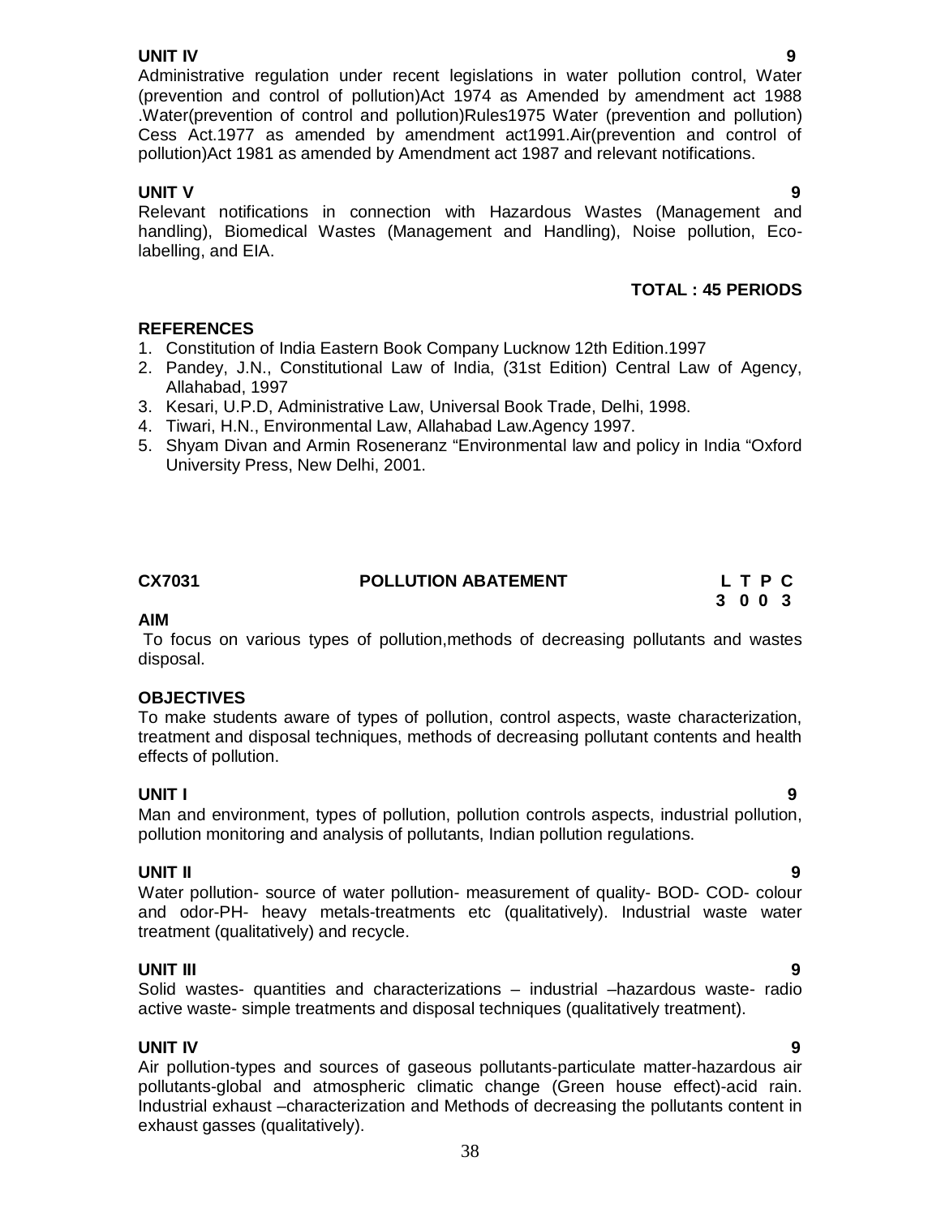**UNIT IV** **9**

Administrative regulation under recent legislations in water pollution control, Water (prevention and control of pollution)Act 1974 as Amended by amendment act 1988 .Water(prevention of control and pollution)Rules1975 Water (prevention and pollution) Cess Act.1977 as amended by amendment act1991.Air(prevention and control of pollution)Act 1981 as amended by Amendment act 1987 and relevant notifications.

**UNIT V** **9**

Relevant notifications in connection with Hazardous Wastes (Management and handling), Biomedical Wastes (Management and Handling), Noise pollution, Eco-labelling, and EIA.

**TOTAL : 45 PERIODS**

**REFERENCES**

1. Constitution of India Eastern Book Company Lucknow 12th Edition.1997
2. Pandey, J.N., Constitutional Law of India, (31st Edition) Central Law of Agency, Allahabad, 1997
3. Kesari, U.P.D, Administrative Law, Universal Book Trade, Delhi, 1998.
4. Tiwari, H.N., Environmental Law, Allahabad Law.Agency 1997.
5. Shyam Divan and Armin Roseneranz "Environmental law and policy in India "Oxford University Press, New Delhi, 2001.

## CX7031 POLLUTION ABATEMENT

| L | T | P | C |
|---|---|---|---|
| 3 | 0 | 0 | 3 |

**AIM**

To focus on various types of pollution,methods of decreasing pollutants and wastes disposal.

**OBJECTIVES**

To make students aware of types of pollution, control aspects, waste characterization, treatment and disposal techniques, methods of decreasing pollutant contents and health effects of pollution.

**UNIT I** **9**

Man and environment, types of pollution, pollution controls aspects, industrial pollution, pollution monitoring and analysis of pollutants, Indian pollution regulations.

**UNIT II** **9**

Water pollution- source of water pollution- measurement of quality- BOD- COD- colour and odor-PH- heavy metals-treatments etc (qualitatively). Industrial waste water treatment (qualitatively) and recycle.

**UNIT III** **9**

Solid wastes- quantities and characterizations – industrial –hazardous waste- radio active waste- simple treatments and disposal techniques (qualitatively treatment).

**UNIT IV** **9**

Air pollution-types and sources of gaseous pollutants-particulate matter-hazardous air pollutants-global and atmospheric climatic change (Green house effect)-acid rain. Industrial exhaust –characterization and Methods of decreasing the pollutants content in exhaust gasses (qualitatively).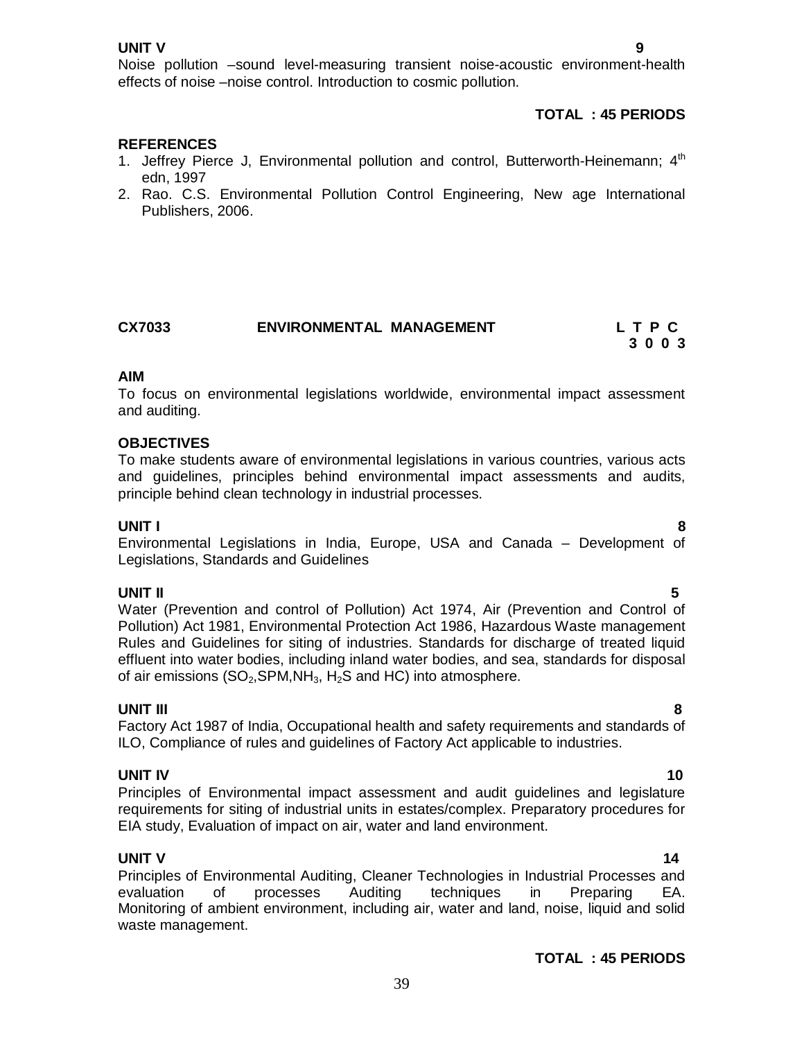**UNIT V** **9**

Noise pollution –sound level-measuring transient noise-acoustic environment-health effects of noise –noise control. Introduction to cosmic pollution.

**TOTAL : 45 PERIODS**

**REFERENCES**

1. Jeffrey Pierce J, Environmental pollution and control, Butterworth-Heinemann; 4th edn, 1997
2. Rao. C.S. Environmental Pollution Control Engineering, New age International Publishers, 2006.

## CX7033 ENVIRONMENTAL MANAGEMENT

**L T P C**
**3 0 0 3**

**AIM**

To focus on environmental legislations worldwide, environmental impact assessment and auditing.

**OBJECTIVES**

To make students aware of environmental legislations in various countries, various acts and guidelines, principles behind environmental impact assessments and audits, principle behind clean technology in industrial processes.

**UNIT I** **8**

Environmental Legislations in India, Europe, USA and Canada – Development of Legislations, Standards and Guidelines

**UNIT II** **5**

Water (Prevention and control of Pollution) Act 1974, Air (Prevention and Control of Pollution) Act 1981, Environmental Protection Act 1986, Hazardous Waste management Rules and Guidelines for siting of industries. Standards for discharge of treated liquid effluent into water bodies, including inland water bodies, and sea, standards for disposal of air emissions ($SO_2$,SPM,$NH_3$, $H_2S$ and HC) into atmosphere.

**UNIT III** **8**

Factory Act 1987 of India, Occupational health and safety requirements and standards of ILO, Compliance of rules and guidelines of Factory Act applicable to industries.

**UNIT IV** **10**

Principles of Environmental impact assessment and audit guidelines and legislature requirements for siting of industrial units in estates/complex. Preparatory procedures for EIA study, Evaluation of impact on air, water and land environment.

**UNIT V** **14**

Principles of Environmental Auditing, Cleaner Technologies in Industrial Processes and evaluation of processes Auditing techniques in Preparing EA. Monitoring of ambient environment, including air, water and land, noise, liquid and solid waste management.

**TOTAL : 45 PERIODS**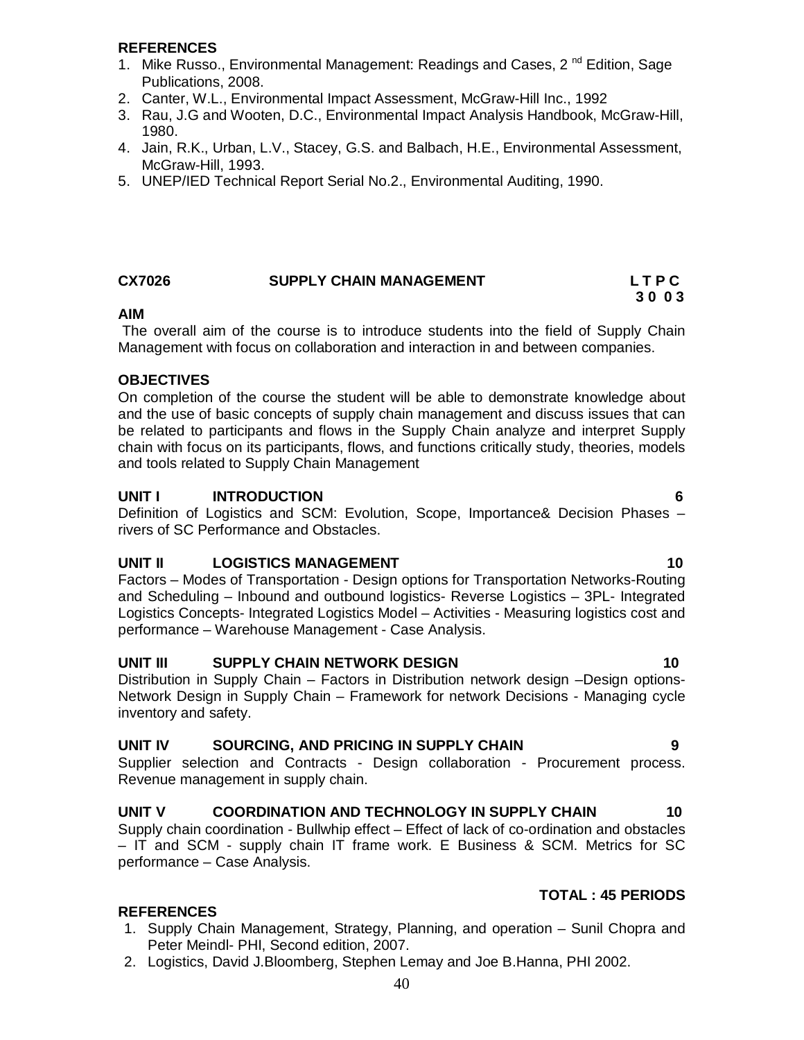## REFERENCES

1. Mike Russo., Environmental Management: Readings and Cases, 2 nd Edition, Sage Publications, 2008.
2. Canter, W.L., Environmental Impact Assessment, McGraw-Hill Inc., 1992
3. Rau, J.G and Wooten, D.C., Environmental Impact Analysis Handbook, McGraw-Hill, 1980.
4. Jain, R.K., Urban, L.V., Stacey, G.S. and Balbach, H.E., Environmental Assessment, McGraw-Hill, 1993.
5. UNEP/IED Technical Report Serial No.2., Environmental Auditing, 1990.

## CX7026 SUPPLY CHAIN MANAGEMENT

| L | T | P | C |
|---|---|---|---|
| 3 | 0 | 0 | 3 |

### AIM

The overall aim of the course is to introduce students into the field of Supply Chain Management with focus on collaboration and interaction in and between companies.

### OBJECTIVES

On completion of the course the student will be able to demonstrate knowledge about and the use of basic concepts of supply chain management and discuss issues that can be related to participants and flows in the Supply Chain analyze and interpret Supply chain with focus on its participants, flows, and functions critically study, theories, models and tools related to Supply Chain Management

### UNIT I INTRODUCTION — 6

Definition of Logistics and SCM: Evolution, Scope, Importance& Decision Phases – rivers of SC Performance and Obstacles.

### UNIT II LOGISTICS MANAGEMENT — 10

Factors – Modes of Transportation - Design options for Transportation Networks-Routing and Scheduling – Inbound and outbound logistics- Reverse Logistics – 3PL- Integrated Logistics Concepts- Integrated Logistics Model – Activities - Measuring logistics cost and performance – Warehouse Management - Case Analysis.

### UNIT III SUPPLY CHAIN NETWORK DESIGN — 10

Distribution in Supply Chain – Factors in Distribution network design –Design options- Network Design in Supply Chain – Framework for network Decisions - Managing cycle inventory and safety.

### UNIT IV SOURCING, AND PRICING IN SUPPLY CHAIN — 9

Supplier selection and Contracts - Design collaboration - Procurement process. Revenue management in supply chain.

### UNIT V COORDINATION AND TECHNOLOGY IN SUPPLY CHAIN — 10

Supply chain coordination - Bullwhip effect – Effect of lack of co-ordination and obstacles – IT and SCM - supply chain IT frame work. E Business & SCM. Metrics for SC performance – Case Analysis.

**TOTAL : 45 PERIODS**

### REFERENCES

1. Supply Chain Management, Strategy, Planning, and operation – Sunil Chopra and Peter Meindl- PHI, Second edition, 2007.
2. Logistics, David J.Bloomberg, Stephen Lemay and Joe B.Hanna, PHI 2002.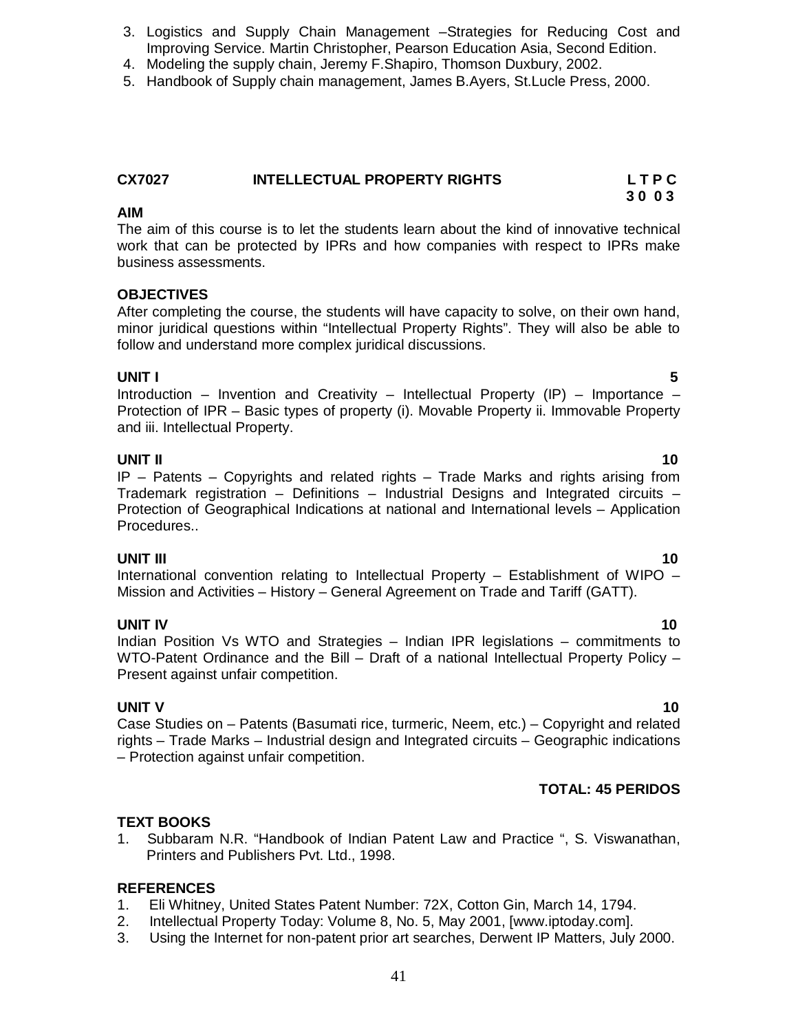3. Logistics and Supply Chain Management –Strategies for Reducing Cost and Improving Service. Martin Christopher, Pearson Education Asia, Second Edition.
4. Modeling the supply chain, Jeremy F.Shapiro, Thomson Duxbury, 2002.
5. Handbook of Supply chain management, James B.Ayers, St.Lucle Press, 2000.

## CX7027 INTELLECTUAL PROPERTY RIGHTS

**L T P C**
**3 0 0 3**

**AIM**

The aim of this course is to let the students learn about the kind of innovative technical work that can be protected by IPRs and how companies with respect to IPRs make business assessments.

**OBJECTIVES**

After completing the course, the students will have capacity to solve, on their own hand, minor juridical questions within "Intellectual Property Rights". They will also be able to follow and understand more complex juridical discussions.

**UNIT I** **5**

Introduction – Invention and Creativity – Intellectual Property (IP) – Importance – Protection of IPR – Basic types of property (i). Movable Property ii. Immovable Property and iii. Intellectual Property.

**UNIT II** **10**

IP – Patents – Copyrights and related rights – Trade Marks and rights arising from Trademark registration – Definitions – Industrial Designs and Integrated circuits – Protection of Geographical Indications at national and International levels – Application Procedures..

**UNIT III** **10**

International convention relating to Intellectual Property – Establishment of WIPO – Mission and Activities – History – General Agreement on Trade and Tariff (GATT).

**UNIT IV** **10**

Indian Position Vs WTO and Strategies – Indian IPR legislations – commitments to WTO-Patent Ordinance and the Bill – Draft of a national Intellectual Property Policy – Present against unfair competition.

**UNIT V** **10**

Case Studies on – Patents (Basumati rice, turmeric, Neem, etc.) – Copyright and related rights – Trade Marks – Industrial design and Integrated circuits – Geographic indications – Protection against unfair competition.

**TOTAL: 45 PERIDOS**

**TEXT BOOKS**

1. Subbaram N.R. "Handbook of Indian Patent Law and Practice ", S. Viswanathan, Printers and Publishers Pvt. Ltd., 1998.

**REFERENCES**

1. Eli Whitney, United States Patent Number: 72X, Cotton Gin, March 14, 1794.
2. Intellectual Property Today: Volume 8, No. 5, May 2001, [www.iptoday.com].
3. Using the Internet for non-patent prior art searches, Derwent IP Matters, July 2000.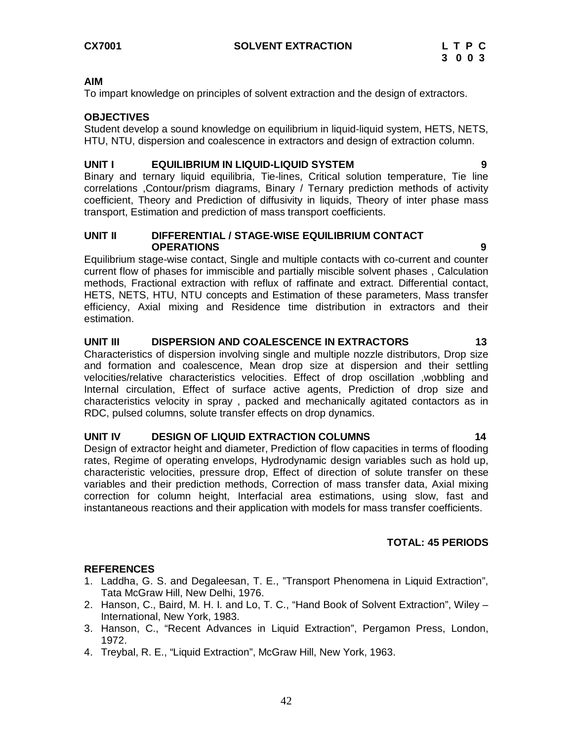**CX7001 SOLVENT EXTRACTION**

| L | T | P | C |
|---|---|---|---|
| 3 | 0 | 0 | 3 |

**AIM**

To impart knowledge on principles of solvent extraction and the design of extractors.

**OBJECTIVES**

Student develop a sound knowledge on equilibrium in liquid-liquid system, HETS, NETS, HTU, NTU, dispersion and coalescence in extractors and design of extraction column.

**UNIT I EQUILIBRIUM IN LIQUID-LIQUID SYSTEM 9**

Binary and ternary liquid equilibria, Tie-lines, Critical solution temperature, Tie line correlations ,Contour/prism diagrams, Binary / Ternary prediction methods of activity coefficient, Theory and Prediction of diffusivity in liquids, Theory of inter phase mass transport, Estimation and prediction of mass transport coefficients.

**UNIT II DIFFERENTIAL / STAGE-WISE EQUILIBRIUM CONTACT OPERATIONS 9**

Equilibrium stage-wise contact, Single and multiple contacts with co-current and counter current flow of phases for immiscible and partially miscible solvent phases , Calculation methods, Fractional extraction with reflux of raffinate and extract. Differential contact, HETS, NETS, HTU, NTU concepts and Estimation of these parameters, Mass transfer efficiency, Axial mixing and Residence time distribution in extractors and their estimation.

**UNIT III DISPERSION AND COALESCENCE IN EXTRACTORS 13**

Characteristics of dispersion involving single and multiple nozzle distributors, Drop size and formation and coalescence, Mean drop size at dispersion and their settling velocities/relative characteristics velocities. Effect of drop oscillation ,wobbling and Internal circulation, Effect of surface active agents, Prediction of drop size and characteristics velocity in spray , packed and mechanically agitated contactors as in RDC, pulsed columns, solute transfer effects on drop dynamics.

**UNIT IV DESIGN OF LIQUID EXTRACTION COLUMNS 14**

Design of extractor height and diameter, Prediction of flow capacities in terms of flooding rates, Regime of operating envelops, Hydrodynamic design variables such as hold up, characteristic velocities, pressure drop, Effect of direction of solute transfer on these variables and their prediction methods, Correction of mass transfer data, Axial mixing correction for column height, Interfacial area estimations, using slow, fast and instantaneous reactions and their application with models for mass transfer coefficients.

**TOTAL: 45 PERIODS**

**REFERENCES**

1. Laddha, G. S. and Degaleesan, T. E., "Transport Phenomena in Liquid Extraction", Tata McGraw Hill, New Delhi, 1976.
2. Hanson, C., Baird, M. H. I. and Lo, T. C., "Hand Book of Solvent Extraction", Wiley – International, New York, 1983.
3. Hanson, C., "Recent Advances in Liquid Extraction", Pergamon Press, London, 1972.
4. Treybal, R. E., "Liquid Extraction", McGraw Hill, New York, 1963.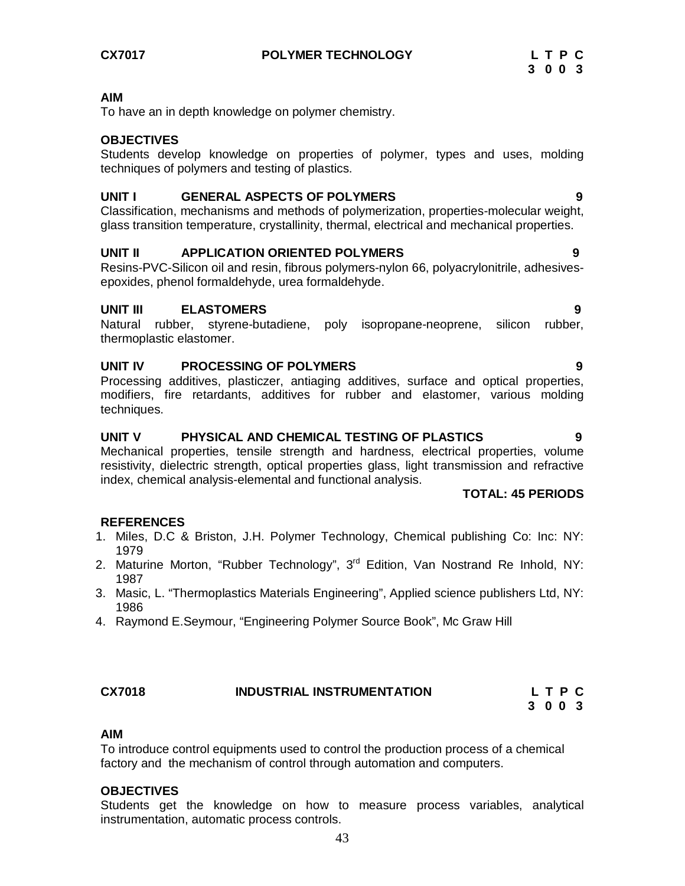## CX7017 POLYMER TECHNOLOGY

| L | T | P | C |
|---|---|---|---|
| 3 | 0 | 0 | 3 |

**AIM**

To have an in depth knowledge on polymer chemistry.

**OBJECTIVES**

Students develop knowledge on properties of polymer, types and uses, molding techniques of polymers and testing of plastics.

**UNIT I GENERAL ASPECTS OF POLYMERS 9**

Classification, mechanisms and methods of polymerization, properties-molecular weight, glass transition temperature, crystallinity, thermal, electrical and mechanical properties.

**UNIT II APPLICATION ORIENTED POLYMERS 9**

Resins-PVC-Silicon oil and resin, fibrous polymers-nylon 66, polyacrylonitrile, adhesives-epoxides, phenol formaldehyde, urea formaldehyde.

**UNIT III ELASTOMERS 9**

Natural rubber, styrene-butadiene, poly isopropane-neoprene, silicon rubber, thermoplastic elastomer.

**UNIT IV PROCESSING OF POLYMERS 9**

Processing additives, plasticzer, antiaging additives, surface and optical properties, modifiers, fire retardants, additives for rubber and elastomer, various molding techniques.

**UNIT V PHYSICAL AND CHEMICAL TESTING OF PLASTICS 9**

Mechanical properties, tensile strength and hardness, electrical properties, volume resistivity, dielectric strength, optical properties glass, light transmission and refractive index, chemical analysis-elemental and functional analysis.

**TOTAL: 45 PERIODS**

**REFERENCES**

1. Miles, D.C & Briston, J.H. Polymer Technology, Chemical publishing Co: Inc: NY: 1979
2. Maturine Morton, "Rubber Technology", 3rd Edition, Van Nostrand Re Inhold, NY: 1987
3. Masic, L. "Thermoplastics Materials Engineering", Applied science publishers Ltd, NY: 1986
4. Raymond E.Seymour, "Engineering Polymer Source Book", Mc Graw Hill

## CX7018 INDUSTRIAL INSTRUMENTATION

| L | T | P | C |
|---|---|---|---|
| 3 | 0 | 0 | 3 |

**AIM**

To introduce control equipments used to control the production process of a chemical factory and the mechanism of control through automation and computers.

**OBJECTIVES**

Students get the knowledge on how to measure process variables, analytical instrumentation, automatic process controls.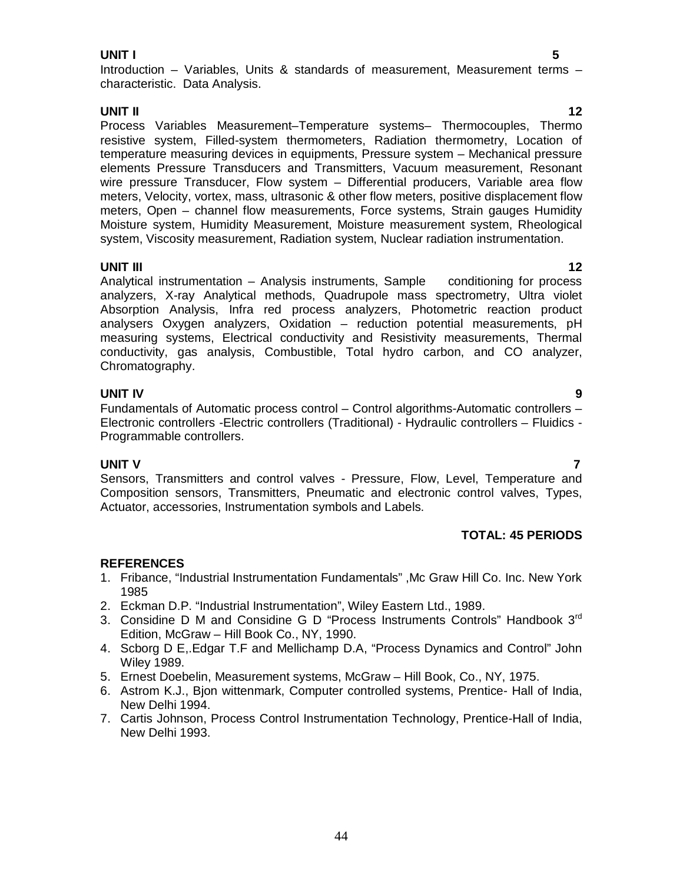**UNIT I** **5**

Introduction – Variables, Units & standards of measurement, Measurement terms – characteristic. Data Analysis.

**UNIT II** **12**

Process Variables Measurement–Temperature systems– Thermocouples, Thermo resistive system, Filled-system thermometers, Radiation thermometry, Location of temperature measuring devices in equipments, Pressure system – Mechanical pressure elements Pressure Transducers and Transmitters, Vacuum measurement, Resonant wire pressure Transducer, Flow system – Differential producers, Variable area flow meters, Velocity, vortex, mass, ultrasonic & other flow meters, positive displacement flow meters, Open – channel flow measurements, Force systems, Strain gauges Humidity Moisture system, Humidity Measurement, Moisture measurement system, Rheological system, Viscosity measurement, Radiation system, Nuclear radiation instrumentation.

**UNIT III** **12**

Analytical instrumentation – Analysis instruments, Sample conditioning for process analyzers, X-ray Analytical methods, Quadrupole mass spectrometry, Ultra violet Absorption Analysis, Infra red process analyzers, Photometric reaction product analysers Oxygen analyzers, Oxidation – reduction potential measurements, pH measuring systems, Electrical conductivity and Resistivity measurements, Thermal conductivity, gas analysis, Combustible, Total hydro carbon, and CO analyzer, Chromatography.

**UNIT IV** **9**

Fundamentals of Automatic process control – Control algorithms-Automatic controllers – Electronic controllers -Electric controllers (Traditional) - Hydraulic controllers – Fluidics - Programmable controllers.

**UNIT V** **7**

Sensors, Transmitters and control valves - Pressure, Flow, Level, Temperature and Composition sensors, Transmitters, Pneumatic and electronic control valves, Types, Actuator, accessories, Instrumentation symbols and Labels.

**TOTAL: 45 PERIODS**

**REFERENCES**

1. Fribance, "Industrial Instrumentation Fundamentals" ,Mc Graw Hill Co. Inc. New York 1985
2. Eckman D.P. "Industrial Instrumentation", Wiley Eastern Ltd., 1989.
3. Considine D M and Considine G D "Process Instruments Controls" Handbook 3rd Edition, McGraw – Hill Book Co., NY, 1990.
4. Scborg D E,.Edgar T.F and Mellichamp D.A, "Process Dynamics and Control" John Wiley 1989.
5. Ernest Doebelin, Measurement systems, McGraw – Hill Book, Co., NY, 1975.
6. Astrom K.J., Bjon wittenmark, Computer controlled systems, Prentice- Hall of India, New Delhi 1994.
7. Cartis Johnson, Process Control Instrumentation Technology, Prentice-Hall of India, New Delhi 1993.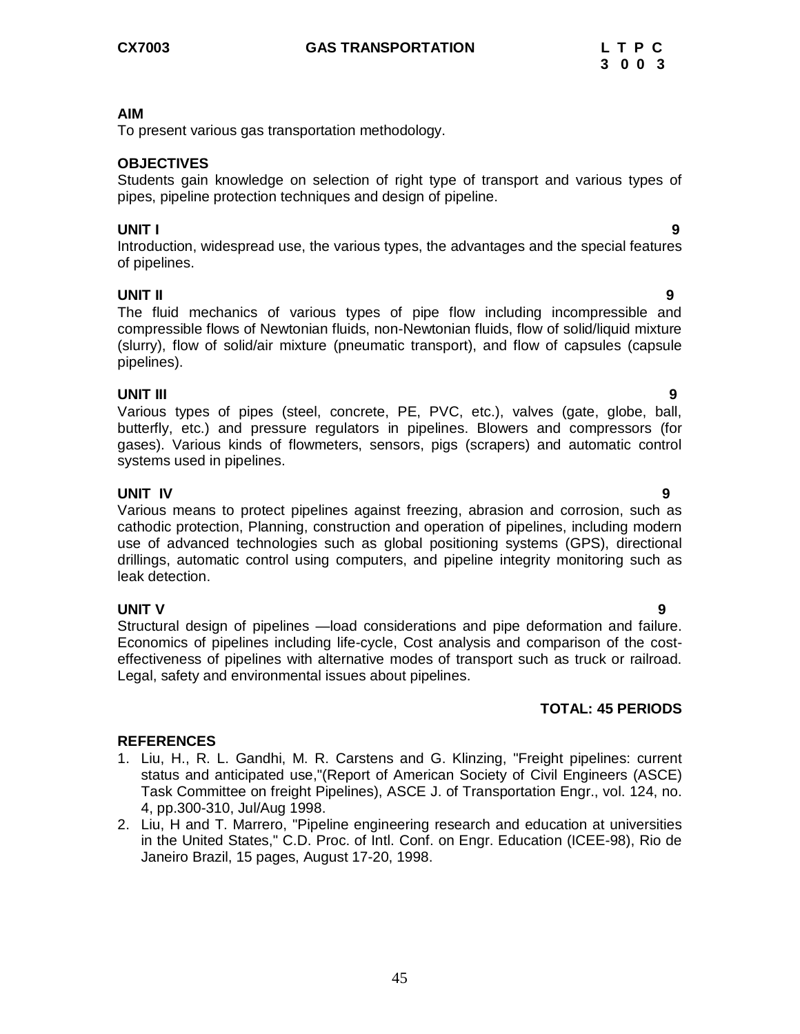**CX7003 GAS TRANSPORTATION**

| L | T | P | C |
|---|---|---|---|
| 3 | 0 | 0 | 3 |

**AIM**

To present various gas transportation methodology.

**OBJECTIVES**

Students gain knowledge on selection of right type of transport and various types of pipes, pipeline protection techniques and design of pipeline.

**UNIT I 9**

Introduction, widespread use, the various types, the advantages and the special features of pipelines.

**UNIT II 9**

The fluid mechanics of various types of pipe flow including incompressible and compressible flows of Newtonian fluids, non-Newtonian fluids, flow of solid/liquid mixture (slurry), flow of solid/air mixture (pneumatic transport), and flow of capsules (capsule pipelines).

**UNIT III 9**

Various types of pipes (steel, concrete, PE, PVC, etc.), valves (gate, globe, ball, butterfly, etc.) and pressure regulators in pipelines. Blowers and compressors (for gases). Various kinds of flowmeters, sensors, pigs (scrapers) and automatic control systems used in pipelines.

**UNIT IV 9**

Various means to protect pipelines against freezing, abrasion and corrosion, such as cathodic protection, Planning, construction and operation of pipelines, including modern use of advanced technologies such as global positioning systems (GPS), directional drillings, automatic control using computers, and pipeline integrity monitoring such as leak detection.

**UNIT V 9**

Structural design of pipelines —load considerations and pipe deformation and failure. Economics of pipelines including life-cycle, Cost analysis and comparison of the cost-effectiveness of pipelines with alternative modes of transport such as truck or railroad. Legal, safety and environmental issues about pipelines.

**TOTAL: 45 PERIODS**

**REFERENCES**

1. Liu, H., R. L. Gandhi, M. R. Carstens and G. Klinzing, "Freight pipelines: current status and anticipated use,"(Report of American Society of Civil Engineers (ASCE) Task Committee on freight Pipelines), ASCE J. of Transportation Engr., vol. 124, no. 4, pp.300-310, Jul/Aug 1998.
2. Liu, H and T. Marrero, "Pipeline engineering research and education at universities in the United States," C.D. Proc. of Intl. Conf. on Engr. Education (ICEE-98), Rio de Janeiro Brazil, 15 pages, August 17-20, 1998.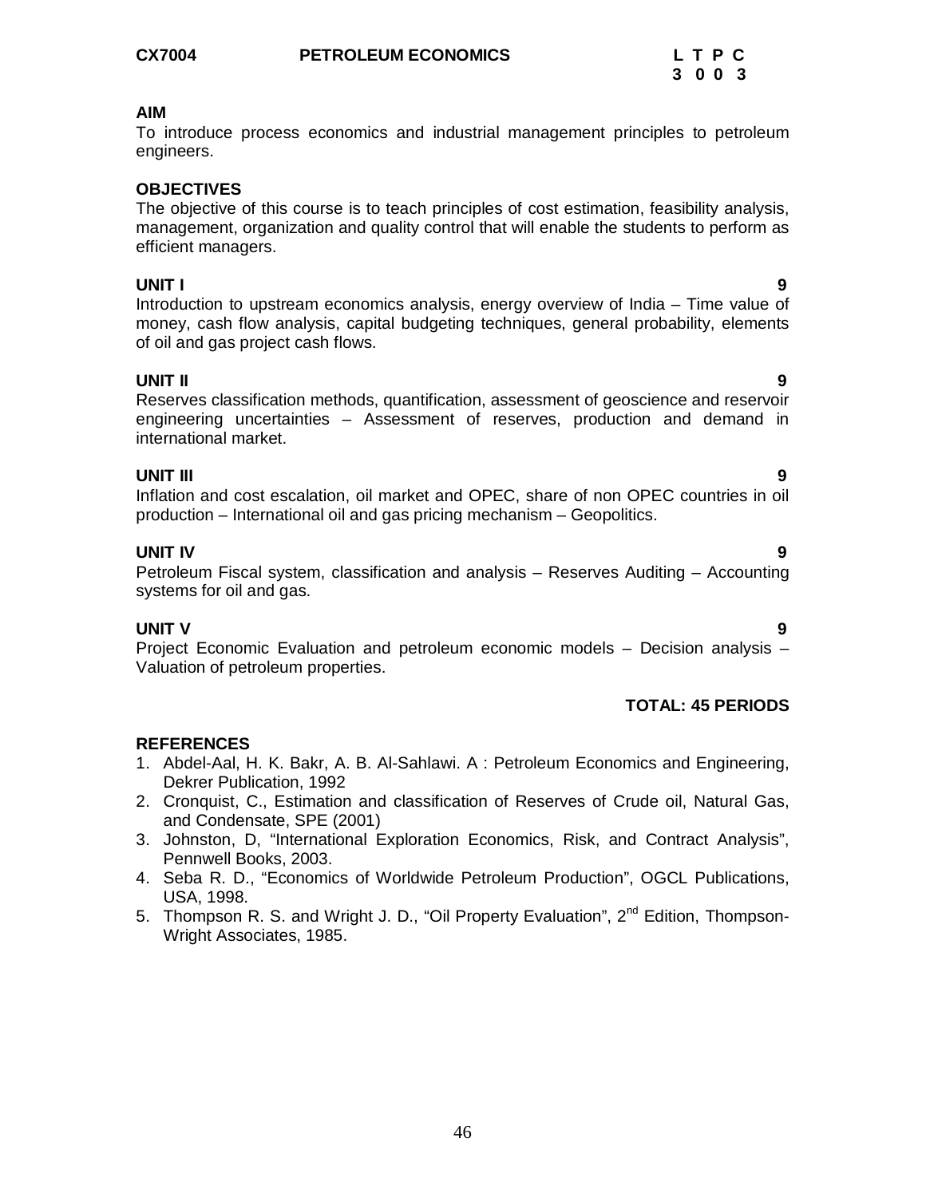**CX7004 PETROLEUM ECONOMICS**

| L | T | P | C |
|---|---|---|---|
| 3 | 0 | 0 | 3 |

**AIM**

To introduce process economics and industrial management principles to petroleum engineers.

**OBJECTIVES**

The objective of this course is to teach principles of cost estimation, feasibility analysis, management, organization and quality control that will enable the students to perform as efficient managers.

**UNIT I** **9**

Introduction to upstream economics analysis, energy overview of India – Time value of money, cash flow analysis, capital budgeting techniques, general probability, elements of oil and gas project cash flows.

**UNIT II** **9**

Reserves classification methods, quantification, assessment of geoscience and reservoir engineering uncertainties – Assessment of reserves, production and demand in international market.

**UNIT III** **9**

Inflation and cost escalation, oil market and OPEC, share of non OPEC countries in oil production – International oil and gas pricing mechanism – Geopolitics.

**UNIT IV** **9**

Petroleum Fiscal system, classification and analysis – Reserves Auditing – Accounting systems for oil and gas.

**UNIT V** **9**

Project Economic Evaluation and petroleum economic models – Decision analysis – Valuation of petroleum properties.

**TOTAL: 45 PERIODS**

**REFERENCES**

1. Abdel-Aal, H. K. Bakr, A. B. Al-Sahlawi. A : Petroleum Economics and Engineering, Dekrer Publication, 1992
2. Cronquist, C., Estimation and classification of Reserves of Crude oil, Natural Gas, and Condensate, SPE (2001)
3. Johnston, D, "International Exploration Economics, Risk, and Contract Analysis", Pennwell Books, 2003.
4. Seba R. D., "Economics of Worldwide Petroleum Production", OGCL Publications, USA, 1998.
5. Thompson R. S. and Wright J. D., "Oil Property Evaluation", 2nd Edition, Thompson-Wright Associates, 1985.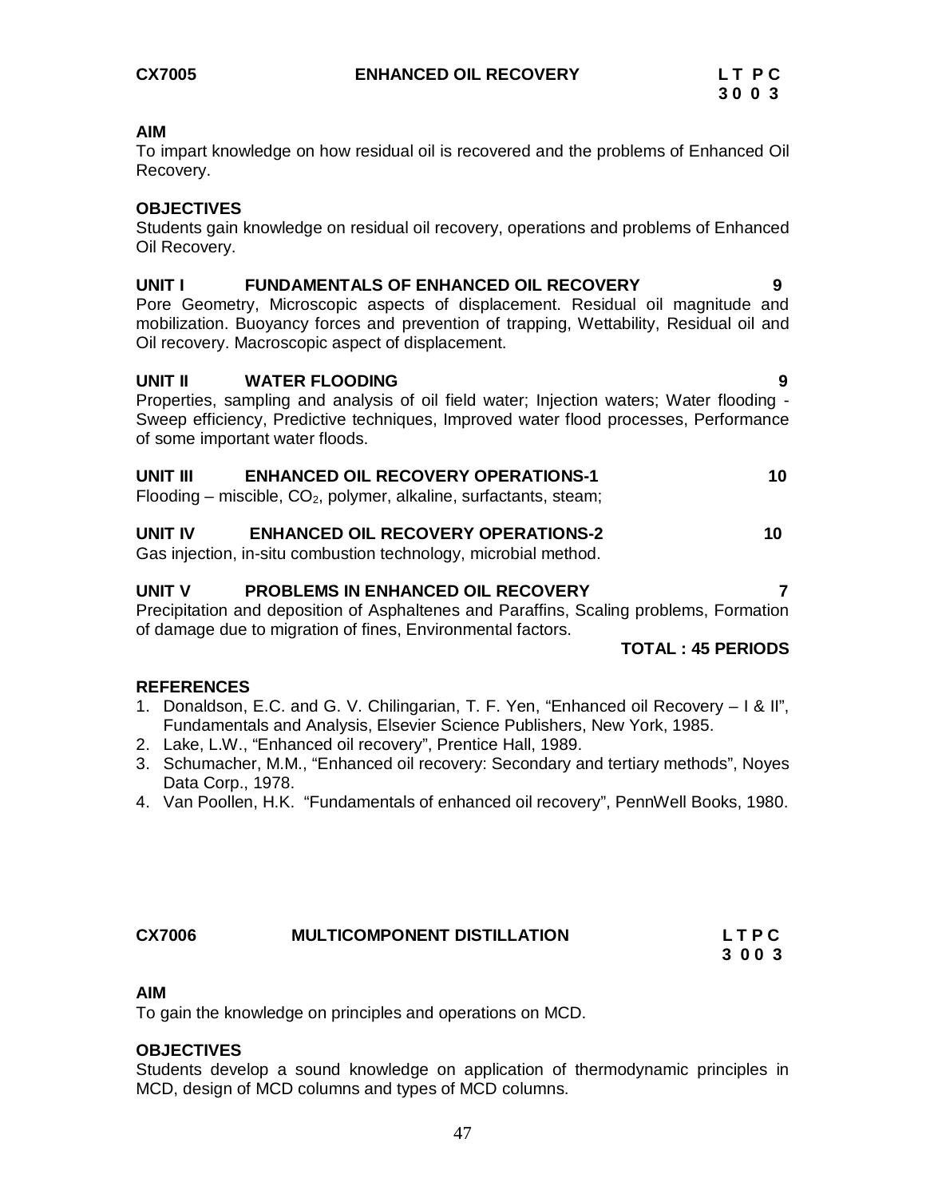## CX7005 ENHANCED OIL RECOVERY

**L T P C**
**3 0 0 3**

**AIM**

To impart knowledge on how residual oil is recovered and the problems of Enhanced Oil Recovery.

**OBJECTIVES**

Students gain knowledge on residual oil recovery, operations and problems of Enhanced Oil Recovery.

**UNIT I FUNDAMENTALS OF ENHANCED OIL RECOVERY 9**

Pore Geometry, Microscopic aspects of displacement. Residual oil magnitude and mobilization. Buoyancy forces and prevention of trapping, Wettability, Residual oil and Oil recovery. Macroscopic aspect of displacement.

**UNIT II WATER FLOODING 9**

Properties, sampling and analysis of oil field water; Injection waters; Water flooding - Sweep efficiency, Predictive techniques, Improved water flood processes, Performance of some important water floods.

**UNIT III ENHANCED OIL RECOVERY OPERATIONS-1 10**

Flooding – miscible, $CO_2$, polymer, alkaline, surfactants, steam;

**UNIT IV ENHANCED OIL RECOVERY OPERATIONS-2 10**

Gas injection, in-situ combustion technology, microbial method.

**UNIT V PROBLEMS IN ENHANCED OIL RECOVERY 7**

Precipitation and deposition of Asphaltenes and Paraffins, Scaling problems, Formation of damage due to migration of fines, Environmental factors.

**TOTAL : 45 PERIODS**

**REFERENCES**

1. Donaldson, E.C. and G. V. Chilingarian, T. F. Yen, "Enhanced oil Recovery – I & II", Fundamentals and Analysis, Elsevier Science Publishers, New York, 1985.
2. Lake, L.W., "Enhanced oil recovery", Prentice Hall, 1989.
3. Schumacher, M.M., "Enhanced oil recovery: Secondary and tertiary methods", Noyes Data Corp., 1978.
4. Van Poollen, H.K. "Fundamentals of enhanced oil recovery", PennWell Books, 1980.

## CX7006 MULTICOMPONENT DISTILLATION

**L T P C**
**3 0 0 3**

**AIM**

To gain the knowledge on principles and operations on MCD.

**OBJECTIVES**

Students develop a sound knowledge on application of thermodynamic principles in MCD, design of MCD columns and types of MCD columns.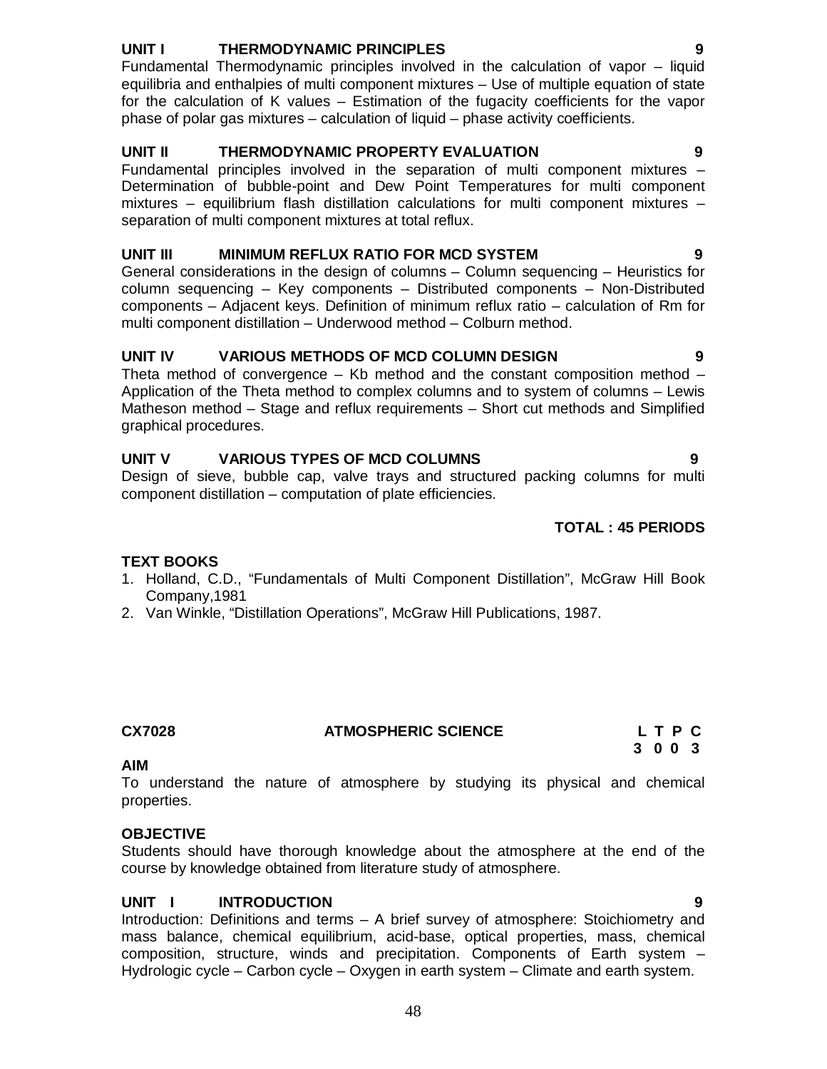**UNIT I THERMODYNAMIC PRINCIPLES 9**

Fundamental Thermodynamic principles involved in the calculation of vapor – liquid equilibria and enthalpies of multi component mixtures – Use of multiple equation of state for the calculation of K values – Estimation of the fugacity coefficients for the vapor phase of polar gas mixtures – calculation of liquid – phase activity coefficients.

**UNIT II THERMODYNAMIC PROPERTY EVALUATION 9**

Fundamental principles involved in the separation of multi component mixtures – Determination of bubble-point and Dew Point Temperatures for multi component mixtures – equilibrium flash distillation calculations for multi component mixtures – separation of multi component mixtures at total reflux.

**UNIT III MINIMUM REFLUX RATIO FOR MCD SYSTEM 9**

General considerations in the design of columns – Column sequencing – Heuristics for column sequencing – Key components – Distributed components – Non-Distributed components – Adjacent keys. Definition of minimum reflux ratio – calculation of Rm for multi component distillation – Underwood method – Colburn method.

**UNIT IV VARIOUS METHODS OF MCD COLUMN DESIGN 9**

Theta method of convergence – Kb method and the constant composition method – Application of the Theta method to complex columns and to system of columns – Lewis Matheson method – Stage and reflux requirements – Short cut methods and Simplified graphical procedures.

**UNIT V VARIOUS TYPES OF MCD COLUMNS 9**

Design of sieve, bubble cap, valve trays and structured packing columns for multi component distillation – computation of plate efficiencies.

**TOTAL : 45 PERIODS**

**TEXT BOOKS**

1. Holland, C.D., "Fundamentals of Multi Component Distillation", McGraw Hill Book Company,1981
2. Van Winkle, "Distillation Operations", McGraw Hill Publications, 1987.

## CX7028 ATMOSPHERIC SCIENCE

| L | T | P | C |
|---|---|---|---|
| 3 | 0 | 0 | 3 |

**AIM**

To understand the nature of atmosphere by studying its physical and chemical properties.

**OBJECTIVE**

Students should have thorough knowledge about the atmosphere at the end of the course by knowledge obtained from literature study of atmosphere.

**UNIT I INTRODUCTION 9**

Introduction: Definitions and terms – A brief survey of atmosphere: Stoichiometry and mass balance, chemical equilibrium, acid-base, optical properties, mass, chemical composition, structure, winds and precipitation. Components of Earth system – Hydrologic cycle – Carbon cycle – Oxygen in earth system – Climate and earth system.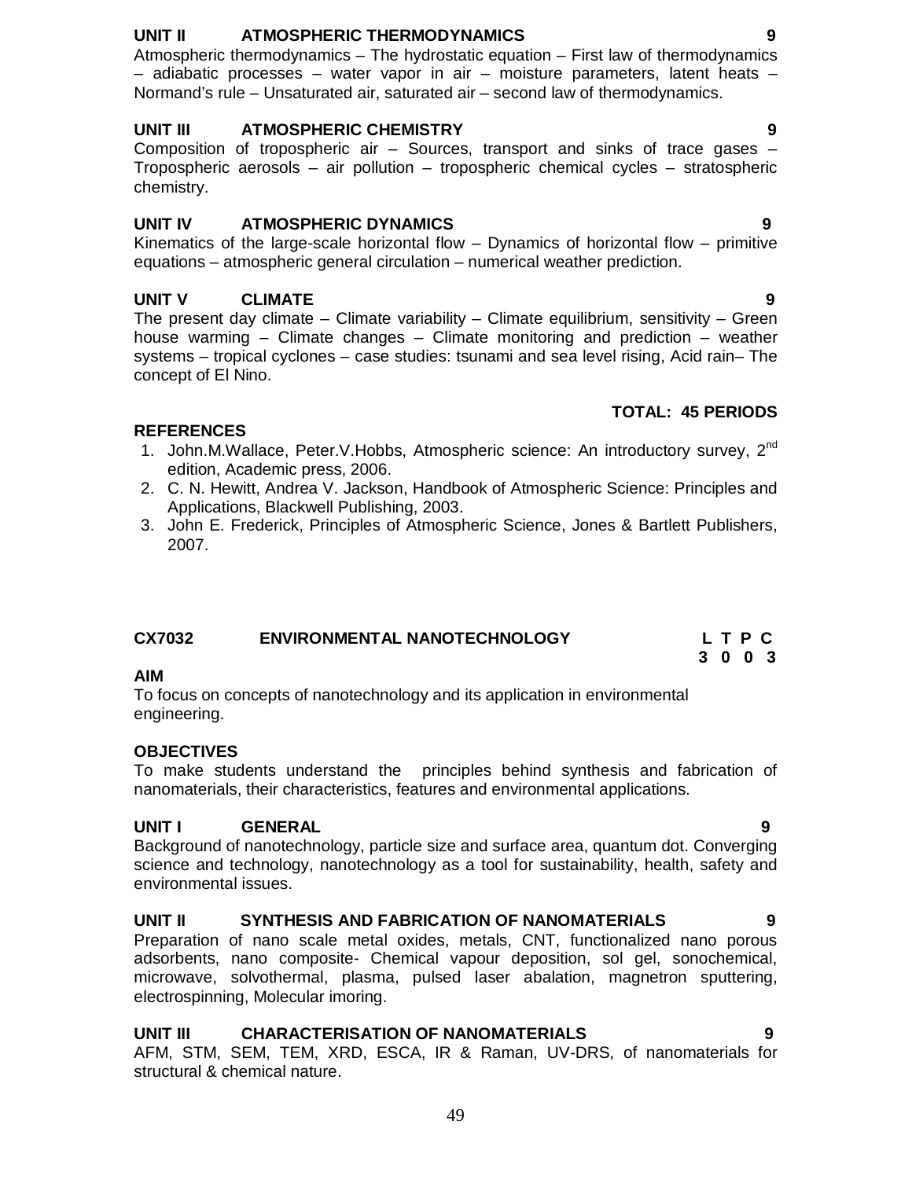**UNIT II ATMOSPHERIC THERMODYNAMICS 9**

Atmospheric thermodynamics – The hydrostatic equation – First law of thermodynamics – adiabatic processes – water vapor in air – moisture parameters, latent heats – Normand's rule – Unsaturated air, saturated air – second law of thermodynamics.

**UNIT III ATMOSPHERIC CHEMISTRY 9**

Composition of tropospheric air – Sources, transport and sinks of trace gases – Tropospheric aerosols – air pollution – tropospheric chemical cycles – stratospheric chemistry.

**UNIT IV ATMOSPHERIC DYNAMICS 9**

Kinematics of the large-scale horizontal flow – Dynamics of horizontal flow – primitive equations – atmospheric general circulation – numerical weather prediction.

**UNIT V CLIMATE 9**

The present day climate – Climate variability – Climate equilibrium, sensitivity – Green house warming – Climate changes – Climate monitoring and prediction – weather systems – tropical cyclones – case studies: tsunami and sea level rising, Acid rain– The concept of El Nino.

**TOTAL: 45 PERIODS**

**REFERENCES**

1. John.M.Wallace, Peter.V.Hobbs, Atmospheric science: An introductory survey, 2nd edition, Academic press, 2006.
2. C. N. Hewitt, Andrea V. Jackson, Handbook of Atmospheric Science: Principles and Applications, Blackwell Publishing, 2003.
3. John E. Frederick, Principles of Atmospheric Science, Jones & Bartlett Publishers, 2007.

## CX7032 ENVIRONMENTAL NANOTECHNOLOGY

| L | T | P | C |
|---|---|---|---|
| 3 | 0 | 0 | 3 |

**AIM**

To focus on concepts of nanotechnology and its application in environmental engineering.

**OBJECTIVES**

To make students understand the principles behind synthesis and fabrication of nanomaterials, their characteristics, features and environmental applications.

**UNIT I GENERAL 9**

Background of nanotechnology, particle size and surface area, quantum dot. Converging science and technology, nanotechnology as a tool for sustainability, health, safety and environmental issues.

**UNIT II SYNTHESIS AND FABRICATION OF NANOMATERIALS 9**

Preparation of nano scale metal oxides, metals, CNT, functionalized nano porous adsorbents, nano composite- Chemical vapour deposition, sol gel, sonochemical, microwave, solvothermal, plasma, pulsed laser abalation, magnetron sputtering, electrospinning, Molecular imoring.

**UNIT III CHARACTERISATION OF NANOMATERIALS 9**

AFM, STM, SEM, TEM, XRD, ESCA, IR & Raman, UV-DRS, of nanomaterials for structural & chemical nature.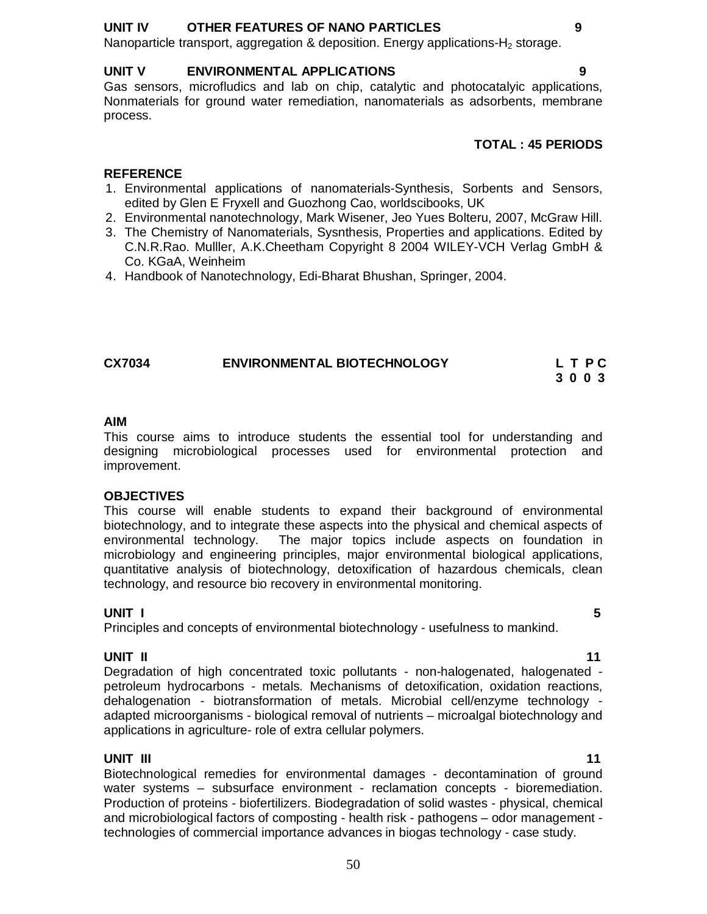### UNIT IV OTHER FEATURES OF NANO PARTICLES 9

Nanoparticle transport, aggregation & deposition. Energy applications-$H_2$ storage.

### UNIT V ENVIRONMENTAL APPLICATIONS 9

Gas sensors, microfludics and lab on chip, catalytic and photocatalyic applications, Nonmaterials for ground water remediation, nanomaterials as adsorbents, membrane process.

**TOTAL : 45 PERIODS**

### REFERENCE

1. Environmental applications of nanomaterials-Synthesis, Sorbents and Sensors, edited by Glen E Fryxell and Guozhong Cao, worldscibooks, UK
2. Environmental nanotechnology, Mark Wisener, Jeo Yues Bolteru, 2007, McGraw Hill.
3. The Chemistry of Nanomaterials, Sysnthesis, Properties and applications. Edited by C.N.R.Rao. Mulller, A.K.Cheetham Copyright 8 2004 WILEY-VCH Verlag GmbH & Co. KGaA, Weinheim
4. Handbook of Nanotechnology, Edi-Bharat Bhushan, Springer, 2004.

## CX7034 ENVIRONMENTAL BIOTECHNOLOGY

| L | T | P | C |
|---|---|---|---|
| 3 | 0 | 0 | 3 |

### AIM

This course aims to introduce students the essential tool for understanding and designing microbiological processes used for environmental protection and improvement.

### OBJECTIVES

This course will enable students to expand their background of environmental biotechnology, and to integrate these aspects into the physical and chemical aspects of environmental technology. The major topics include aspects on foundation in microbiology and engineering principles, major environmental biological applications, quantitative analysis of biotechnology, detoxification of hazardous chemicals, clean technology, and resource bio recovery in environmental monitoring.

### UNIT I 5

Principles and concepts of environmental biotechnology - usefulness to mankind.

### UNIT II 11

Degradation of high concentrated toxic pollutants - non-halogenated, halogenated - petroleum hydrocarbons - metals. Mechanisms of detoxification, oxidation reactions, dehalogenation - biotransformation of metals. Microbial cell/enzyme technology - adapted microorganisms - biological removal of nutrients – microalgal biotechnology and applications in agriculture- role of extra cellular polymers.

### UNIT III 11

Biotechnological remedies for environmental damages - decontamination of ground water systems – subsurface environment - reclamation concepts - bioremediation. Production of proteins - biofertilizers. Biodegradation of solid wastes - physical, chemical and microbiological factors of composting - health risk - pathogens – odor management - technologies of commercial importance advances in biogas technology - case study.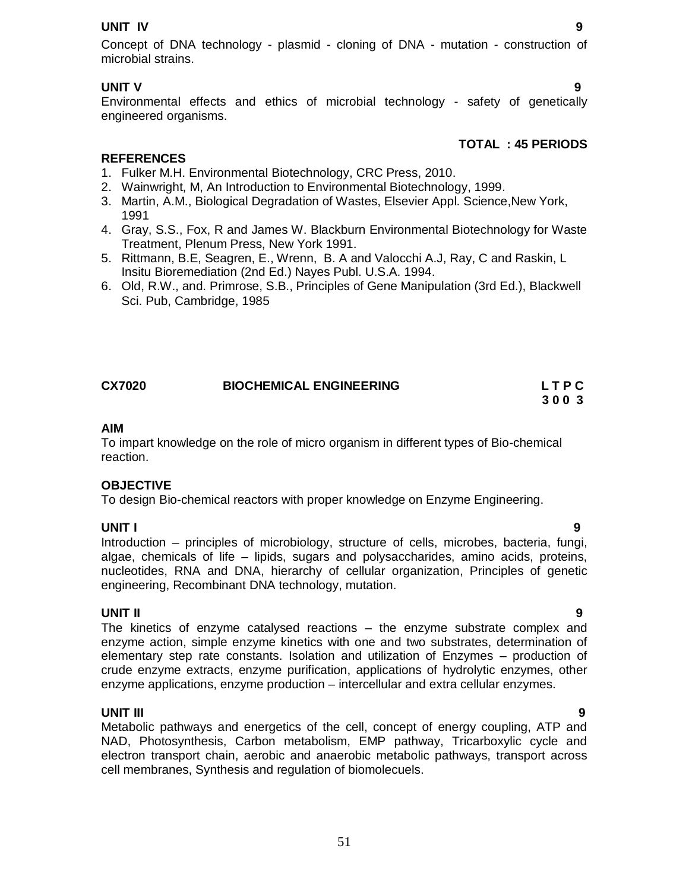**UNIT IV** **9**

Concept of DNA technology - plasmid - cloning of DNA - mutation - construction of microbial strains.

**UNIT V** **9**

Environmental effects and ethics of microbial technology - safety of genetically engineered organisms.

**TOTAL : 45 PERIODS**

**REFERENCES**

1. Fulker M.H. Environmental Biotechnology, CRC Press, 2010.
2. Wainwright, M, An Introduction to Environmental Biotechnology, 1999.
3. Martin, A.M., Biological Degradation of Wastes, Elsevier Appl. Science,New York, 1991
4. Gray, S.S., Fox, R and James W. Blackburn Environmental Biotechnology for Waste Treatment, Plenum Press, New York 1991.
5. Rittmann, B.E, Seagren, E., Wrenn, B. A and Valocchi A.J, Ray, C and Raskin, L Insitu Bioremediation (2nd Ed.) Nayes Publ. U.S.A. 1994.
6. Old, R.W., and. Primrose, S.B., Principles of Gene Manipulation (3rd Ed.), Blackwell Sci. Pub, Cambridge, 1985

## CX7020 BIOCHEMICAL ENGINEERING

**L T P C**
**3 0 0 3**

**AIM**

To impart knowledge on the role of micro organism in different types of Bio-chemical reaction.

**OBJECTIVE**

To design Bio-chemical reactors with proper knowledge on Enzyme Engineering.

**UNIT I** **9**

Introduction – principles of microbiology, structure of cells, microbes, bacteria, fungi, algae, chemicals of life – lipids, sugars and polysaccharides, amino acids, proteins, nucleotides, RNA and DNA, hierarchy of cellular organization, Principles of genetic engineering, Recombinant DNA technology, mutation.

**UNIT II** **9**

The kinetics of enzyme catalysed reactions – the enzyme substrate complex and enzyme action, simple enzyme kinetics with one and two substrates, determination of elementary step rate constants. Isolation and utilization of Enzymes – production of crude enzyme extracts, enzyme purification, applications of hydrolytic enzymes, other enzyme applications, enzyme production – intercellular and extra cellular enzymes.

**UNIT III** **9**

Metabolic pathways and energetics of the cell, concept of energy coupling, ATP and NAD, Photosynthesis, Carbon metabolism, EMP pathway, Tricarboxylic cycle and electron transport chain, aerobic and anaerobic metabolic pathways, transport across cell membranes, Synthesis and regulation of biomolecuels.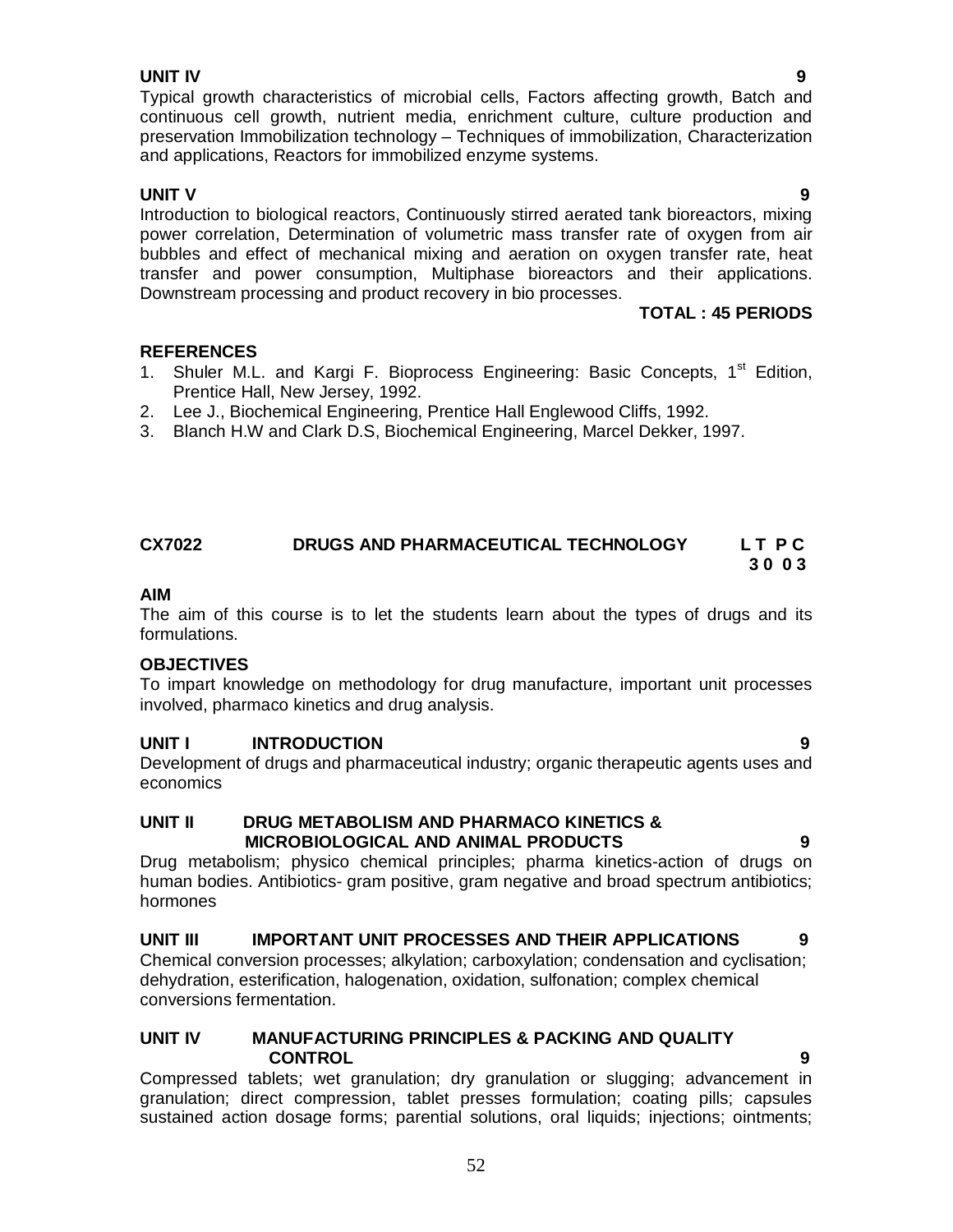**UNIT IV** **9**

Typical growth characteristics of microbial cells, Factors affecting growth, Batch and continuous cell growth, nutrient media, enrichment culture, culture production and preservation Immobilization technology – Techniques of immobilization, Characterization and applications, Reactors for immobilized enzyme systems.

**UNIT V** **9**

Introduction to biological reactors, Continuously stirred aerated tank bioreactors, mixing power correlation, Determination of volumetric mass transfer rate of oxygen from air bubbles and effect of mechanical mixing and aeration on oxygen transfer rate, heat transfer and power consumption, Multiphase bioreactors and their applications. Downstream processing and product recovery in bio processes.

**TOTAL : 45 PERIODS**

**REFERENCES**

1. Shuler M.L. and Kargi F. Bioprocess Engineering: Basic Concepts, 1st Edition, Prentice Hall, New Jersey, 1992.
2. Lee J., Biochemical Engineering, Prentice Hall Englewood Cliffs, 1992.
3. Blanch H.W and Clark D.S, Biochemical Engineering, Marcel Dekker, 1997.

## CX7022 DRUGS AND PHARMACEUTICAL TECHNOLOGY

**L T P C**
**3 0 0 3**

**AIM**

The aim of this course is to let the students learn about the types of drugs and its formulations.

**OBJECTIVES**

To impart knowledge on methodology for drug manufacture, important unit processes involved, pharmaco kinetics and drug analysis.

**UNIT I INTRODUCTION** **9**

Development of drugs and pharmaceutical industry; organic therapeutic agents uses and economics

**UNIT II DRUG METABOLISM AND PHARMACO KINETICS & MICROBIOLOGICAL AND ANIMAL PRODUCTS** **9**

Drug metabolism; physico chemical principles; pharma kinetics-action of drugs on human bodies. Antibiotics- gram positive, gram negative and broad spectrum antibiotics; hormones

**UNIT III IMPORTANT UNIT PROCESSES AND THEIR APPLICATIONS** **9**

Chemical conversion processes; alkylation; carboxylation; condensation and cyclisation; dehydration, esterification, halogenation, oxidation, sulfonation; complex chemical conversions fermentation.

**UNIT IV MANUFACTURING PRINCIPLES & PACKING AND QUALITY CONTROL** **9**

Compressed tablets; wet granulation; dry granulation or slugging; advancement in granulation; direct compression, tablet presses formulation; coating pills; capsules sustained action dosage forms; parential solutions, oral liquids; injections; ointments;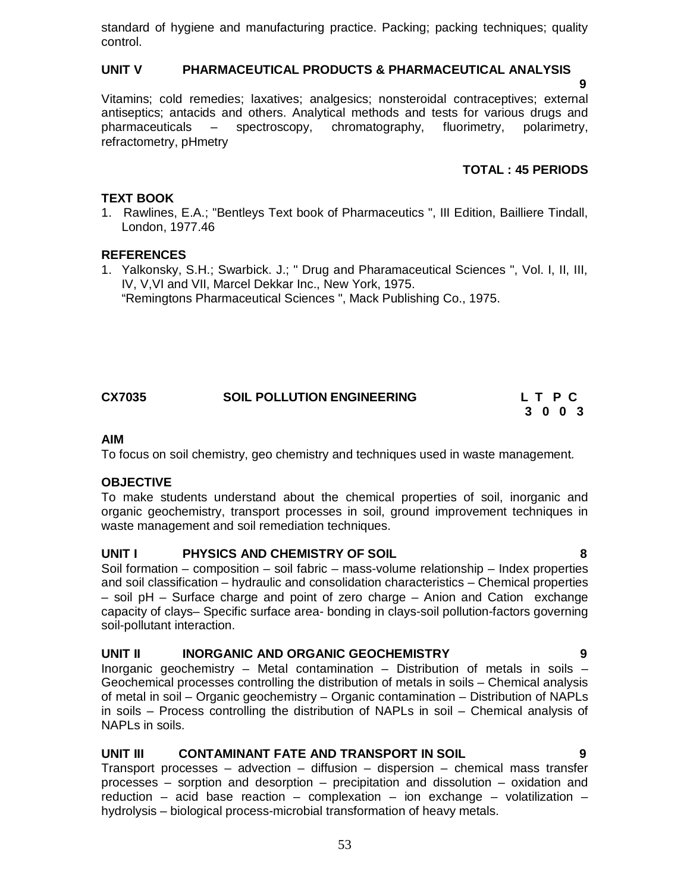standard of hygiene and manufacturing practice. Packing; packing techniques; quality control.

**UNIT V PHARMACEUTICAL PRODUCTS & PHARMACEUTICAL ANALYSIS 9**

Vitamins; cold remedies; laxatives; analgesics; nonsteroidal contraceptives; external antiseptics; antacids and others. Analytical methods and tests for various drugs and pharmaceuticals – spectroscopy, chromatography, fluorimetry, polarimetry, refractometry, pHmetry

**TOTAL : 45 PERIODS**

**TEXT BOOK**

1. Rawlines, E.A.; "Bentleys Text book of Pharmaceutics ", III Edition, Bailliere Tindall, London, 1977.46

**REFERENCES**

1. Yalkonsky, S.H.; Swarbick. J.; " Drug and Pharamaceutical Sciences ", Vol. I, II, III, IV, V,VI and VII, Marcel Dekkar Inc., New York, 1975.
   "Remingtons Pharmaceutical Sciences ", Mack Publishing Co., 1975.

## CX7035 SOIL POLLUTION ENGINEERING

| L | T | P | C |
|---|---|---|---|
| 3 | 0 | 0 | 3 |

**AIM**

To focus on soil chemistry, geo chemistry and techniques used in waste management.

**OBJECTIVE**

To make students understand about the chemical properties of soil, inorganic and organic geochemistry, transport processes in soil, ground improvement techniques in waste management and soil remediation techniques.

**UNIT I PHYSICS AND CHEMISTRY OF SOIL 8**

Soil formation – composition – soil fabric – mass-volume relationship – Index properties and soil classification – hydraulic and consolidation characteristics – Chemical properties – soil pH – Surface charge and point of zero charge – Anion and Cation exchange capacity of clays– Specific surface area- bonding in clays-soil pollution-factors governing soil-pollutant interaction.

**UNIT II INORGANIC AND ORGANIC GEOCHEMISTRY 9**

Inorganic geochemistry – Metal contamination – Distribution of metals in soils – Geochemical processes controlling the distribution of metals in soils – Chemical analysis of metal in soil – Organic geochemistry – Organic contamination – Distribution of NAPLs in soils – Process controlling the distribution of NAPLs in soil – Chemical analysis of NAPLs in soils.

**UNIT III CONTAMINANT FATE AND TRANSPORT IN SOIL 9**

Transport processes – advection – diffusion – dispersion – chemical mass transfer processes – sorption and desorption – precipitation and dissolution – oxidation and reduction – acid base reaction – complexation – ion exchange – volatilization – hydrolysis – biological process-microbial transformation of heavy metals.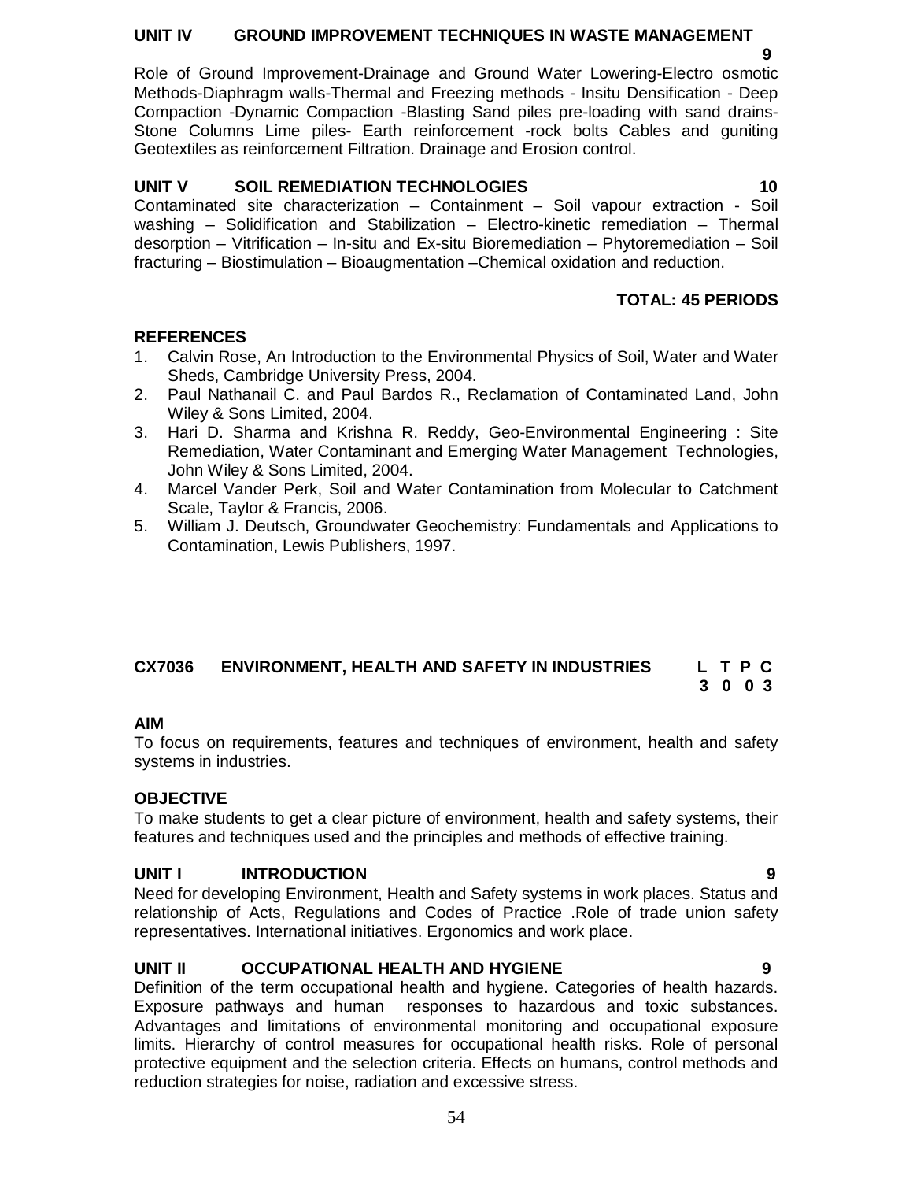### UNIT IV GROUND IMPROVEMENT TECHNIQUES IN WASTE MANAGEMENT 9

Role of Ground Improvement-Drainage and Ground Water Lowering-Electro osmotic Methods-Diaphragm walls-Thermal and Freezing methods - Insitu Densification - Deep Compaction -Dynamic Compaction -Blasting Sand piles pre-loading with sand drains-Stone Columns Lime piles- Earth reinforcement -rock bolts Cables and guniting Geotextiles as reinforcement Filtration. Drainage and Erosion control.

### UNIT V SOIL REMEDIATION TECHNOLOGIES 10

Contaminated site characterization – Containment – Soil vapour extraction - Soil washing – Solidification and Stabilization – Electro-kinetic remediation – Thermal desorption – Vitrification – In-situ and Ex-situ Bioremediation – Phytoremediation – Soil fracturing – Biostimulation – Bioaugmentation –Chemical oxidation and reduction.

**TOTAL: 45 PERIODS**

### REFERENCES

1. Calvin Rose, An Introduction to the Environmental Physics of Soil, Water and Water Sheds, Cambridge University Press, 2004.
2. Paul Nathanail C. and Paul Bardos R., Reclamation of Contaminated Land, John Wiley & Sons Limited, 2004.
3. Hari D. Sharma and Krishna R. Reddy, Geo-Environmental Engineering : Site Remediation, Water Contaminant and Emerging Water Management Technologies, John Wiley & Sons Limited, 2004.
4. Marcel Vander Perk, Soil and Water Contamination from Molecular to Catchment Scale, Taylor & Francis, 2006.
5. William J. Deutsch, Groundwater Geochemistry: Fundamentals and Applications to Contamination, Lewis Publishers, 1997.

## CX7036 ENVIRONMENT, HEALTH AND SAFETY IN INDUSTRIES

| L | T | P | C |
|---|---|---|---|
| 3 | 0 | 0 | 3 |

### AIM

To focus on requirements, features and techniques of environment, health and safety systems in industries.

### OBJECTIVE

To make students to get a clear picture of environment, health and safety systems, their features and techniques used and the principles and methods of effective training.

### UNIT I INTRODUCTION 9

Need for developing Environment, Health and Safety systems in work places. Status and relationship of Acts, Regulations and Codes of Practice .Role of trade union safety representatives. International initiatives. Ergonomics and work place.

### UNIT II OCCUPATIONAL HEALTH AND HYGIENE 9

Definition of the term occupational health and hygiene. Categories of health hazards. Exposure pathways and human responses to hazardous and toxic substances. Advantages and limitations of environmental monitoring and occupational exposure limits. Hierarchy of control measures for occupational health risks. Role of personal protective equipment and the selection criteria. Effects on humans, control methods and reduction strategies for noise, radiation and excessive stress.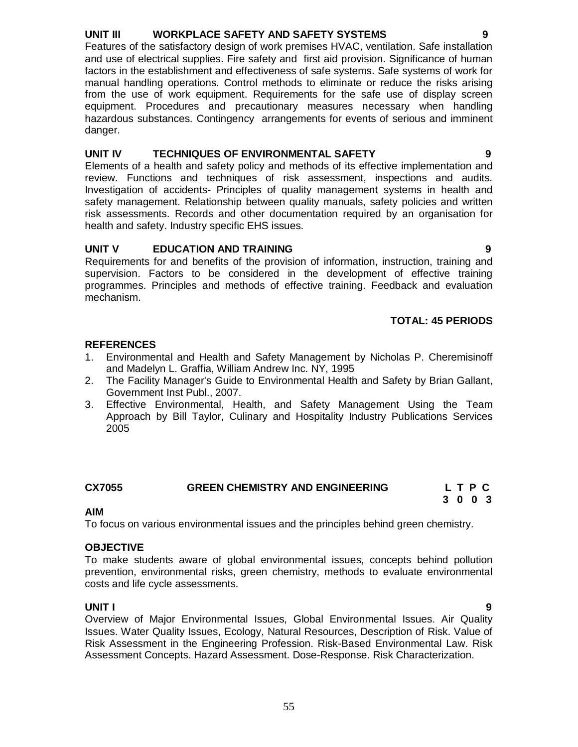**UNIT III WORKPLACE SAFETY AND SAFETY SYSTEMS 9**

Features of the satisfactory design of work premises HVAC, ventilation. Safe installation and use of electrical supplies. Fire safety and first aid provision. Significance of human factors in the establishment and effectiveness of safe systems. Safe systems of work for manual handling operations. Control methods to eliminate or reduce the risks arising from the use of work equipment. Requirements for the safe use of display screen equipment. Procedures and precautionary measures necessary when handling hazardous substances. Contingency arrangements for events of serious and imminent danger.

**UNIT IV TECHNIQUES OF ENVIRONMENTAL SAFETY 9**

Elements of a health and safety policy and methods of its effective implementation and review. Functions and techniques of risk assessment, inspections and audits. Investigation of accidents- Principles of quality management systems in health and safety management. Relationship between quality manuals, safety policies and written risk assessments. Records and other documentation required by an organisation for health and safety. Industry specific EHS issues.

**UNIT V EDUCATION AND TRAINING 9**

Requirements for and benefits of the provision of information, instruction, training and supervision. Factors to be considered in the development of effective training programmes. Principles and methods of effective training. Feedback and evaluation mechanism.

**TOTAL: 45 PERIODS**

**REFERENCES**

1. Environmental and Health and Safety Management by Nicholas P. Cheremisinoff and Madelyn L. Graffia, William Andrew Inc. NY, 1995
2. The Facility Manager's Guide to Environmental Health and Safety by Brian Gallant, Government Inst Publ., 2007.
3. Effective Environmental, Health, and Safety Management Using the Team Approach by Bill Taylor, Culinary and Hospitality Industry Publications Services 2005

**CX7055 GREEN CHEMISTRY AND ENGINEERING**

| L | T | P | C |
|---|---|---|---|
| 3 | 0 | 0 | 3 |

**AIM**

To focus on various environmental issues and the principles behind green chemistry.

**OBJECTIVE**

To make students aware of global environmental issues, concepts behind pollution prevention, environmental risks, green chemistry, methods to evaluate environmental costs and life cycle assessments.

**UNIT I 9**

Overview of Major Environmental Issues, Global Environmental Issues. Air Quality Issues. Water Quality Issues, Ecology, Natural Resources, Description of Risk. Value of Risk Assessment in the Engineering Profession. Risk-Based Environmental Law. Risk Assessment Concepts. Hazard Assessment. Dose-Response. Risk Characterization.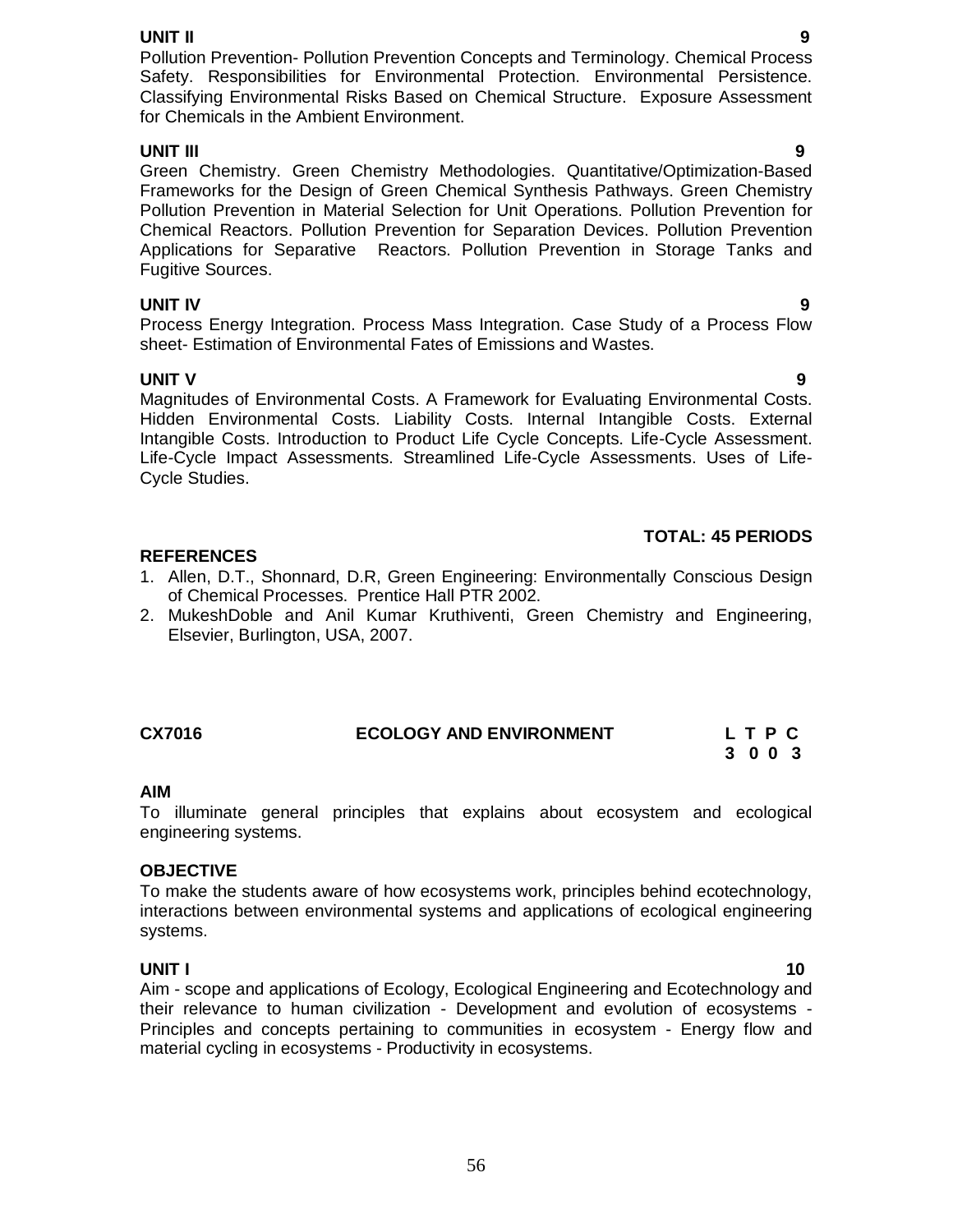**UNIT II** **9**

Pollution Prevention- Pollution Prevention Concepts and Terminology. Chemical Process Safety. Responsibilities for Environmental Protection. Environmental Persistence. Classifying Environmental Risks Based on Chemical Structure. Exposure Assessment for Chemicals in the Ambient Environment.

**UNIT III** **9**

Green Chemistry. Green Chemistry Methodologies. Quantitative/Optimization-Based Frameworks for the Design of Green Chemical Synthesis Pathways. Green Chemistry Pollution Prevention in Material Selection for Unit Operations. Pollution Prevention for Chemical Reactors. Pollution Prevention for Separation Devices. Pollution Prevention Applications for Separative Reactors. Pollution Prevention in Storage Tanks and Fugitive Sources.

**UNIT IV** **9**

Process Energy Integration. Process Mass Integration. Case Study of a Process Flow sheet- Estimation of Environmental Fates of Emissions and Wastes.

**UNIT V** **9**

Magnitudes of Environmental Costs. A Framework for Evaluating Environmental Costs. Hidden Environmental Costs. Liability Costs. Internal Intangible Costs. External Intangible Costs. Introduction to Product Life Cycle Concepts. Life-Cycle Assessment. Life-Cycle Impact Assessments. Streamlined Life-Cycle Assessments. Uses of Life-Cycle Studies.

**TOTAL: 45 PERIODS**

**REFERENCES**

1. Allen, D.T., Shonnard, D.R, Green Engineering: Environmentally Conscious Design of Chemical Processes. Prentice Hall PTR 2002.
2. MukeshDoble and Anil Kumar Kruthiventi, Green Chemistry and Engineering, Elsevier, Burlington, USA, 2007.

## CX7016 ECOLOGY AND ENVIRONMENT

| L | T | P | C |
|---|---|---|---|
| 3 | 0 | 0 | 3 |

**AIM**

To illuminate general principles that explains about ecosystem and ecological engineering systems.

**OBJECTIVE**

To make the students aware of how ecosystems work, principles behind ecotechnology, interactions between environmental systems and applications of ecological engineering systems.

**UNIT I** **10**

Aim - scope and applications of Ecology, Ecological Engineering and Ecotechnology and their relevance to human civilization - Development and evolution of ecosystems - Principles and concepts pertaining to communities in ecosystem - Energy flow and material cycling in ecosystems - Productivity in ecosystems.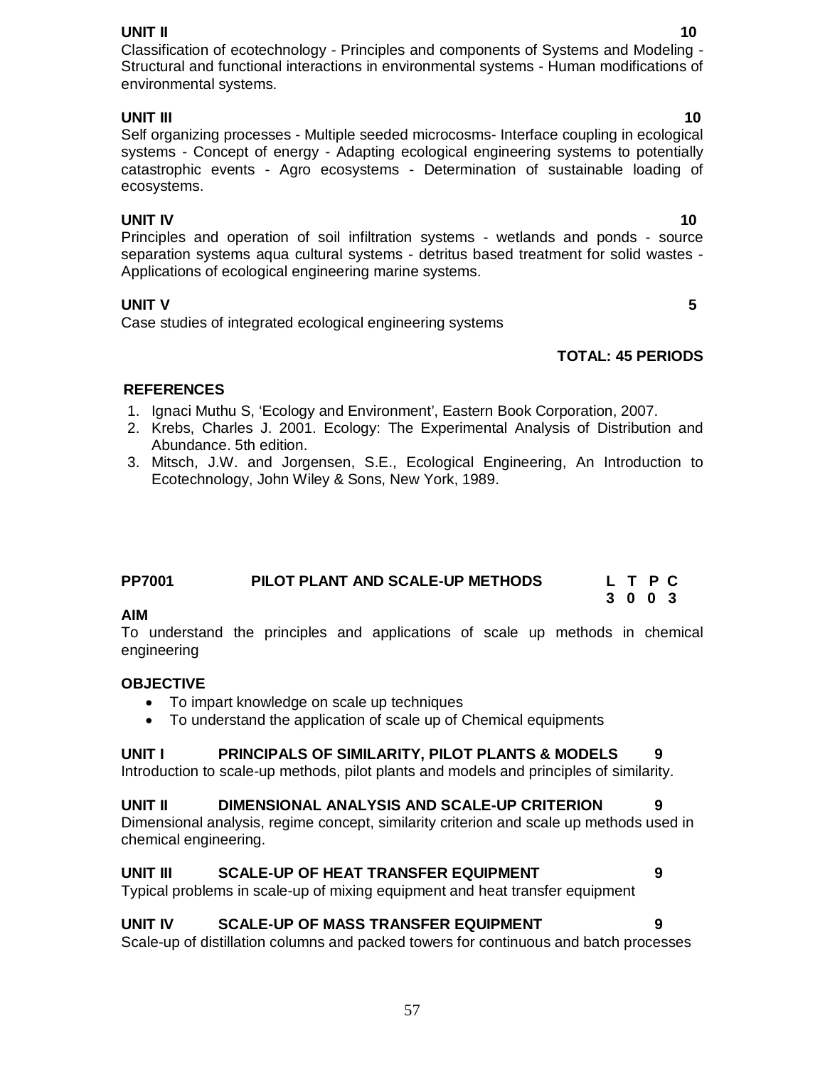**UNIT II** **10**

Classification of ecotechnology - Principles and components of Systems and Modeling - Structural and functional interactions in environmental systems - Human modifications of environmental systems.

**UNIT III** **10**

Self organizing processes - Multiple seeded microcosms- Interface coupling in ecological systems - Concept of energy - Adapting ecological engineering systems to potentially catastrophic events - Agro ecosystems - Determination of sustainable loading of ecosystems.

**UNIT IV** **10**

Principles and operation of soil infiltration systems - wetlands and ponds - source separation systems aqua cultural systems - detritus based treatment for solid wastes - Applications of ecological engineering marine systems.

**UNIT V** **5**

Case studies of integrated ecological engineering systems

**TOTAL: 45 PERIODS**

**REFERENCES**

1. Ignaci Muthu S, 'Ecology and Environment', Eastern Book Corporation, 2007.
2. Krebs, Charles J. 2001. Ecology: The Experimental Analysis of Distribution and Abundance. 5th edition.
3. Mitsch, J.W. and Jorgensen, S.E., Ecological Engineering, An Introduction to Ecotechnology, John Wiley & Sons, New York, 1989.

## PP7001 PILOT PLANT AND SCALE-UP METHODS

| L | T | P | C |
|---|---|---|---|
| 3 | 0 | 0 | 3 |

**AIM**

To understand the principles and applications of scale up methods in chemical engineering

**OBJECTIVE**

- To impart knowledge on scale up techniques
- To understand the application of scale up of Chemical equipments

**UNIT I PRINCIPALS OF SIMILARITY, PILOT PLANTS & MODELS** **9**

Introduction to scale-up methods, pilot plants and models and principles of similarity.

**UNIT II DIMENSIONAL ANALYSIS AND SCALE-UP CRITERION** **9**

Dimensional analysis, regime concept, similarity criterion and scale up methods used in chemical engineering.

**UNIT III SCALE-UP OF HEAT TRANSFER EQUIPMENT** **9**

Typical problems in scale-up of mixing equipment and heat transfer equipment

**UNIT IV SCALE-UP OF MASS TRANSFER EQUIPMENT** **9**

Scale-up of distillation columns and packed towers for continuous and batch processes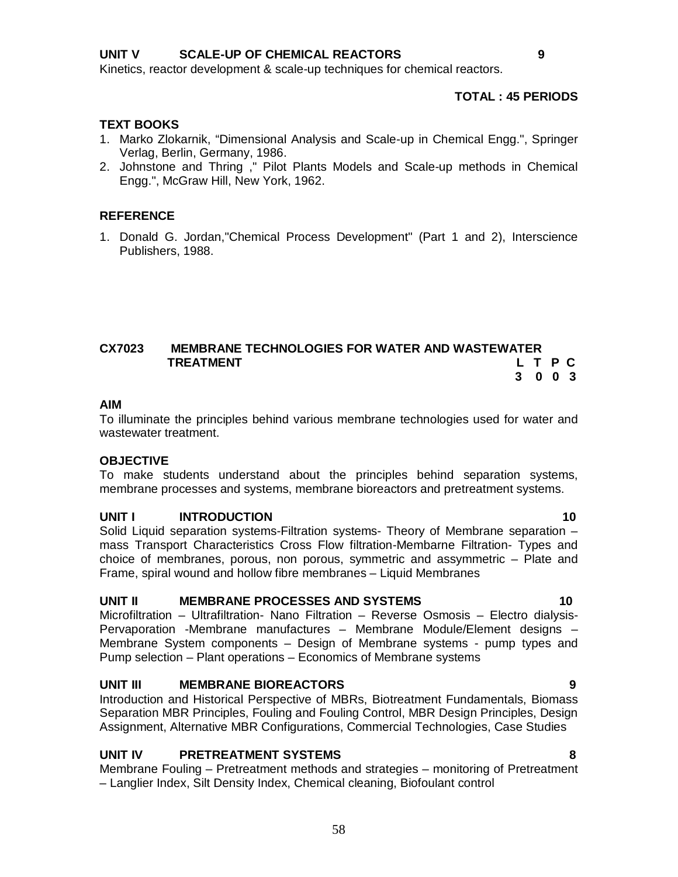**UNIT V SCALE-UP OF CHEMICAL REACTORS 9**

Kinetics, reactor development & scale-up techniques for chemical reactors.

**TOTAL : 45 PERIODS**

**TEXT BOOKS**

1. Marko Zlokarnik, "Dimensional Analysis and Scale-up in Chemical Engg.", Springer Verlag, Berlin, Germany, 1986.
2. Johnstone and Thring ," Pilot Plants Models and Scale-up methods in Chemical Engg.", McGraw Hill, New York, 1962.

**REFERENCE**

1. Donald G. Jordan,"Chemical Process Development" (Part 1 and 2), Interscience Publishers, 1988.

## CX7023 MEMBRANE TECHNOLOGIES FOR WATER AND WASTEWATER TREATMENT

| L | T | P | C |
|---|---|---|---|
| 3 | 0 | 0 | 3 |

**AIM**

To illuminate the principles behind various membrane technologies used for water and wastewater treatment.

**OBJECTIVE**

To make students understand about the principles behind separation systems, membrane processes and systems, membrane bioreactors and pretreatment systems.

**UNIT I INTRODUCTION 10**

Solid Liquid separation systems-Filtration systems- Theory of Membrane separation – mass Transport Characteristics Cross Flow filtration-Membarne Filtration- Types and choice of membranes, porous, non porous, symmetric and assymmetric – Plate and Frame, spiral wound and hollow fibre membranes – Liquid Membranes

**UNIT II MEMBRANE PROCESSES AND SYSTEMS 10**

Microfiltration – Ultrafiltration- Nano Filtration – Reverse Osmosis – Electro dialysis- Pervaporation -Membrane manufactures – Membrane Module/Element designs – Membrane System components – Design of Membrane systems - pump types and Pump selection – Plant operations – Economics of Membrane systems

**UNIT III MEMBRANE BIOREACTORS 9**

Introduction and Historical Perspective of MBRs, Biotreatment Fundamentals, Biomass Separation MBR Principles, Fouling and Fouling Control, MBR Design Principles, Design Assignment, Alternative MBR Configurations, Commercial Technologies, Case Studies

**UNIT IV PRETREATMENT SYSTEMS 8**

Membrane Fouling – Pretreatment methods and strategies – monitoring of Pretreatment – Langlier Index, Silt Density Index, Chemical cleaning, Biofoulant control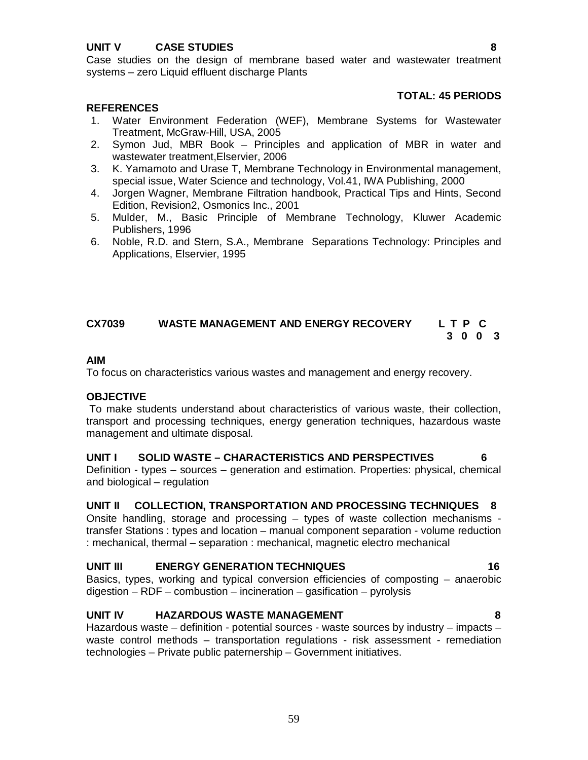**UNIT V CASE STUDIES 8**

Case studies on the design of membrane based water and wastewater treatment systems – zero Liquid effluent discharge Plants

**TOTAL: 45 PERIODS**

**REFERENCES**

1. Water Environment Federation (WEF), Membrane Systems for Wastewater Treatment, McGraw-Hill, USA, 2005
2. Symon Jud, MBR Book – Principles and application of MBR in water and wastewater treatment,Elservier, 2006
3. K. Yamamoto and Urase T, Membrane Technology in Environmental management, special issue, Water Science and technology, Vol.41, IWA Publishing, 2000
4. Jorgen Wagner, Membrane Filtration handbook, Practical Tips and Hints, Second Edition, Revision2, Osmonics Inc., 2001
5. Mulder, M., Basic Principle of Membrane Technology, Kluwer Academic Publishers, 1996
6. Noble, R.D. and Stern, S.A., Membrane Separations Technology: Principles and Applications, Elservier, 1995

## CX7039 WASTE MANAGEMENT AND ENERGY RECOVERY

| L | T | P | C |
|---|---|---|---|
| 3 | 0 | 0 | 3 |

**AIM**

To focus on characteristics various wastes and management and energy recovery.

**OBJECTIVE**

To make students understand about characteristics of various waste, their collection, transport and processing techniques, energy generation techniques, hazardous waste management and ultimate disposal.

**UNIT I SOLID WASTE – CHARACTERISTICS AND PERSPECTIVES 6**

Definition - types – sources – generation and estimation. Properties: physical, chemical and biological – regulation

**UNIT II COLLECTION, TRANSPORTATION AND PROCESSING TECHNIQUES 8**

Onsite handling, storage and processing – types of waste collection mechanisms - transfer Stations : types and location – manual component separation - volume reduction : mechanical, thermal – separation : mechanical, magnetic electro mechanical

**UNIT III ENERGY GENERATION TECHNIQUES 16**

Basics, types, working and typical conversion efficiencies of composting – anaerobic digestion – RDF – combustion – incineration – gasification – pyrolysis

**UNIT IV HAZARDOUS WASTE MANAGEMENT 8**

Hazardous waste – definition - potential sources - waste sources by industry – impacts – waste control methods – transportation regulations - risk assessment - remediation technologies – Private public paternership – Government initiatives.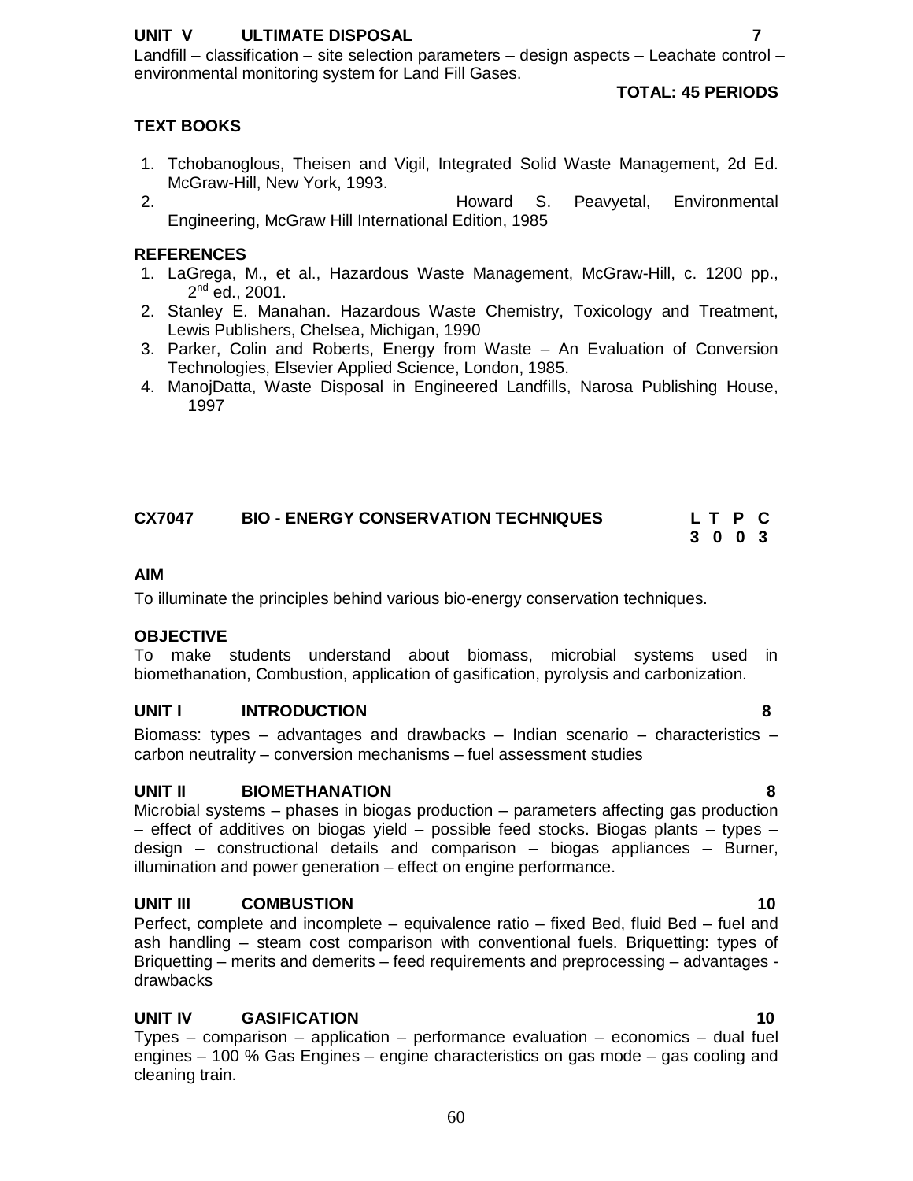**UNIT V ULTIMATE DISPOSAL 7**

Landfill – classification – site selection parameters – design aspects – Leachate control – environmental monitoring system for Land Fill Gases.

**TOTAL: 45 PERIODS**

**TEXT BOOKS**

1. Tchobanoglous, Theisen and Vigil, Integrated Solid Waste Management, 2d Ed. McGraw-Hill, New York, 1993.
2. Howard S. Peavyetal, Environmental Engineering, McGraw Hill International Edition, 1985

**REFERENCES**

1. LaGrega, M., et al., Hazardous Waste Management, McGraw-Hill, c. 1200 pp., 2nd ed., 2001.
2. Stanley E. Manahan. Hazardous Waste Chemistry, Toxicology and Treatment, Lewis Publishers, Chelsea, Michigan, 1990
3. Parker, Colin and Roberts, Energy from Waste – An Evaluation of Conversion Technologies, Elsevier Applied Science, London, 1985.
4. ManojDatta, Waste Disposal in Engineered Landfills, Narosa Publishing House, 1997

## CX7047 BIO - ENERGY CONSERVATION TECHNIQUES

| L | T | P | C |
|---|---|---|---|
| 3 | 0 | 0 | 3 |

**AIM**

To illuminate the principles behind various bio-energy conservation techniques.

**OBJECTIVE**

To make students understand about biomass, microbial systems used in biomethanation, Combustion, application of gasification, pyrolysis and carbonization.

**UNIT I INTRODUCTION 8**

Biomass: types – advantages and drawbacks – Indian scenario – characteristics – carbon neutrality – conversion mechanisms – fuel assessment studies

**UNIT II BIOMETHANATION 8**

Microbial systems – phases in biogas production – parameters affecting gas production – effect of additives on biogas yield – possible feed stocks. Biogas plants – types – design – constructional details and comparison – biogas appliances – Burner, illumination and power generation – effect on engine performance.

**UNIT III COMBUSTION 10**

Perfect, complete and incomplete – equivalence ratio – fixed Bed, fluid Bed – fuel and ash handling – steam cost comparison with conventional fuels. Briquetting: types of Briquetting – merits and demerits – feed requirements and preprocessing – advantages - drawbacks

**UNIT IV GASIFICATION 10**

Types – comparison – application – performance evaluation – economics – dual fuel engines – 100 % Gas Engines – engine characteristics on gas mode – gas cooling and cleaning train.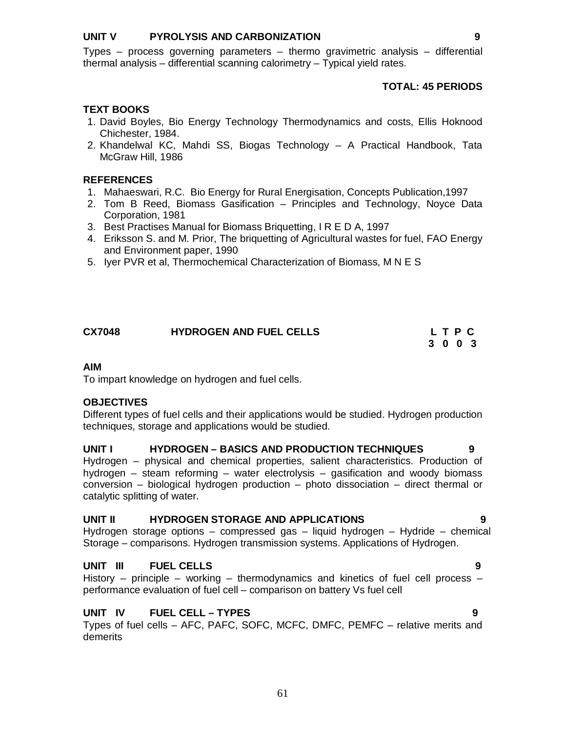**UNIT V PYROLYSIS AND CARBONIZATION 9**

Types – process governing parameters – thermo gravimetric analysis – differential thermal analysis – differential scanning calorimetry – Typical yield rates.

**TOTAL: 45 PERIODS**

**TEXT BOOKS**

1. David Boyles, Bio Energy Technology Thermodynamics and costs, Ellis Hoknood Chichester, 1984.
2. Khandelwal KC, Mahdi SS, Biogas Technology – A Practical Handbook, Tata McGraw Hill, 1986

**REFERENCES**

1. Mahaeswari, R.C. Bio Energy for Rural Energisation, Concepts Publication,1997
2. Tom B Reed, Biomass Gasification – Principles and Technology, Noyce Data Corporation, 1981
3. Best Practises Manual for Biomass Briquetting, I R E D A, 1997
4. Eriksson S. and M. Prior, The briquetting of Agricultural wastes for fuel, FAO Energy and Environment paper, 1990
5. Iyer PVR et al, Thermochemical Characterization of Biomass, M N E S

## CX7048 HYDROGEN AND FUEL CELLS

| L | T | P | C |
|---|---|---|---|
| 3 | 0 | 0 | 3 |

**AIM**

To impart knowledge on hydrogen and fuel cells.

**OBJECTIVES**

Different types of fuel cells and their applications would be studied. Hydrogen production techniques, storage and applications would be studied.

**UNIT I HYDROGEN – BASICS AND PRODUCTION TECHNIQUES 9**

Hydrogen – physical and chemical properties, salient characteristics. Production of hydrogen – steam reforming – water electrolysis – gasification and woody biomass conversion – biological hydrogen production – photo dissociation – direct thermal or catalytic splitting of water.

**UNIT II HYDROGEN STORAGE AND APPLICATIONS 9**

Hydrogen storage options – compressed gas – liquid hydrogen – Hydride – chemical Storage – comparisons. Hydrogen transmission systems. Applications of Hydrogen.

**UNIT III FUEL CELLS 9**

History – principle – working – thermodynamics and kinetics of fuel cell process – performance evaluation of fuel cell – comparison on battery Vs fuel cell

**UNIT IV FUEL CELL – TYPES 9**

Types of fuel cells – AFC, PAFC, SOFC, MCFC, DMFC, PEMFC – relative merits and demerits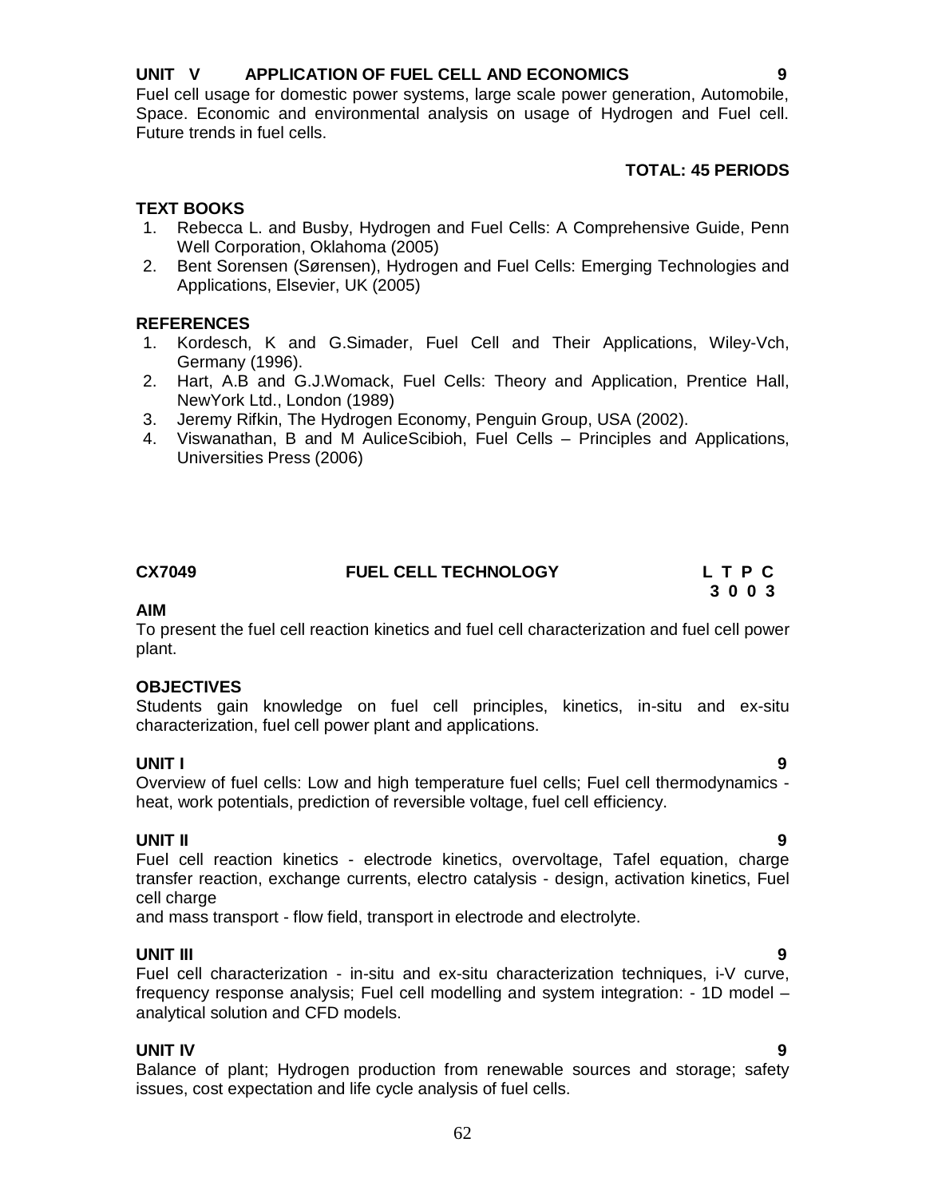**UNIT V APPLICATION OF FUEL CELL AND ECONOMICS 9**

Fuel cell usage for domestic power systems, large scale power generation, Automobile, Space. Economic and environmental analysis on usage of Hydrogen and Fuel cell. Future trends in fuel cells.

**TOTAL: 45 PERIODS**

**TEXT BOOKS**

1. Rebecca L. and Busby, Hydrogen and Fuel Cells: A Comprehensive Guide, Penn Well Corporation, Oklahoma (2005)
2. Bent Sorensen (Sørensen), Hydrogen and Fuel Cells: Emerging Technologies and Applications, Elsevier, UK (2005)

**REFERENCES**

1. Kordesch, K and G.Simader, Fuel Cell and Their Applications, Wiley-Vch, Germany (1996).
2. Hart, A.B and G.J.Womack, Fuel Cells: Theory and Application, Prentice Hall, NewYork Ltd., London (1989)
3. Jeremy Rifkin, The Hydrogen Economy, Penguin Group, USA (2002).
4. Viswanathan, B and M AuliceScibioh, Fuel Cells – Principles and Applications, Universities Press (2006)

## CX7049 FUEL CELL TECHNOLOGY

| L | T | P | C |
|---|---|---|---|
| 3 | 0 | 0 | 3 |

**AIM**

To present the fuel cell reaction kinetics and fuel cell characterization and fuel cell power plant.

**OBJECTIVES**

Students gain knowledge on fuel cell principles, kinetics, in-situ and ex-situ characterization, fuel cell power plant and applications.

**UNIT I 9**

Overview of fuel cells: Low and high temperature fuel cells; Fuel cell thermodynamics - heat, work potentials, prediction of reversible voltage, fuel cell efficiency.

**UNIT II 9**

Fuel cell reaction kinetics - electrode kinetics, overvoltage, Tafel equation, charge transfer reaction, exchange currents, electro catalysis - design, activation kinetics, Fuel cell charge
and mass transport - flow field, transport in electrode and electrolyte.

**UNIT III 9**

Fuel cell characterization - in-situ and ex-situ characterization techniques, i-V curve, frequency response analysis; Fuel cell modelling and system integration: - 1D model – analytical solution and CFD models.

**UNIT IV 9**

Balance of plant; Hydrogen production from renewable sources and storage; safety issues, cost expectation and life cycle analysis of fuel cells.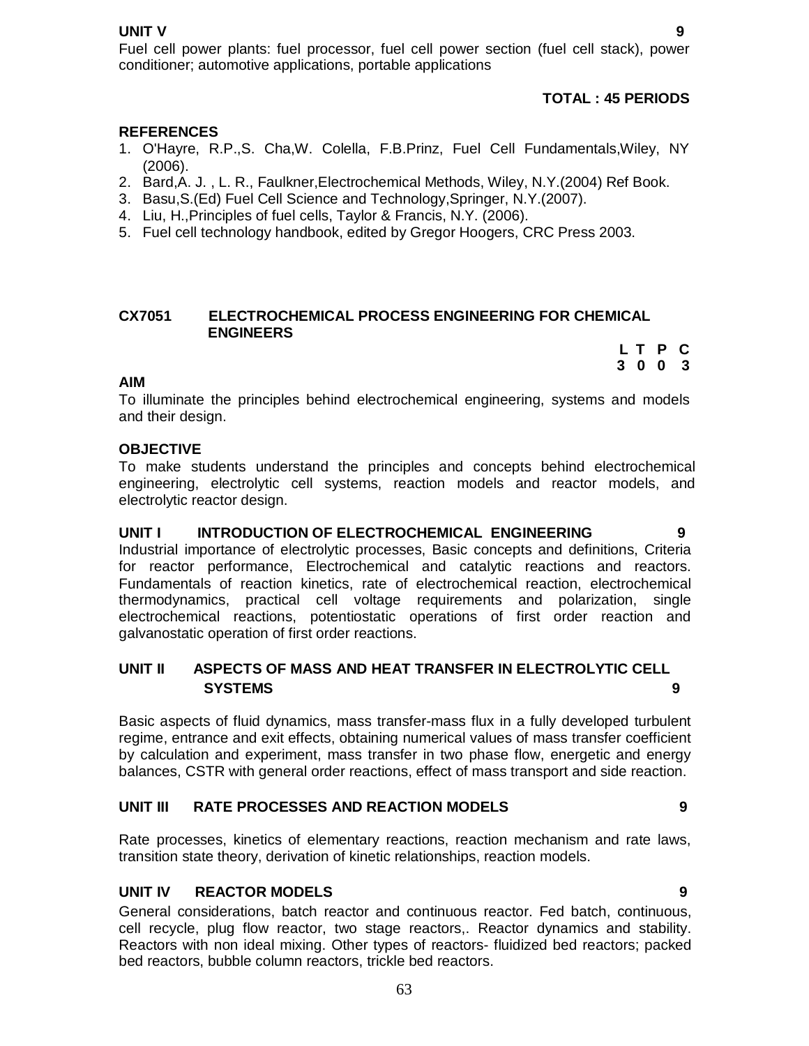**UNIT V** **9**

Fuel cell power plants: fuel processor, fuel cell power section (fuel cell stack), power conditioner; automotive applications, portable applications

**TOTAL : 45 PERIODS**

**REFERENCES**

1. O'Hayre, R.P.,S. Cha,W. Colella, F.B.Prinz, Fuel Cell Fundamentals,Wiley, NY (2006).
2. Bard,A. J. , L. R., Faulkner,Electrochemical Methods, Wiley, N.Y.(2004) Ref Book.
3. Basu,S.(Ed) Fuel Cell Science and Technology,Springer, N.Y.(2007).
4. Liu, H.,Principles of fuel cells, Taylor & Francis, N.Y. (2006).
5. Fuel cell technology handbook, edited by Gregor Hoogers, CRC Press 2003.

## CX7051 ELECTROCHEMICAL PROCESS ENGINEERING FOR CHEMICAL ENGINEERS

| L | T | P | C |
|---|---|---|---|
| 3 | 0 | 0 | 3 |

**AIM**

To illuminate the principles behind electrochemical engineering, systems and models and their design.

**OBJECTIVE**

To make students understand the principles and concepts behind electrochemical engineering, electrolytic cell systems, reaction models and reactor models, and electrolytic reactor design.

**UNIT I INTRODUCTION OF ELECTROCHEMICAL ENGINEERING** **9**

Industrial importance of electrolytic processes, Basic concepts and definitions, Criteria for reactor performance, Electrochemical and catalytic reactions and reactors. Fundamentals of reaction kinetics, rate of electrochemical reaction, electrochemical thermodynamics, practical cell voltage requirements and polarization, single electrochemical reactions, potentiostatic operations of first order reaction and galvanostatic operation of first order reactions.

**UNIT II ASPECTS OF MASS AND HEAT TRANSFER IN ELECTROLYTIC CELL SYSTEMS** **9**

Basic aspects of fluid dynamics, mass transfer-mass flux in a fully developed turbulent regime, entrance and exit effects, obtaining numerical values of mass transfer coefficient by calculation and experiment, mass transfer in two phase flow, energetic and energy balances, CSTR with general order reactions, effect of mass transport and side reaction.

**UNIT III RATE PROCESSES AND REACTION MODELS** **9**

Rate processes, kinetics of elementary reactions, reaction mechanism and rate laws, transition state theory, derivation of kinetic relationships, reaction models.

**UNIT IV REACTOR MODELS** **9**

General considerations, batch reactor and continuous reactor. Fed batch, continuous, cell recycle, plug flow reactor, two stage reactors,. Reactor dynamics and stability. Reactors with non ideal mixing. Other types of reactors- fluidized bed reactors; packed bed reactors, bubble column reactors, trickle bed reactors.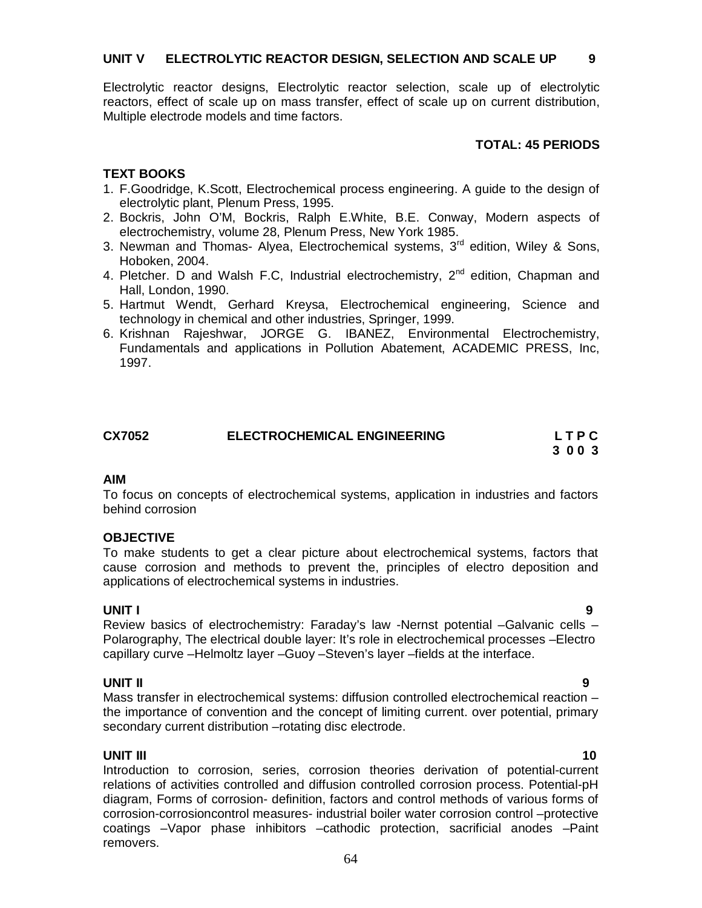**UNIT V ELECTROLYTIC REACTOR DESIGN, SELECTION AND SCALE UP 9**

Electrolytic reactor designs, Electrolytic reactor selection, scale up of electrolytic reactors, effect of scale up on mass transfer, effect of scale up on current distribution, Multiple electrode models and time factors.

**TOTAL: 45 PERIODS**

**TEXT BOOKS**

1. F.Goodridge, K.Scott, Electrochemical process engineering. A guide to the design of electrolytic plant, Plenum Press, 1995.
2. Bockris, John O'M, Bockris, Ralph E.White, B.E. Conway, Modern aspects of electrochemistry, volume 28, Plenum Press, New York 1985.
3. Newman and Thomas- Alyea, Electrochemical systems, 3rd edition, Wiley & Sons, Hoboken, 2004.
4. Pletcher. D and Walsh F.C, Industrial electrochemistry, 2nd edition, Chapman and Hall, London, 1990.
5. Hartmut Wendt, Gerhard Kreysa, Electrochemical engineering, Science and technology in chemical and other industries, Springer, 1999.
6. Krishnan Rajeshwar, JORGE G. IBANEZ, Environmental Electrochemistry, Fundamentals and applications in Pollution Abatement, ACADEMIC PRESS, Inc, 1997.

## CX7052 ELECTROCHEMICAL ENGINEERING

**L T P C**
**3 0 0 3**

**AIM**

To focus on concepts of electrochemical systems, application in industries and factors behind corrosion

**OBJECTIVE**

To make students to get a clear picture about electrochemical systems, factors that cause corrosion and methods to prevent the, principles of electro deposition and applications of electrochemical systems in industries.

**UNIT I 9**

Review basics of electrochemistry: Faraday's law -Nernst potential –Galvanic cells –Polarography, The electrical double layer: It's role in electrochemical processes –Electro capillary curve –Helmoltz layer –Guoy –Steven's layer –fields at the interface.

**UNIT II 9**

Mass transfer in electrochemical systems: diffusion controlled electrochemical reaction –the importance of convention and the concept of limiting current. over potential, primary secondary current distribution –rotating disc electrode.

**UNIT III 10**

Introduction to corrosion, series, corrosion theories derivation of potential-current relations of activities controlled and diffusion controlled corrosion process. Potential-pH diagram, Forms of corrosion- definition, factors and control methods of various forms of corrosion-corrosioncontrol measures- industrial boiler water corrosion control –protective coatings –Vapor phase inhibitors –cathodic protection, sacrificial anodes –Paint removers.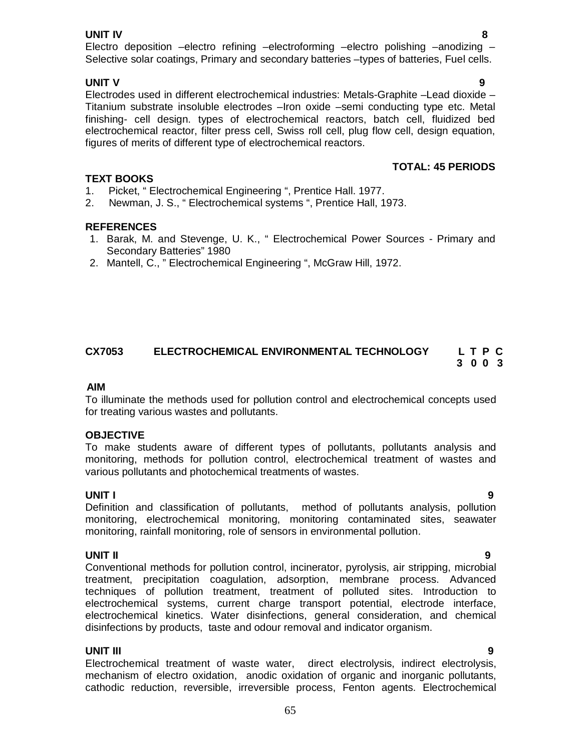**UNIT IV** **8**

Electro deposition –electro refining –electroforming –electro polishing –anodizing – Selective solar coatings, Primary and secondary batteries –types of batteries, Fuel cells.

**UNIT V** **9**

Electrodes used in different electrochemical industries: Metals-Graphite –Lead dioxide – Titanium substrate insoluble electrodes –Iron oxide –semi conducting type etc. Metal finishing- cell design. types of electrochemical reactors, batch cell, fluidized bed electrochemical reactor, filter press cell, Swiss roll cell, plug flow cell, design equation, figures of merits of different type of electrochemical reactors.

**TOTAL: 45 PERIODS**

**TEXT BOOKS**

1. Picket, " Electrochemical Engineering ", Prentice Hall. 1977.
2. Newman, J. S., " Electrochemical systems ", Prentice Hall, 1973.

**REFERENCES**

1. Barak, M. and Stevenge, U. K., " Electrochemical Power Sources - Primary and Secondary Batteries" 1980
2. Mantell, C., " Electrochemical Engineering ", McGraw Hill, 1972.

## CX7053 ELECTROCHEMICAL ENVIRONMENTAL TECHNOLOGY

| L | T | P | C |
|---|---|---|---|
| 3 | 0 | 0 | 3 |

**AIM**

To illuminate the methods used for pollution control and electrochemical concepts used for treating various wastes and pollutants.

**OBJECTIVE**

To make students aware of different types of pollutants, pollutants analysis and monitoring, methods for pollution control, electrochemical treatment of wastes and various pollutants and photochemical treatments of wastes.

**UNIT I** **9**

Definition and classification of pollutants, method of pollutants analysis, pollution monitoring, electrochemical monitoring, monitoring contaminated sites, seawater monitoring, rainfall monitoring, role of sensors in environmental pollution.

**UNIT II** **9**

Conventional methods for pollution control, incinerator, pyrolysis, air stripping, microbial treatment, precipitation coagulation, adsorption, membrane process. Advanced techniques of pollution treatment, treatment of polluted sites. Introduction to electrochemical systems, current charge transport potential, electrode interface, electrochemical kinetics. Water disinfections, general consideration, and chemical disinfections by products, taste and odour removal and indicator organism.

**UNIT III** **9**

Electrochemical treatment of waste water, direct electrolysis, indirect electrolysis, mechanism of electro oxidation, anodic oxidation of organic and inorganic pollutants, cathodic reduction, reversible, irreversible process, Fenton agents. Electrochemical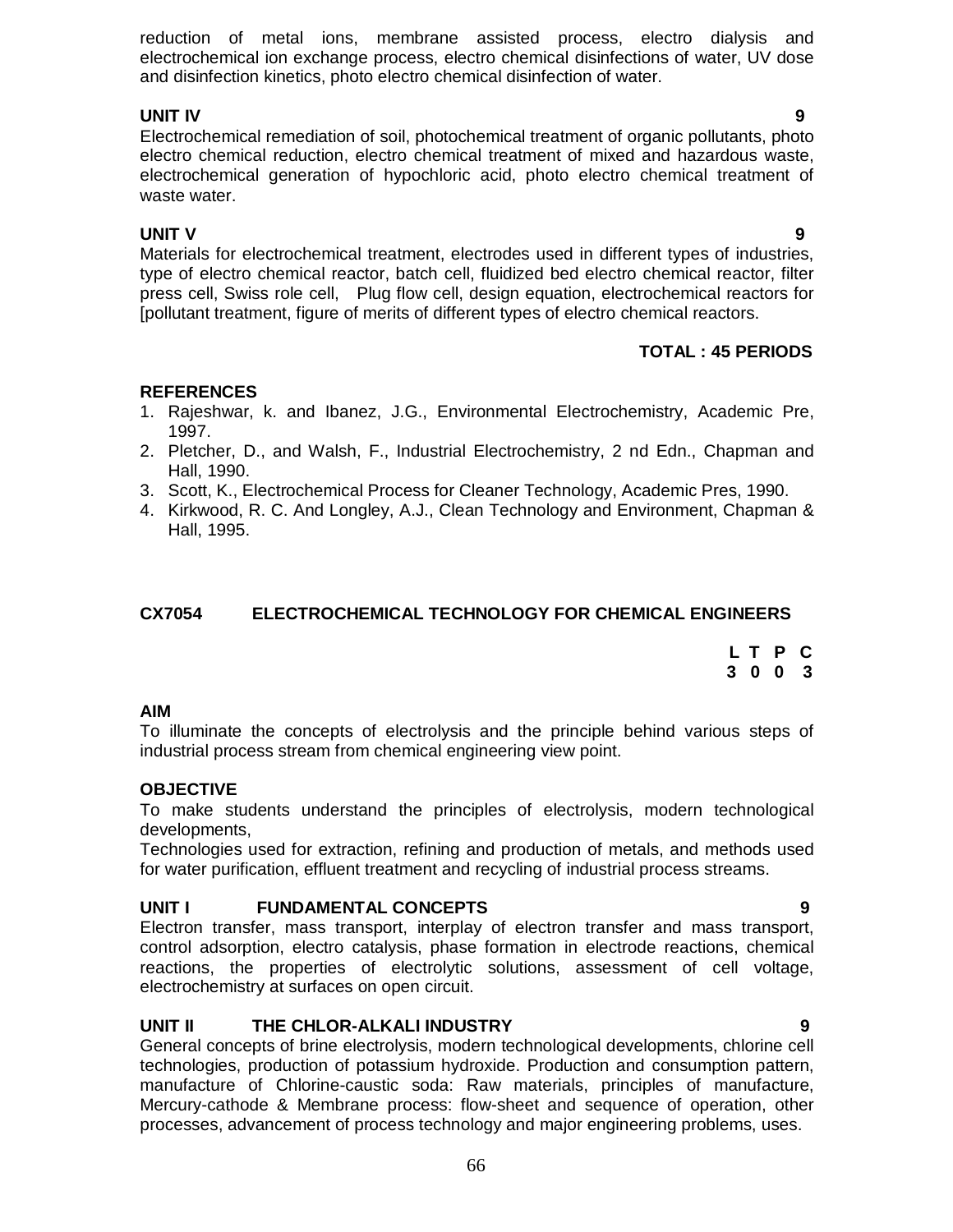reduction of metal ions, membrane assisted process, electro dialysis and electrochemical ion exchange process, electro chemical disinfections of water, UV dose and disinfection kinetics, photo electro chemical disinfection of water.

**UNIT IV** **9**

Electrochemical remediation of soil, photochemical treatment of organic pollutants, photo electro chemical reduction, electro chemical treatment of mixed and hazardous waste, electrochemical generation of hypochloric acid, photo electro chemical treatment of waste water.

**UNIT V** **9**

Materials for electrochemical treatment, electrodes used in different types of industries, type of electro chemical reactor, batch cell, fluidized bed electro chemical reactor, filter press cell, Swiss role cell, Plug flow cell, design equation, electrochemical reactors for [pollutant treatment, figure of merits of different types of electro chemical reactors.

**TOTAL : 45 PERIODS**

**REFERENCES**

1. Rajeshwar, k. and Ibanez, J.G., Environmental Electrochemistry, Academic Pre, 1997.
2. Pletcher, D., and Walsh, F., Industrial Electrochemistry, 2 nd Edn., Chapman and Hall, 1990.
3. Scott, K., Electrochemical Process for Cleaner Technology, Academic Pres, 1990.
4. Kirkwood, R. C. And Longley, A.J., Clean Technology and Environment, Chapman & Hall, 1995.

## CX7054 ELECTROCHEMICAL TECHNOLOGY FOR CHEMICAL ENGINEERS

| L | T | P | C |
|---|---|---|---|
| 3 | 0 | 0 | 3 |

**AIM**

To illuminate the concepts of electrolysis and the principle behind various steps of industrial process stream from chemical engineering view point.

**OBJECTIVE**

To make students understand the principles of electrolysis, modern technological developments,

Technologies used for extraction, refining and production of metals, and methods used for water purification, effluent treatment and recycling of industrial process streams.

**UNIT I FUNDAMENTAL CONCEPTS** **9**

Electron transfer, mass transport, interplay of electron transfer and mass transport, control adsorption, electro catalysis, phase formation in electrode reactions, chemical reactions, the properties of electrolytic solutions, assessment of cell voltage, electrochemistry at surfaces on open circuit.

**UNIT II THE CHLOR-ALKALI INDUSTRY** **9**

General concepts of brine electrolysis, modern technological developments, chlorine cell technologies, production of potassium hydroxide. Production and consumption pattern, manufacture of Chlorine-caustic soda: Raw materials, principles of manufacture, Mercury-cathode & Membrane process: flow-sheet and sequence of operation, other processes, advancement of process technology and major engineering problems, uses.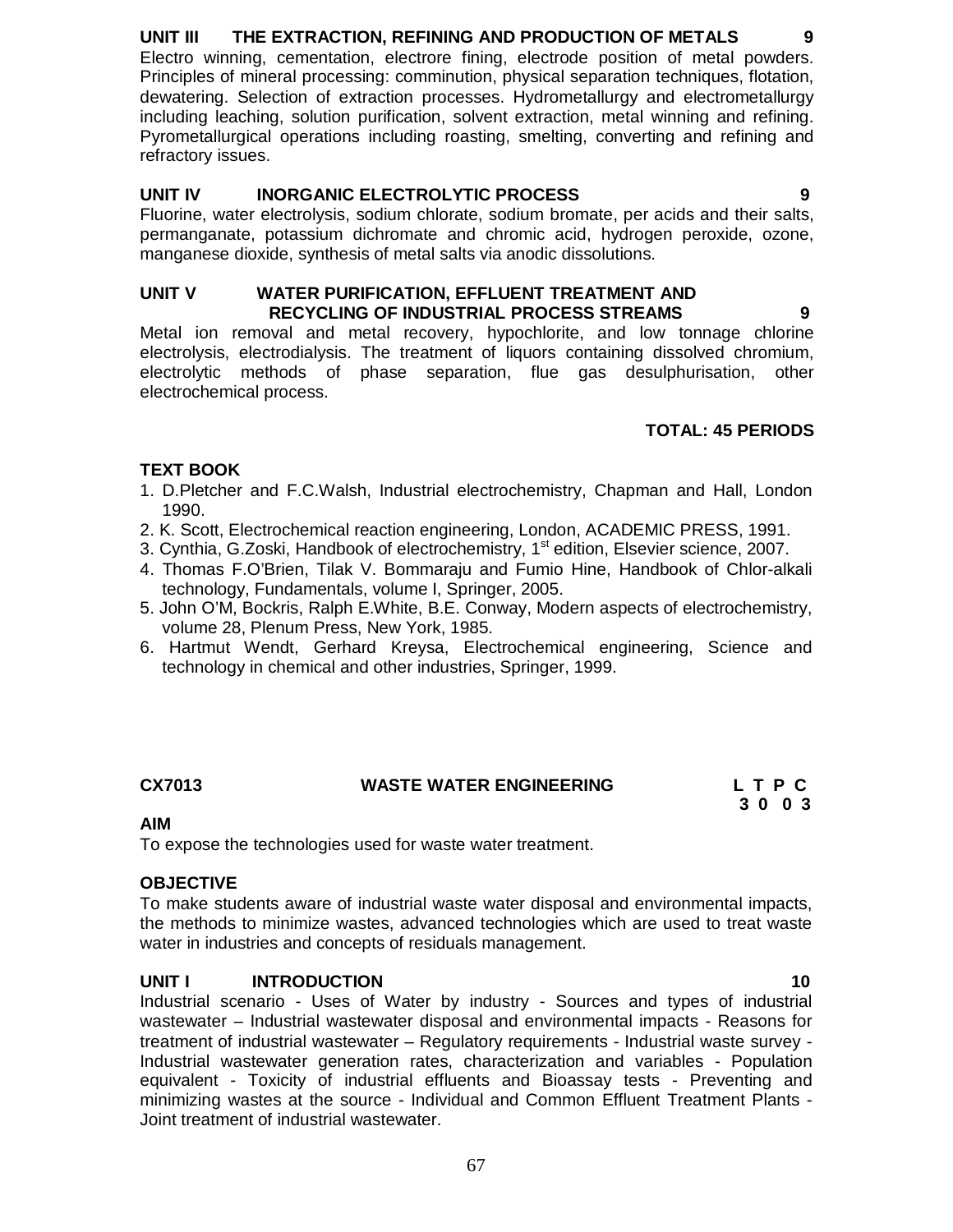**UNIT III THE EXTRACTION, REFINING AND PRODUCTION OF METALS 9**

Electro winning, cementation, electrore fining, electrode position of metal powders. Principles of mineral processing: comminution, physical separation techniques, flotation, dewatering. Selection of extraction processes. Hydrometallurgy and electrometallurgy including leaching, solution purification, solvent extraction, metal winning and refining. Pyrometallurgical operations including roasting, smelting, converting and refining and refractory issues.

**UNIT IV INORGANIC ELECTROLYTIC PROCESS 9**

Fluorine, water electrolysis, sodium chlorate, sodium bromate, per acids and their salts, permanganate, potassium dichromate and chromic acid, hydrogen peroxide, ozone, manganese dioxide, synthesis of metal salts via anodic dissolutions.

**UNIT V WATER PURIFICATION, EFFLUENT TREATMENT AND RECYCLING OF INDUSTRIAL PROCESS STREAMS 9**

Metal ion removal and metal recovery, hypochlorite, and low tonnage chlorine electrolysis, electrodialysis. The treatment of liquors containing dissolved chromium, electrolytic methods of phase separation, flue gas desulphurisation, other electrochemical process.

**TOTAL: 45 PERIODS**

**TEXT BOOK**

1. D.Pletcher and F.C.Walsh, Industrial electrochemistry, Chapman and Hall, London 1990.
2. K. Scott, Electrochemical reaction engineering, London, ACADEMIC PRESS, 1991.
3. Cynthia, G.Zoski, Handbook of electrochemistry, 1st edition, Elsevier science, 2007.
4. Thomas F.O'Brien, Tilak V. Bommaraju and Fumio Hine, Handbook of Chlor-alkali technology, Fundamentals, volume I, Springer, 2005.
5. John O'M, Bockris, Ralph E.White, B.E. Conway, Modern aspects of electrochemistry, volume 28, Plenum Press, New York, 1985.
6. Hartmut Wendt, Gerhard Kreysa, Electrochemical engineering, Science and technology in chemical and other industries, Springer, 1999.

## CX7013 WASTE WATER ENGINEERING

| L | T | P | C |
|---|---|---|---|
| 3 | 0 | 0 | 3 |

**AIM**

To expose the technologies used for waste water treatment.

**OBJECTIVE**

To make students aware of industrial waste water disposal and environmental impacts, the methods to minimize wastes, advanced technologies which are used to treat waste water in industries and concepts of residuals management.

**UNIT I INTRODUCTION 10**

Industrial scenario - Uses of Water by industry - Sources and types of industrial wastewater – Industrial wastewater disposal and environmental impacts - Reasons for treatment of industrial wastewater – Regulatory requirements - Industrial waste survey - Industrial wastewater generation rates, characterization and variables - Population equivalent - Toxicity of industrial effluents and Bioassay tests - Preventing and minimizing wastes at the source - Individual and Common Effluent Treatment Plants - Joint treatment of industrial wastewater.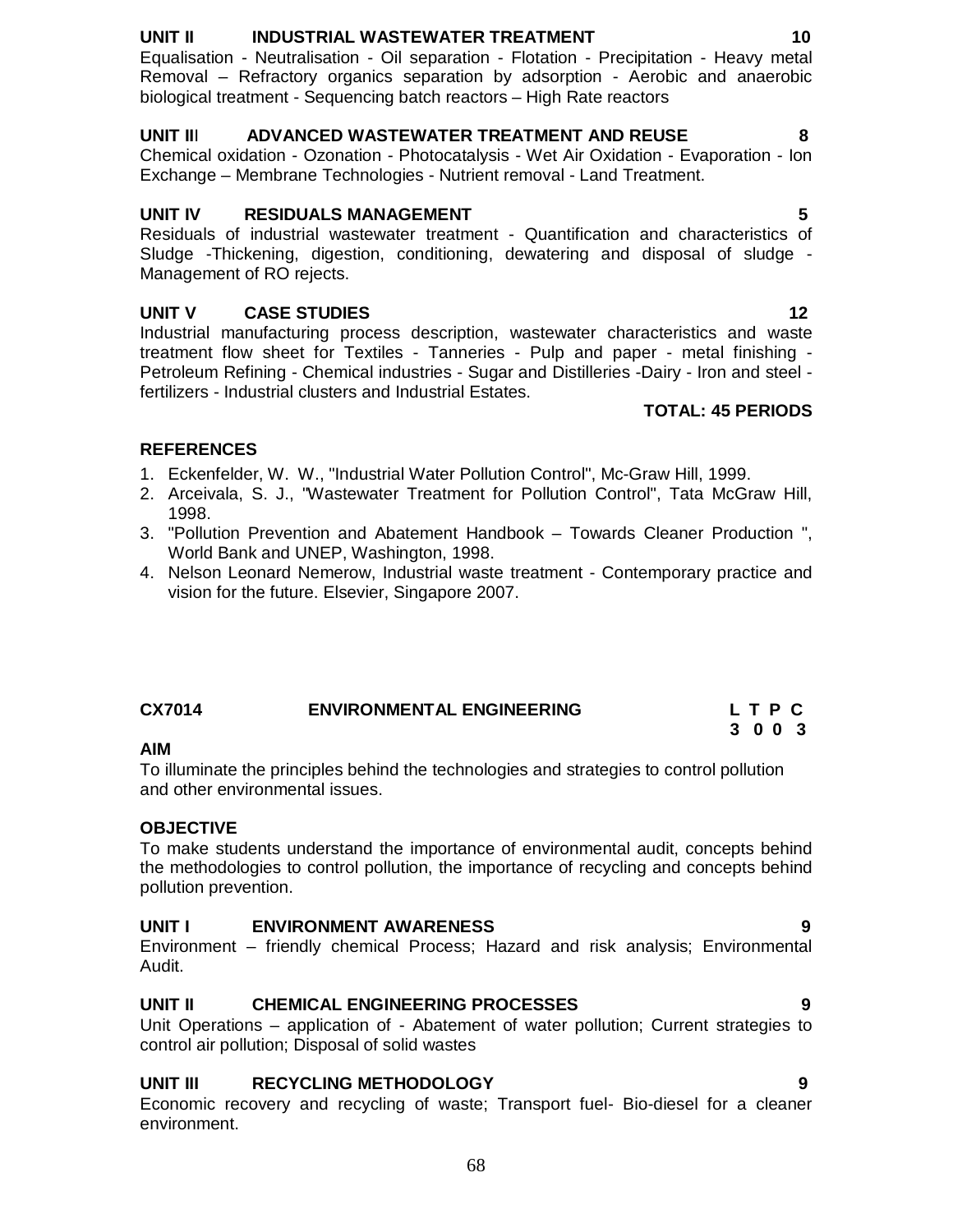### UNIT II INDUSTRIAL WASTEWATER TREATMENT 10

Equalisation - Neutralisation - Oil separation - Flotation - Precipitation - Heavy metal Removal – Refractory organics separation by adsorption - Aerobic and anaerobic biological treatment - Sequencing batch reactors – High Rate reactors

### UNIT III ADVANCED WASTEWATER TREATMENT AND REUSE 8

Chemical oxidation - Ozonation - Photocatalysis - Wet Air Oxidation - Evaporation - Ion Exchange – Membrane Technologies - Nutrient removal - Land Treatment.

### UNIT IV RESIDUALS MANAGEMENT 5

Residuals of industrial wastewater treatment - Quantification and characteristics of Sludge -Thickening, digestion, conditioning, dewatering and disposal of sludge - Management of RO rejects.

### UNIT V CASE STUDIES 12

Industrial manufacturing process description, wastewater characteristics and waste treatment flow sheet for Textiles - Tanneries - Pulp and paper - metal finishing - Petroleum Refining - Chemical industries - Sugar and Distilleries -Dairy - Iron and steel - fertilizers - Industrial clusters and Industrial Estates.

**TOTAL: 45 PERIODS**

### REFERENCES

1. Eckenfelder, W. W., "Industrial Water Pollution Control", Mc-Graw Hill, 1999.
2. Arceivala, S. J., "Wastewater Treatment for Pollution Control", Tata McGraw Hill, 1998.
3. "Pollution Prevention and Abatement Handbook – Towards Cleaner Production ", World Bank and UNEP, Washington, 1998.
4. Nelson Leonard Nemerow, Industrial waste treatment - Contemporary practice and vision for the future. Elsevier, Singapore 2007.

## CX7014 ENVIRONMENTAL ENGINEERING

| L | T | P | C |
|---|---|---|---|
| 3 | 0 | 0 | 3 |

### AIM

To illuminate the principles behind the technologies and strategies to control pollution and other environmental issues.

### OBJECTIVE

To make students understand the importance of environmental audit, concepts behind the methodologies to control pollution, the importance of recycling and concepts behind pollution prevention.

### UNIT I ENVIRONMENT AWARENESS 9

Environment – friendly chemical Process; Hazard and risk analysis; Environmental Audit.

### UNIT II CHEMICAL ENGINEERING PROCESSES 9

Unit Operations – application of - Abatement of water pollution; Current strategies to control air pollution; Disposal of solid wastes

### UNIT III RECYCLING METHODOLOGY 9

Economic recovery and recycling of waste; Transport fuel- Bio-diesel for a cleaner environment.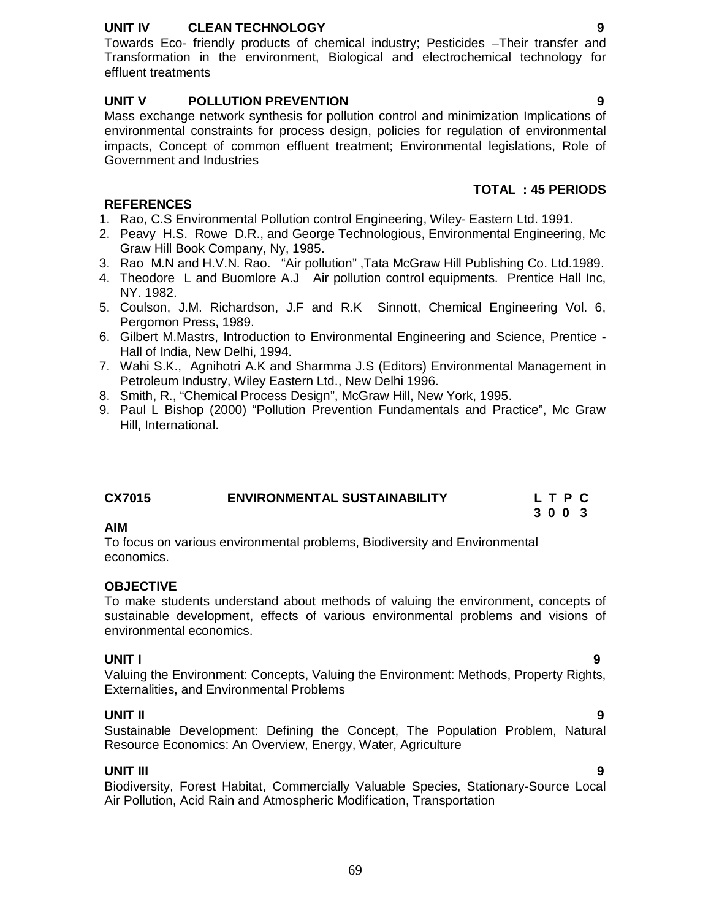**UNIT IV CLEAN TECHNOLOGY 9**

Towards Eco- friendly products of chemical industry; Pesticides –Their transfer and Transformation in the environment, Biological and electrochemical technology for effluent treatments

**UNIT V POLLUTION PREVENTION 9**

Mass exchange network synthesis for pollution control and minimization Implications of environmental constraints for process design, policies for regulation of environmental impacts, Concept of common effluent treatment; Environmental legislations, Role of Government and Industries

**TOTAL : 45 PERIODS**

**REFERENCES**

1. Rao, C.S Environmental Pollution control Engineering, Wiley- Eastern Ltd. 1991.
2. Peavy H.S. Rowe D.R., and George Technologious, Environmental Engineering, Mc Graw Hill Book Company, Ny, 1985.
3. Rao M.N and H.V.N. Rao. "Air pollution" ,Tata McGraw Hill Publishing Co. Ltd.1989.
4. Theodore L and Buomlore A.J Air pollution control equipments. Prentice Hall Inc, NY. 1982.
5. Coulson, J.M. Richardson, J.F and R.K Sinnott, Chemical Engineering Vol. 6, Pergomon Press, 1989.
6. Gilbert M.Mastrs, Introduction to Environmental Engineering and Science, Prentice - Hall of India, New Delhi, 1994.
7. Wahi S.K., Agnihotri A.K and Sharmma J.S (Editors) Environmental Management in Petroleum Industry, Wiley Eastern Ltd., New Delhi 1996.
8. Smith, R., "Chemical Process Design", McGraw Hill, New York, 1995.
9. Paul L Bishop (2000) "Pollution Prevention Fundamentals and Practice", Mc Graw Hill, International.

## CX7015 ENVIRONMENTAL SUSTAINABILITY

**L T P C**
**3 0 0 3**

**AIM**

To focus on various environmental problems, Biodiversity and Environmental economics.

**OBJECTIVE**

To make students understand about methods of valuing the environment, concepts of sustainable development, effects of various environmental problems and visions of environmental economics.

**UNIT I 9**

Valuing the Environment: Concepts, Valuing the Environment: Methods, Property Rights, Externalities, and Environmental Problems

**UNIT II 9**

Sustainable Development: Defining the Concept, The Population Problem, Natural Resource Economics: An Overview, Energy, Water, Agriculture

**UNIT III 9**

Biodiversity, Forest Habitat, Commercially Valuable Species, Stationary-Source Local Air Pollution, Acid Rain and Atmospheric Modification, Transportation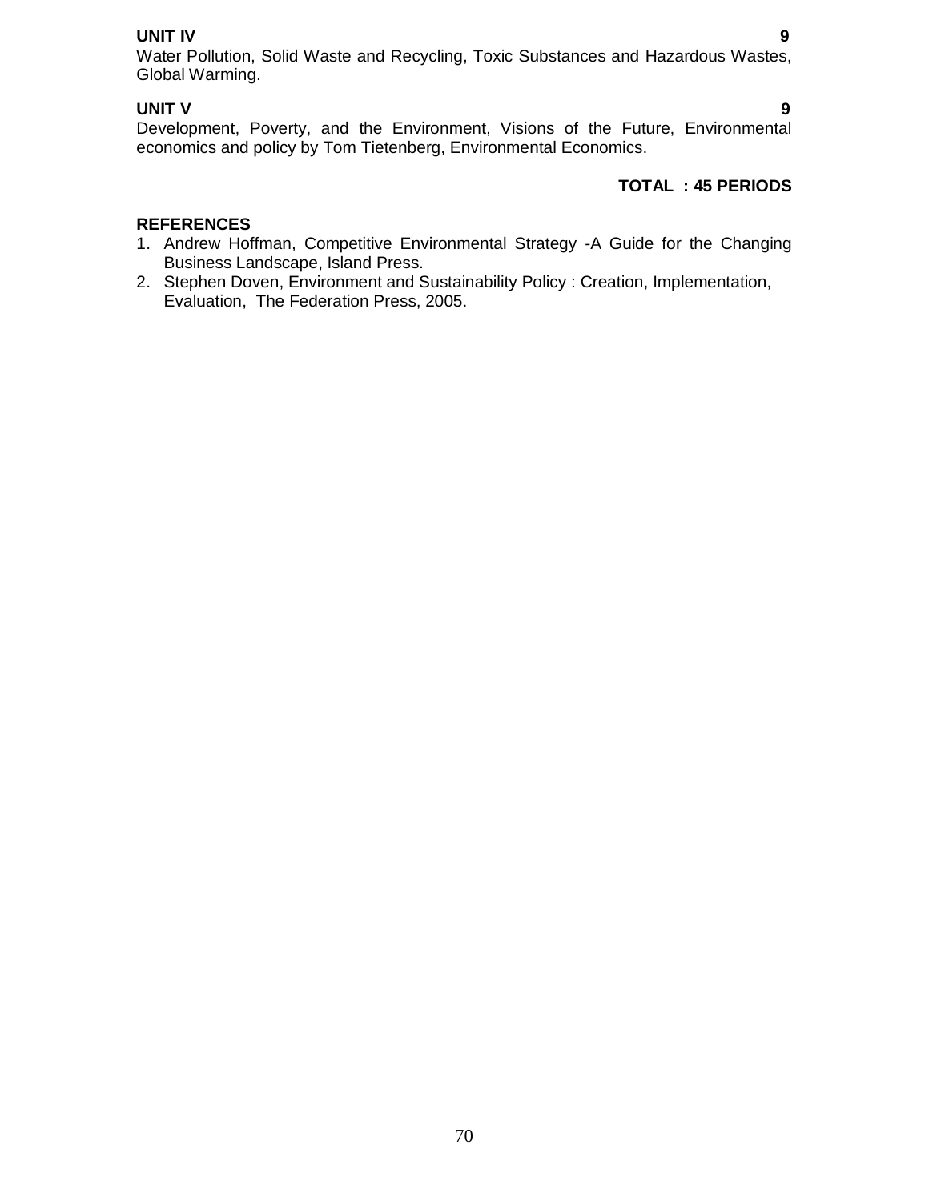**UNIT IV** **9**

Water Pollution, Solid Waste and Recycling, Toxic Substances and Hazardous Wastes, Global Warming.

**UNIT V** **9**

Development, Poverty, and the Environment, Visions of the Future, Environmental economics and policy by Tom Tietenberg, Environmental Economics.

**TOTAL : 45 PERIODS**

**REFERENCES**

1. Andrew Hoffman, Competitive Environmental Strategy -A Guide for the Changing Business Landscape, Island Press.
2. Stephen Doven, Environment and Sustainability Policy : Creation, Implementation, Evaluation, The Federation Press, 2005.